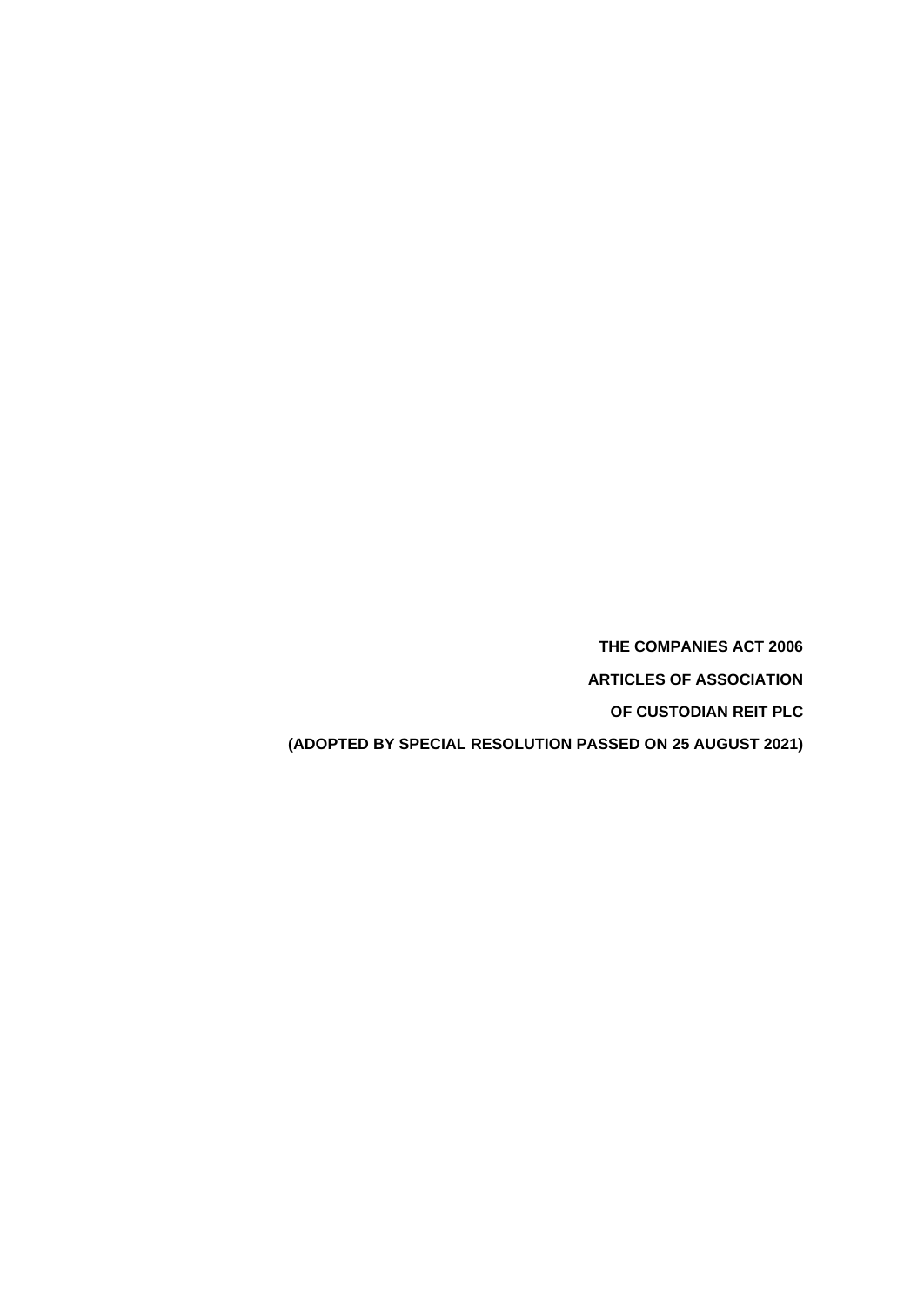**THE COMPANIES ACT 2006**

**ARTICLES OF ASSOCIATION**

**OF CUSTODIAN REIT PLC**

**(ADOPTED BY SPECIAL RESOLUTION PASSED ON 25 AUGUST 2021)**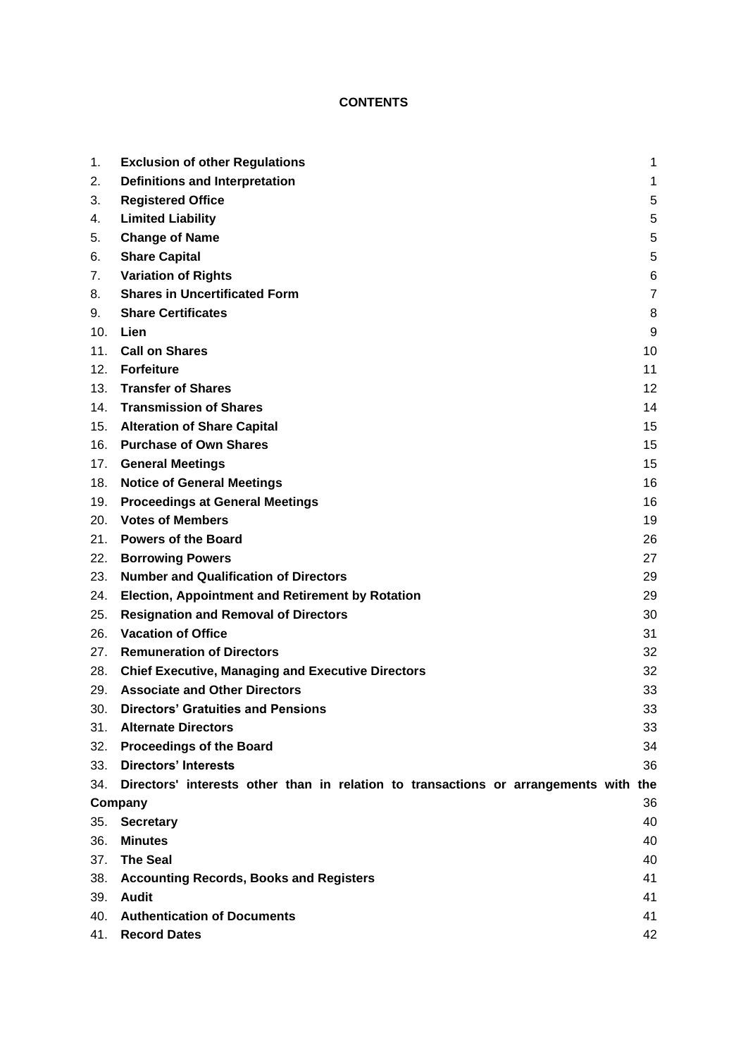**CONTENTS**

| | | |
|---|---|---|
| 1. | **Exclusion of other Regulations** | 1 |
| 2. | **Definitions and Interpretation** | 1 |
| 3. | **Registered Office** | 5 |
| 4. | **Limited Liability** | 5 |
| 5. | **Change of Name** | 5 |
| 6. | **Share Capital** | 5 |
| 7. | **Variation of Rights** | 6 |
| 8. | **Shares in Uncertificated Form** | 7 |
| 9. | **Share Certificates** | 8 |
| 10. | **Lien** | 9 |
| 11. | **Call on Shares** | 10 |
| 12. | **Forfeiture** | 11 |
| 13. | **Transfer of Shares** | 12 |
| 14. | **Transmission of Shares** | 14 |
| 15. | **Alteration of Share Capital** | 15 |
| 16. | **Purchase of Own Shares** | 15 |
| 17. | **General Meetings** | 15 |
| 18. | **Notice of General Meetings** | 16 |
| 19. | **Proceedings at General Meetings** | 16 |
| 20. | **Votes of Members** | 19 |
| 21. | **Powers of the Board** | 26 |
| 22. | **Borrowing Powers** | 27 |
| 23. | **Number and Qualification of Directors** | 29 |
| 24. | **Election, Appointment and Retirement by Rotation** | 29 |
| 25. | **Resignation and Removal of Directors** | 30 |
| 26. | **Vacation of Office** | 31 |
| 27. | **Remuneration of Directors** | 32 |
| 28. | **Chief Executive, Managing and Executive Directors** | 32 |
| 29. | **Associate and Other Directors** | 33 |
| 30. | **Directors' Gratuities and Pensions** | 33 |
| 31. | **Alternate Directors** | 33 |
| 32. | **Proceedings of the Board** | 34 |
| 33. | **Directors' Interests** | 36 |
| 34. | **Directors' interests other than in relation to transactions or arrangements with the Company** | 36 |
| 35. | **Secretary** | 40 |
| 36. | **Minutes** | 40 |
| 37. | **The Seal** | 40 |
| 38. | **Accounting Records, Books and Registers** | 41 |
| 39. | **Audit** | 41 |
| 40. | **Authentication of Documents** | 41 |
| 41. | **Record Dates** | 42 |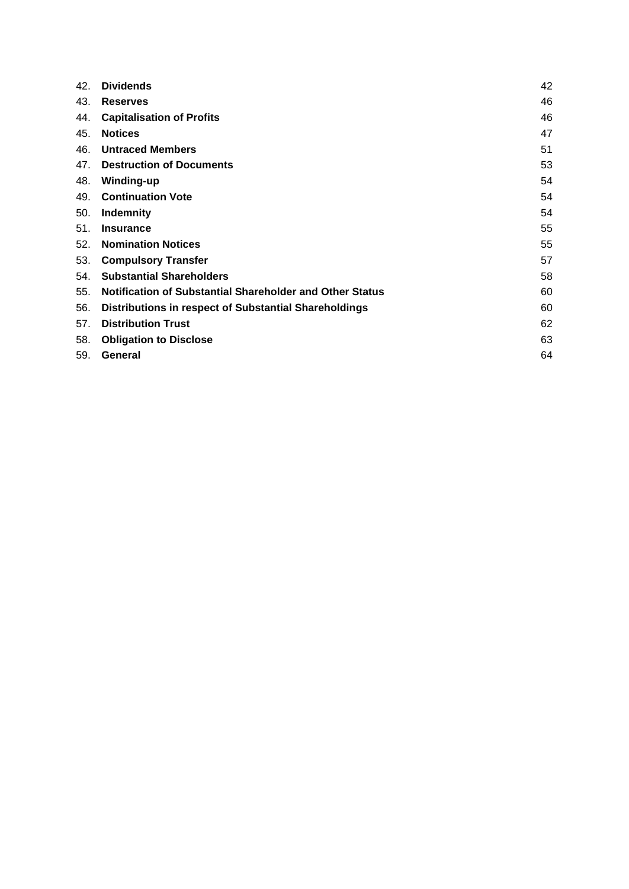| | | |
|---|---|---|
| 42. | **Dividends** | 42 |
| 43. | **Reserves** | 46 |
| 44. | **Capitalisation of Profits** | 46 |
| 45. | **Notices** | 47 |
| 46. | **Untraced Members** | 51 |
| 47. | **Destruction of Documents** | 53 |
| 48. | **Winding-up** | 54 |
| 49. | **Continuation Vote** | 54 |
| 50. | **Indemnity** | 54 |
| 51. | **Insurance** | 55 |
| 52. | **Nomination Notices** | 55 |
| 53. | **Compulsory Transfer** | 57 |
| 54. | **Substantial Shareholders** | 58 |
| 55. | **Notification of Substantial Shareholder and Other Status** | 60 |
| 56. | **Distributions in respect of Substantial Shareholdings** | 60 |
| 57. | **Distribution Trust** | 62 |
| 58. | **Obligation to Disclose** | 63 |
| 59. | **General** | 64 |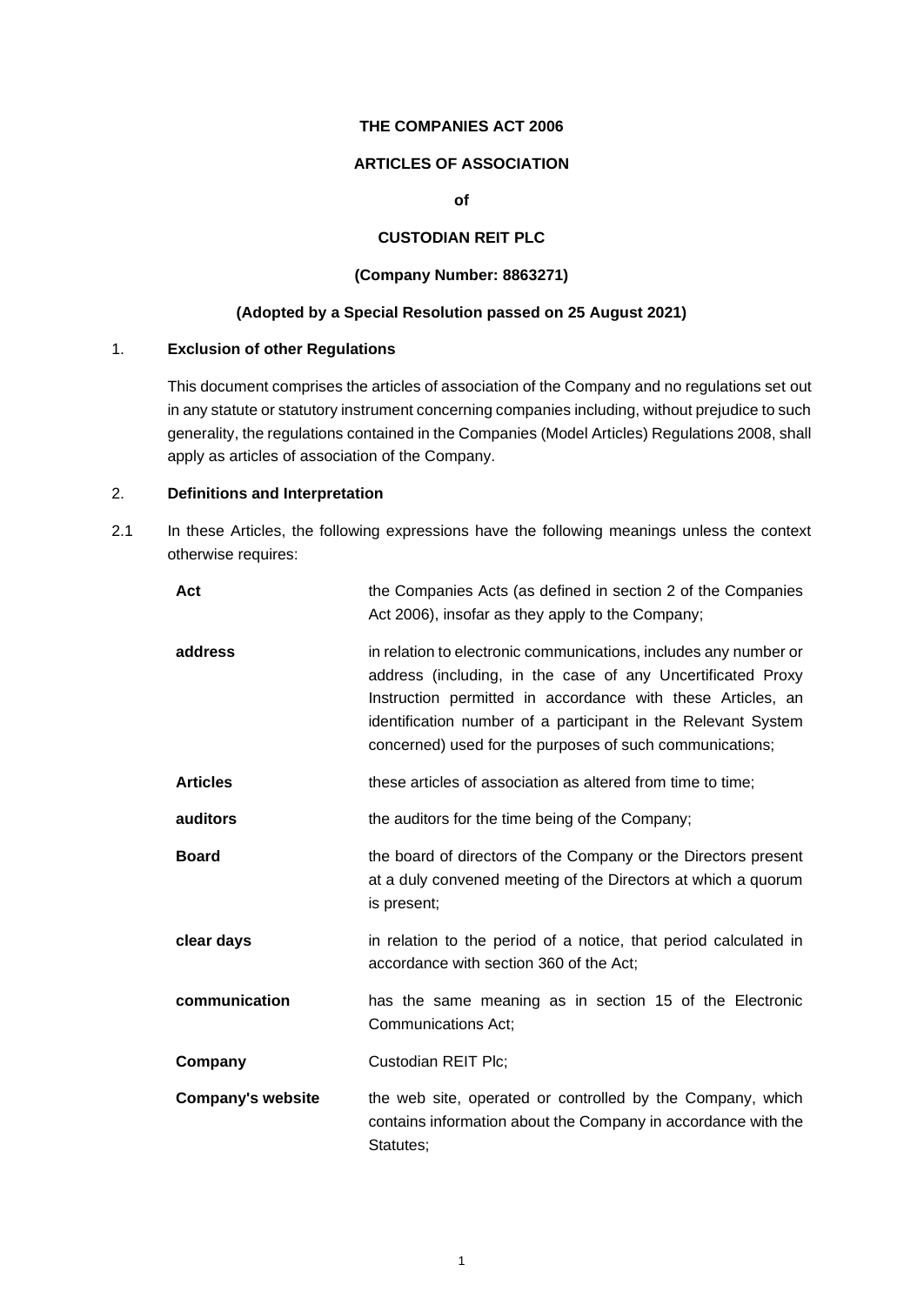**THE COMPANIES ACT 2006**

**ARTICLES OF ASSOCIATION**

**of**

**CUSTODIAN REIT PLC**

**(Company Number: 8863271)**

**(Adopted by a Special Resolution passed on 25 August 2021)**

1. **Exclusion of other Regulations**

   This document comprises the articles of association of the Company and no regulations set out in any statute or statutory instrument concerning companies including, without prejudice to such generality, the regulations contained in the Companies (Model Articles) Regulations 2008, shall apply as articles of association of the Company.

2. **Definitions and Interpretation**

2.1 In these Articles, the following expressions have the following meanings unless the context otherwise requires:

| | |
|---|---|
| **Act** | the Companies Acts (as defined in section 2 of the Companies Act 2006), insofar as they apply to the Company; |
| **address** | in relation to electronic communications, includes any number or address (including, in the case of any Uncertificated Proxy Instruction permitted in accordance with these Articles, an identification number of a participant in the Relevant System concerned) used for the purposes of such communications; |
| **Articles** | these articles of association as altered from time to time; |
| **auditors** | the auditors for the time being of the Company; |
| **Board** | the board of directors of the Company or the Directors present at a duly convened meeting of the Directors at which a quorum is present; |
| **clear days** | in relation to the period of a notice, that period calculated in accordance with section 360 of the Act; |
| **communication** | has the same meaning as in section 15 of the Electronic Communications Act; |
| **Company** | Custodian REIT Plc; |
| **Company's website** | the web site, operated or controlled by the Company, which contains information about the Company in accordance with the Statutes; |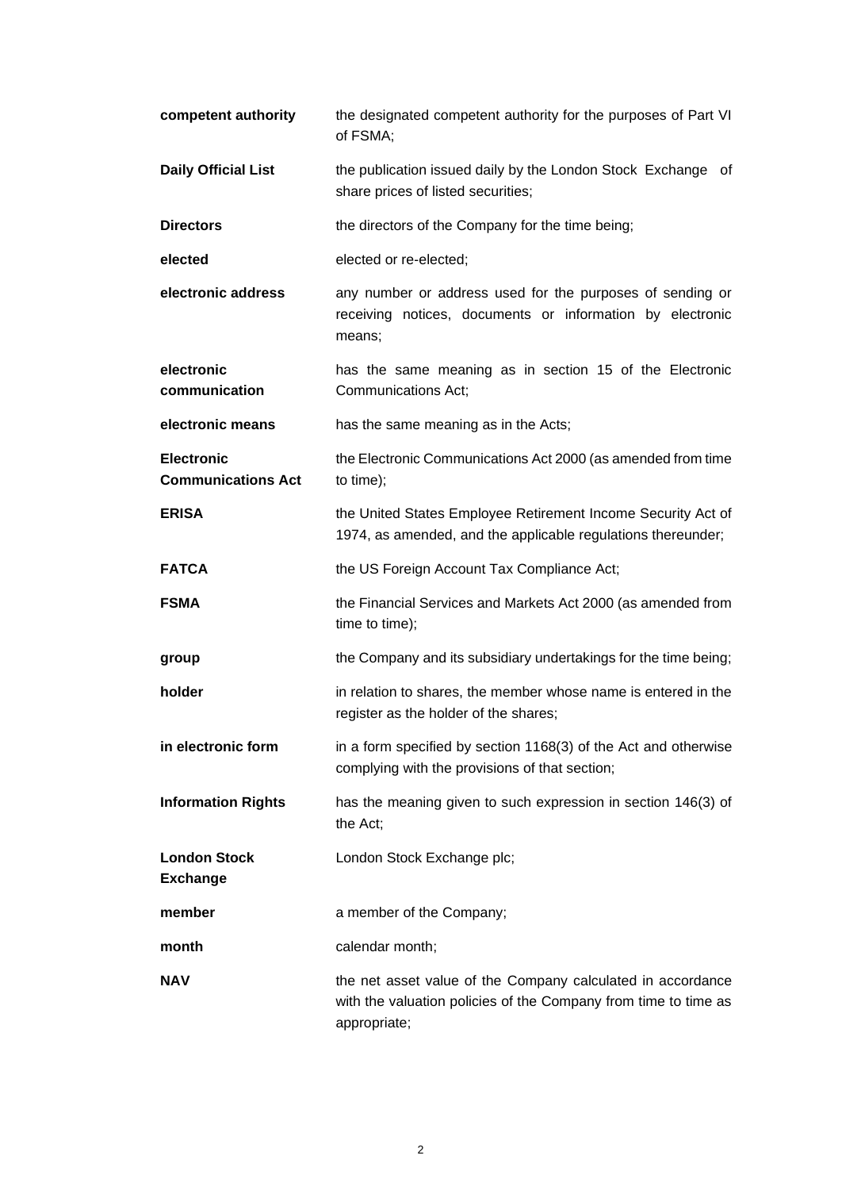| | |
|---|---|
| **competent authority** | the designated competent authority for the purposes of Part VI of FSMA; |
| **Daily Official List** | the publication issued daily by the London Stock Exchange of share prices of listed securities; |
| **Directors** | the directors of the Company for the time being; |
| **elected** | elected or re-elected; |
| **electronic address** | any number or address used for the purposes of sending or receiving notices, documents or information by electronic means; |
| **electronic communication** | has the same meaning as in section 15 of the Electronic Communications Act; |
| **electronic means** | has the same meaning as in the Acts; |
| **Electronic Communications Act** | the Electronic Communications Act 2000 (as amended from time to time); |
| **ERISA** | the United States Employee Retirement Income Security Act of 1974, as amended, and the applicable regulations thereunder; |
| **FATCA** | the US Foreign Account Tax Compliance Act; |
| **FSMA** | the Financial Services and Markets Act 2000 (as amended from time to time); |
| **group** | the Company and its subsidiary undertakings for the time being; |
| **holder** | in relation to shares, the member whose name is entered in the register as the holder of the shares; |
| **in electronic form** | in a form specified by section 1168(3) of the Act and otherwise complying with the provisions of that section; |
| **Information Rights** | has the meaning given to such expression in section 146(3) of the Act; |
| **London Stock Exchange** | London Stock Exchange plc; |
| **member** | a member of the Company; |
| **month** | calendar month; |
| **NAV** | the net asset value of the Company calculated in accordance with the valuation policies of the Company from time to time as appropriate; |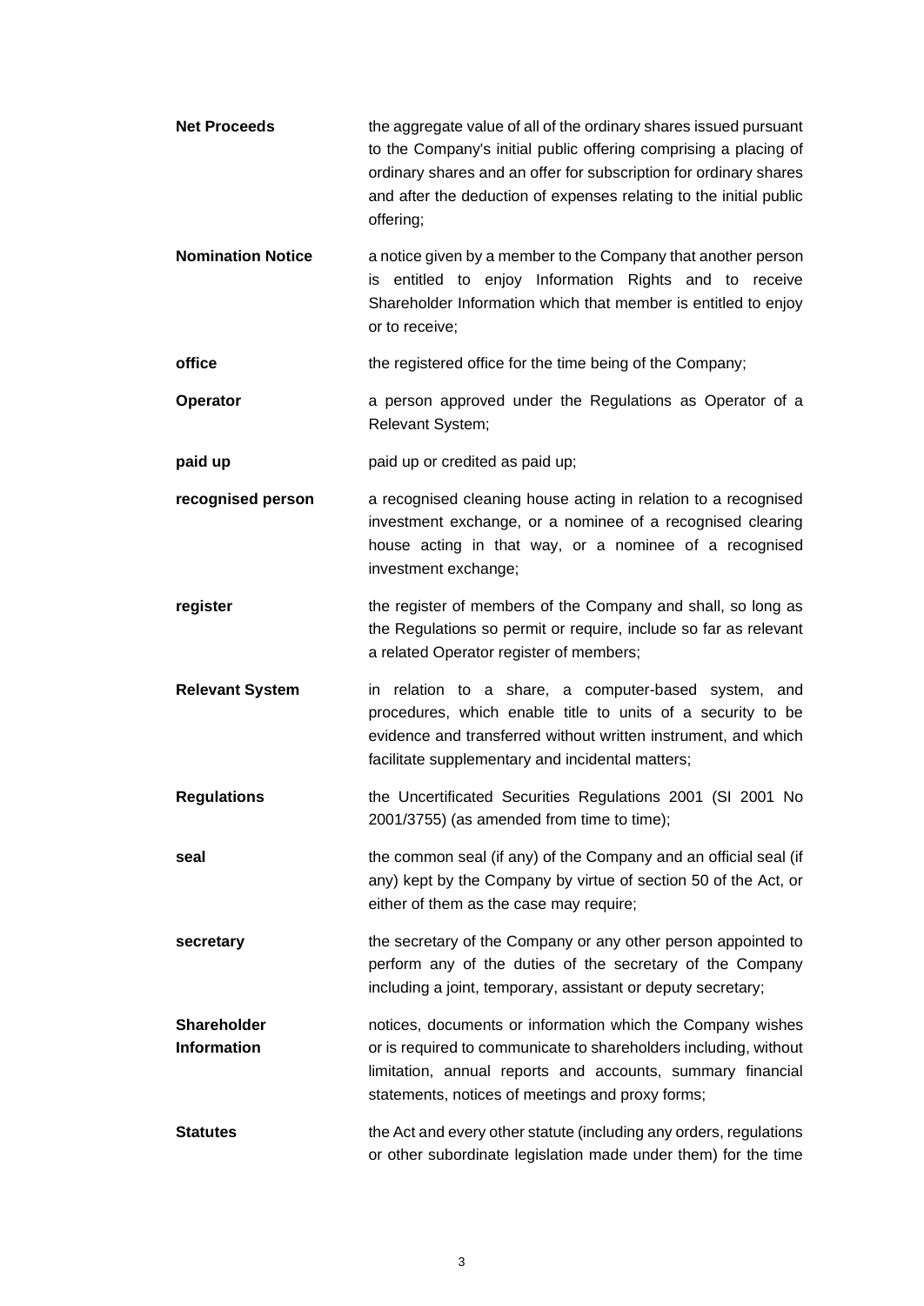| | |
|---|---|
| **Net Proceeds** | the aggregate value of all of the ordinary shares issued pursuant to the Company's initial public offering comprising a placing of ordinary shares and an offer for subscription for ordinary shares and after the deduction of expenses relating to the initial public offering; |
| **Nomination Notice** | a notice given by a member to the Company that another person is entitled to enjoy Information Rights and to receive Shareholder Information which that member is entitled to enjoy or to receive; |
| **office** | the registered office for the time being of the Company; |
| **Operator** | a person approved under the Regulations as Operator of a Relevant System; |
| **paid up** | paid up or credited as paid up; |
| **recognised person** | a recognised cleaning house acting in relation to a recognised investment exchange, or a nominee of a recognised clearing house acting in that way, or a nominee of a recognised investment exchange; |
| **register** | the register of members of the Company and shall, so long as the Regulations so permit or require, include so far as relevant a related Operator register of members; |
| **Relevant System** | in relation to a share, a computer-based system, and procedures, which enable title to units of a security to be evidence and transferred without written instrument, and which facilitate supplementary and incidental matters; |
| **Regulations** | the Uncertificated Securities Regulations 2001 (SI 2001 No 2001/3755) (as amended from time to time); |
| **seal** | the common seal (if any) of the Company and an official seal (if any) kept by the Company by virtue of section 50 of the Act, or either of them as the case may require; |
| **secretary** | the secretary of the Company or any other person appointed to perform any of the duties of the secretary of the Company including a joint, temporary, assistant or deputy secretary; |
| **Shareholder Information** | notices, documents or information which the Company wishes or is required to communicate to shareholders including, without limitation, annual reports and accounts, summary financial statements, notices of meetings and proxy forms; |
| **Statutes** | the Act and every other statute (including any orders, regulations or other subordinate legislation made under them) for the time |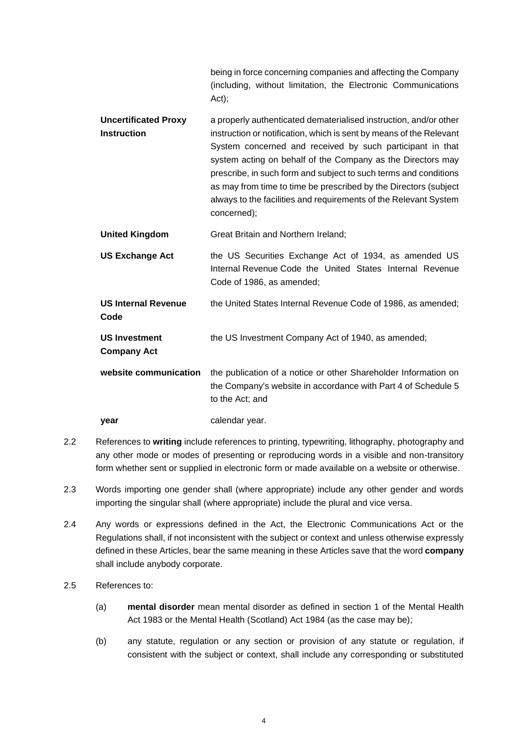being in force concerning companies and affecting the Company (including, without limitation, the Electronic Communications Act);

| | |
|---|---|
| **Uncertificated Proxy Instruction** | a properly authenticated dematerialised instruction, and/or other instruction or notification, which is sent by means of the Relevant System concerned and received by such participant in that system acting on behalf of the Company as the Directors may prescribe, in such form and subject to such terms and conditions as may from time to time be prescribed by the Directors (subject always to the facilities and requirements of the Relevant System concerned); |
| **United Kingdom** | Great Britain and Northern Ireland; |
| **US Exchange Act** | the US Securities Exchange Act of 1934, as amended US Internal Revenue Code the United States Internal Revenue Code of 1986, as amended; |
| **US Internal Revenue Code** | the United States Internal Revenue Code of 1986, as amended; |
| **US Investment Company Act** | the US Investment Company Act of 1940, as amended; |
| **website communication** | the publication of a notice or other Shareholder Information on the Company's website in accordance with Part 4 of Schedule 5 to the Act; and |
| **year** | calendar year. |

2.2 References to **writing** include references to printing, typewriting, lithography, photography and any other mode or modes of presenting or reproducing words in a visible and non-transitory form whether sent or supplied in electronic form or made available on a website or otherwise.

2.3 Words importing one gender shall (where appropriate) include any other gender and words importing the singular shall (where appropriate) include the plural and vice versa.

2.4 Any words or expressions defined in the Act, the Electronic Communications Act or the Regulations shall, if not inconsistent with the subject or context and unless otherwise expressly defined in these Articles, bear the same meaning in these Articles save that the word **company** shall include anybody corporate.

2.5 References to:

(a) **mental disorder** mean mental disorder as defined in section 1 of the Mental Health Act 1983 or the Mental Health (Scotland) Act 1984 (as the case may be);

(b) any statute, regulation or any section or provision of any statute or regulation, if consistent with the subject or context, shall include any corresponding or substituted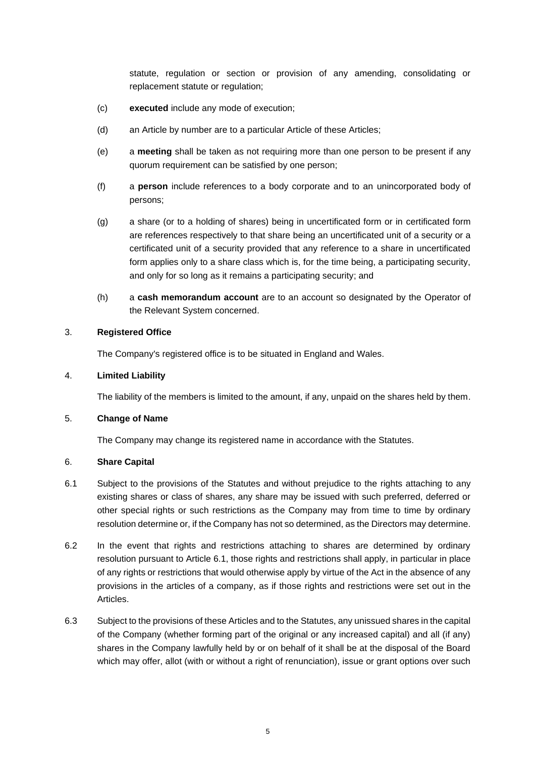statute, regulation or section or provision of any amending, consolidating or replacement statute or regulation;

(c) **executed** include any mode of execution;

(d) an Article by number are to a particular Article of these Articles;

(e) a **meeting** shall be taken as not requiring more than one person to be present if any quorum requirement can be satisfied by one person;

(f) a **person** include references to a body corporate and to an unincorporated body of persons;

(g) a share (or to a holding of shares) being in uncertificated form or in certificated form are references respectively to that share being an uncertificated unit of a security or a certificated unit of a security provided that any reference to a share in uncertificated form applies only to a share class which is, for the time being, a participating security, and only for so long as it remains a participating security; and

(h) a **cash memorandum account** are to an account so designated by the Operator of the Relevant System concerned.

## 3. Registered Office

The Company's registered office is to be situated in England and Wales.

## 4. Limited Liability

The liability of the members is limited to the amount, if any, unpaid on the shares held by them.

## 5. Change of Name

The Company may change its registered name in accordance with the Statutes.

## 6. Share Capital

6.1 Subject to the provisions of the Statutes and without prejudice to the rights attaching to any existing shares or class of shares, any share may be issued with such preferred, deferred or other special rights or such restrictions as the Company may from time to time by ordinary resolution determine or, if the Company has not so determined, as the Directors may determine.

6.2 In the event that rights and restrictions attaching to shares are determined by ordinary resolution pursuant to Article 6.1, those rights and restrictions shall apply, in particular in place of any rights or restrictions that would otherwise apply by virtue of the Act in the absence of any provisions in the articles of a company, as if those rights and restrictions were set out in the Articles.

6.3 Subject to the provisions of these Articles and to the Statutes, any unissued shares in the capital of the Company (whether forming part of the original or any increased capital) and all (if any) shares in the Company lawfully held by or on behalf of it shall be at the disposal of the Board which may offer, allot (with or without a right of renunciation), issue or grant options over such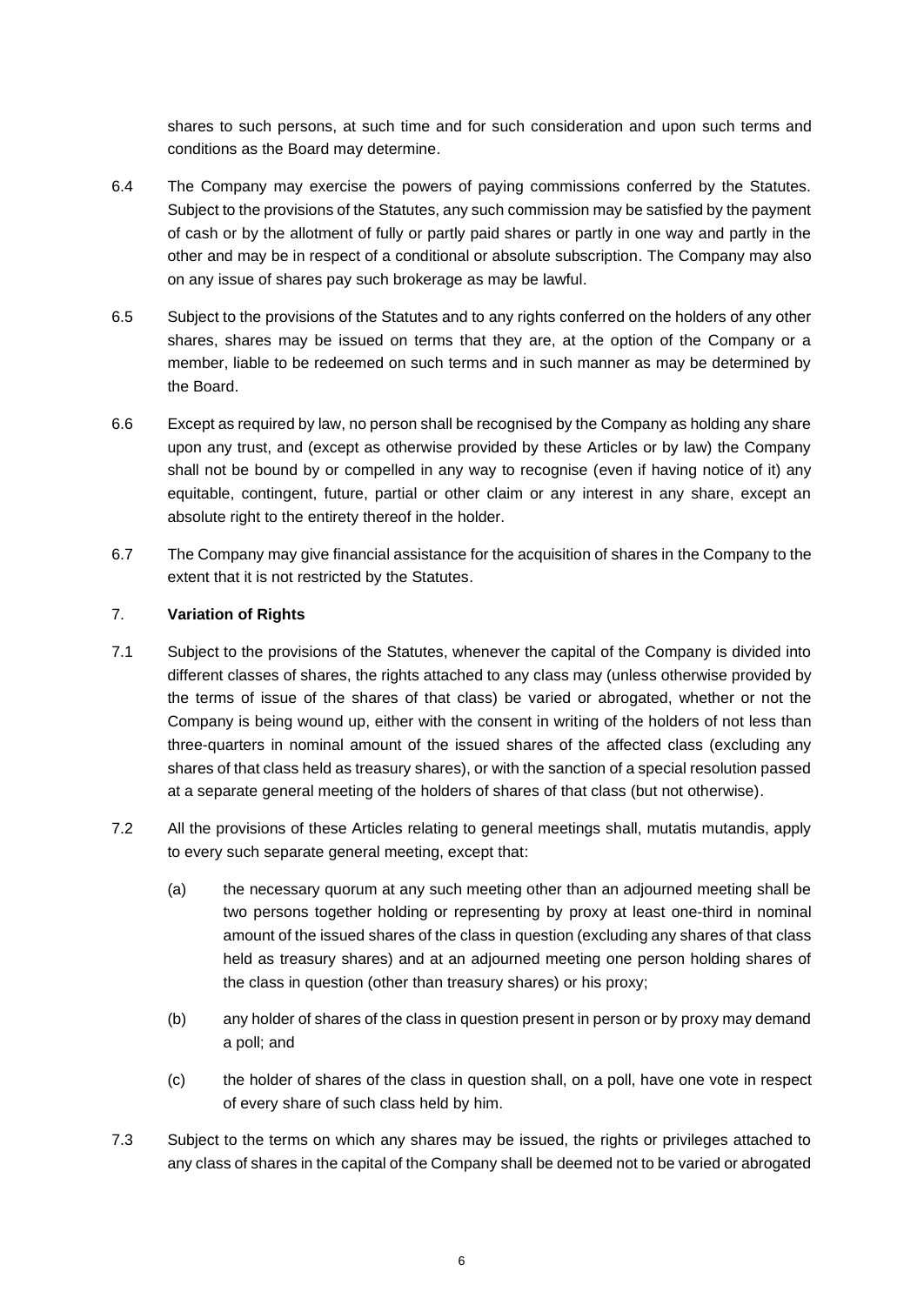shares to such persons, at such time and for such consideration and upon such terms and conditions as the Board may determine.

6.4 The Company may exercise the powers of paying commissions conferred by the Statutes. Subject to the provisions of the Statutes, any such commission may be satisfied by the payment of cash or by the allotment of fully or partly paid shares or partly in one way and partly in the other and may be in respect of a conditional or absolute subscription. The Company may also on any issue of shares pay such brokerage as may be lawful.

6.5 Subject to the provisions of the Statutes and to any rights conferred on the holders of any other shares, shares may be issued on terms that they are, at the option of the Company or a member, liable to be redeemed on such terms and in such manner as may be determined by the Board.

6.6 Except as required by law, no person shall be recognised by the Company as holding any share upon any trust, and (except as otherwise provided by these Articles or by law) the Company shall not be bound by or compelled in any way to recognise (even if having notice of it) any equitable, contingent, future, partial or other claim or any interest in any share, except an absolute right to the entirety thereof in the holder.

6.7 The Company may give financial assistance for the acquisition of shares in the Company to the extent that it is not restricted by the Statutes.

7. **Variation of Rights**

7.1 Subject to the provisions of the Statutes, whenever the capital of the Company is divided into different classes of shares, the rights attached to any class may (unless otherwise provided by the terms of issue of the shares of that class) be varied or abrogated, whether or not the Company is being wound up, either with the consent in writing of the holders of not less than three-quarters in nominal amount of the issued shares of the affected class (excluding any shares of that class held as treasury shares), or with the sanction of a special resolution passed at a separate general meeting of the holders of shares of that class (but not otherwise).

7.2 All the provisions of these Articles relating to general meetings shall, mutatis mutandis, apply to every such separate general meeting, except that:

(a) the necessary quorum at any such meeting other than an adjourned meeting shall be two persons together holding or representing by proxy at least one-third in nominal amount of the issued shares of the class in question (excluding any shares of that class held as treasury shares) and at an adjourned meeting one person holding shares of the class in question (other than treasury shares) or his proxy;

(b) any holder of shares of the class in question present in person or by proxy may demand a poll; and

(c) the holder of shares of the class in question shall, on a poll, have one vote in respect of every share of such class held by him.

7.3 Subject to the terms on which any shares may be issued, the rights or privileges attached to any class of shares in the capital of the Company shall be deemed not to be varied or abrogated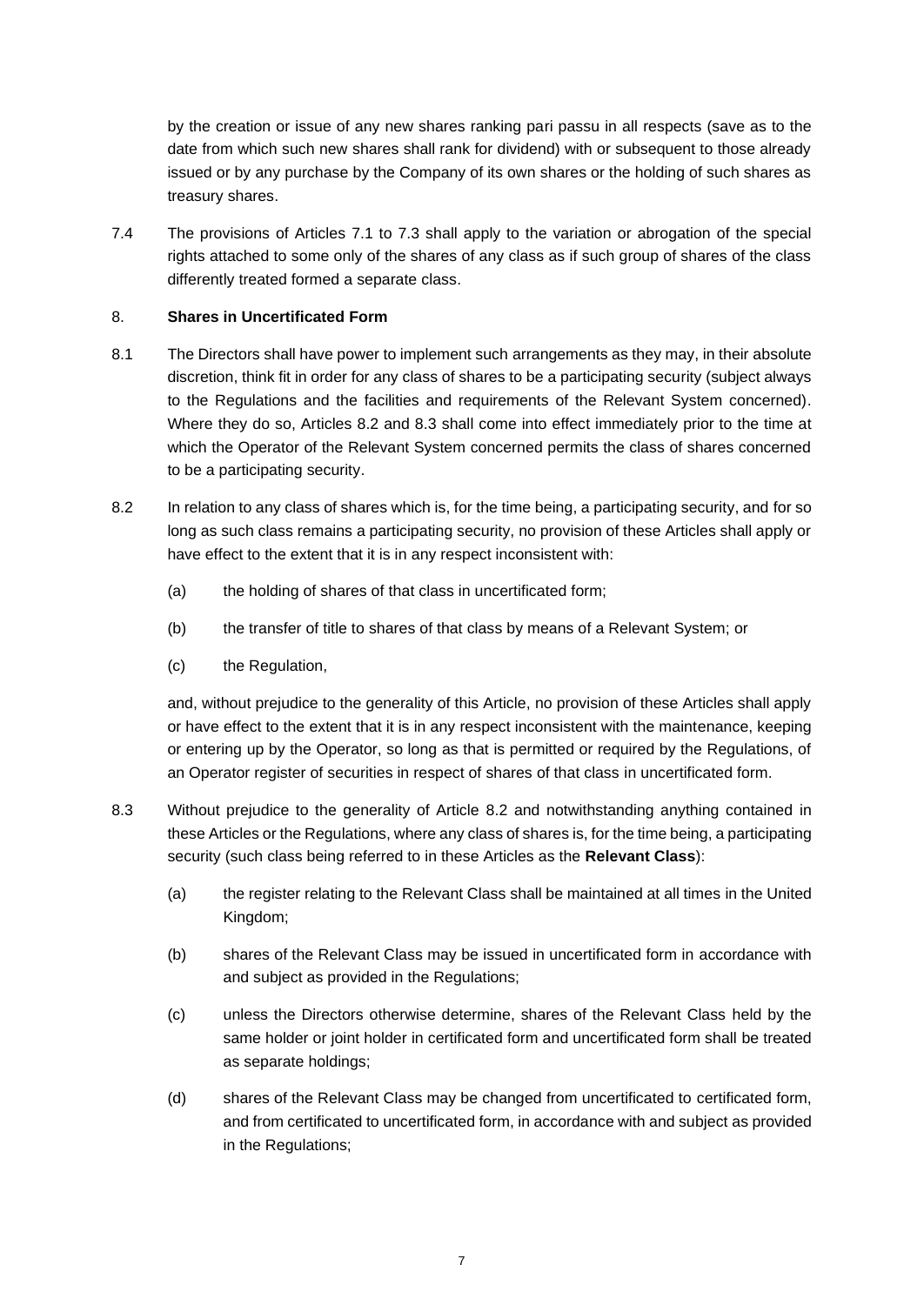by the creation or issue of any new shares ranking pari passu in all respects (save as to the date from which such new shares shall rank for dividend) with or subsequent to those already issued or by any purchase by the Company of its own shares or the holding of such shares as treasury shares.

7.4 The provisions of Articles 7.1 to 7.3 shall apply to the variation or abrogation of the special rights attached to some only of the shares of any class as if such group of shares of the class differently treated formed a separate class.

8. **Shares in Uncertificated Form**

8.1 The Directors shall have power to implement such arrangements as they may, in their absolute discretion, think fit in order for any class of shares to be a participating security (subject always to the Regulations and the facilities and requirements of the Relevant System concerned). Where they do so, Articles 8.2 and 8.3 shall come into effect immediately prior to the time at which the Operator of the Relevant System concerned permits the class of shares concerned to be a participating security.

8.2 In relation to any class of shares which is, for the time being, a participating security, and for so long as such class remains a participating security, no provision of these Articles shall apply or have effect to the extent that it is in any respect inconsistent with:

(a) the holding of shares of that class in uncertificated form;

(b) the transfer of title to shares of that class by means of a Relevant System; or

(c) the Regulation,

and, without prejudice to the generality of this Article, no provision of these Articles shall apply or have effect to the extent that it is in any respect inconsistent with the maintenance, keeping or entering up by the Operator, so long as that is permitted or required by the Regulations, of an Operator register of securities in respect of shares of that class in uncertificated form.

8.3 Without prejudice to the generality of Article 8.2 and notwithstanding anything contained in these Articles or the Regulations, where any class of shares is, for the time being, a participating security (such class being referred to in these Articles as the **Relevant Class**):

(a) the register relating to the Relevant Class shall be maintained at all times in the United Kingdom;

(b) shares of the Relevant Class may be issued in uncertificated form in accordance with and subject as provided in the Regulations;

(c) unless the Directors otherwise determine, shares of the Relevant Class held by the same holder or joint holder in certificated form and uncertificated form shall be treated as separate holdings;

(d) shares of the Relevant Class may be changed from uncertificated to certificated form, and from certificated to uncertificated form, in accordance with and subject as provided in the Regulations;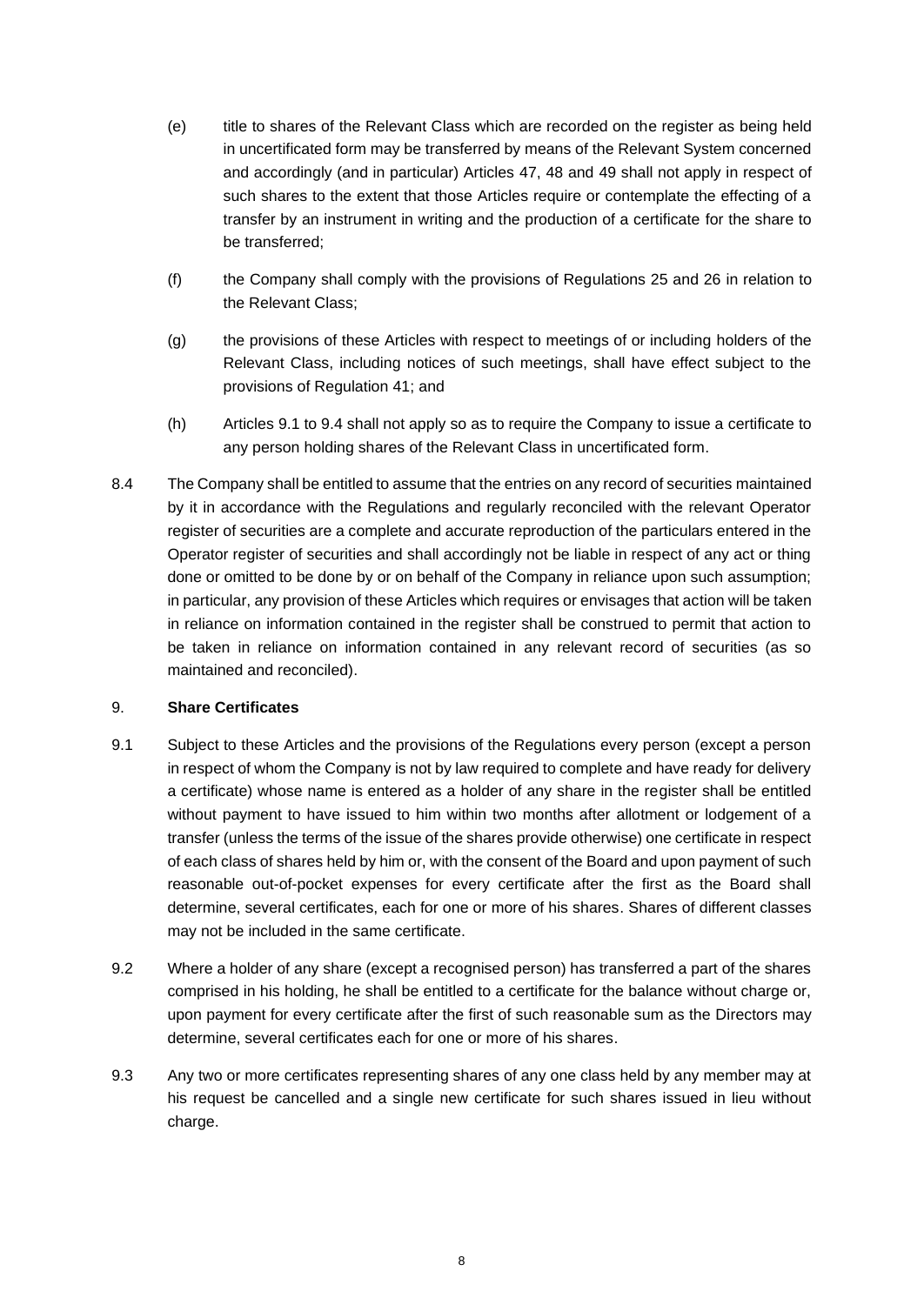(e) title to shares of the Relevant Class which are recorded on the register as being held in uncertificated form may be transferred by means of the Relevant System concerned and accordingly (and in particular) Articles 47, 48 and 49 shall not apply in respect of such shares to the extent that those Articles require or contemplate the effecting of a transfer by an instrument in writing and the production of a certificate for the share to be transferred;

(f) the Company shall comply with the provisions of Regulations 25 and 26 in relation to the Relevant Class;

(g) the provisions of these Articles with respect to meetings of or including holders of the Relevant Class, including notices of such meetings, shall have effect subject to the provisions of Regulation 41; and

(h) Articles 9.1 to 9.4 shall not apply so as to require the Company to issue a certificate to any person holding shares of the Relevant Class in uncertificated form.

8.4 The Company shall be entitled to assume that the entries on any record of securities maintained by it in accordance with the Regulations and regularly reconciled with the relevant Operator register of securities are a complete and accurate reproduction of the particulars entered in the Operator register of securities and shall accordingly not be liable in respect of any act or thing done or omitted to be done by or on behalf of the Company in reliance upon such assumption; in particular, any provision of these Articles which requires or envisages that action will be taken in reliance on information contained in the register shall be construed to permit that action to be taken in reliance on information contained in any relevant record of securities (as so maintained and reconciled).

## 9. Share Certificates

9.1 Subject to these Articles and the provisions of the Regulations every person (except a person in respect of whom the Company is not by law required to complete and have ready for delivery a certificate) whose name is entered as a holder of any share in the register shall be entitled without payment to have issued to him within two months after allotment or lodgement of a transfer (unless the terms of the issue of the shares provide otherwise) one certificate in respect of each class of shares held by him or, with the consent of the Board and upon payment of such reasonable out-of-pocket expenses for every certificate after the first as the Board shall determine, several certificates, each for one or more of his shares. Shares of different classes may not be included in the same certificate.

9.2 Where a holder of any share (except a recognised person) has transferred a part of the shares comprised in his holding, he shall be entitled to a certificate for the balance without charge or, upon payment for every certificate after the first of such reasonable sum as the Directors may determine, several certificates each for one or more of his shares.

9.3 Any two or more certificates representing shares of any one class held by any member may at his request be cancelled and a single new certificate for such shares issued in lieu without charge.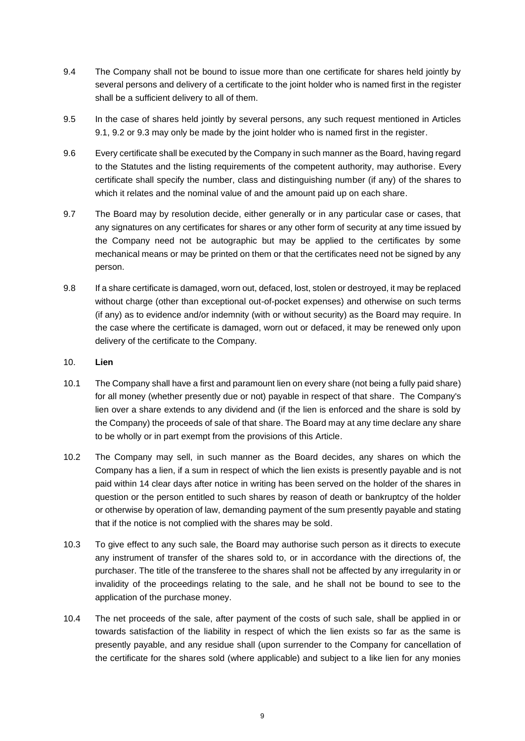9.4 The Company shall not be bound to issue more than one certificate for shares held jointly by several persons and delivery of a certificate to the joint holder who is named first in the register shall be a sufficient delivery to all of them.

9.5 In the case of shares held jointly by several persons, any such request mentioned in Articles 9.1, 9.2 or 9.3 may only be made by the joint holder who is named first in the register.

9.6 Every certificate shall be executed by the Company in such manner as the Board, having regard to the Statutes and the listing requirements of the competent authority, may authorise. Every certificate shall specify the number, class and distinguishing number (if any) of the shares to which it relates and the nominal value of and the amount paid up on each share.

9.7 The Board may by resolution decide, either generally or in any particular case or cases, that any signatures on any certificates for shares or any other form of security at any time issued by the Company need not be autographic but may be applied to the certificates by some mechanical means or may be printed on them or that the certificates need not be signed by any person.

9.8 If a share certificate is damaged, worn out, defaced, lost, stolen or destroyed, it may be replaced without charge (other than exceptional out-of-pocket expenses) and otherwise on such terms (if any) as to evidence and/or indemnity (with or without security) as the Board may require. In the case where the certificate is damaged, worn out or defaced, it may be renewed only upon delivery of the certificate to the Company.

10. **Lien**

10.1 The Company shall have a first and paramount lien on every share (not being a fully paid share) for all money (whether presently due or not) payable in respect of that share. The Company's lien over a share extends to any dividend and (if the lien is enforced and the share is sold by the Company) the proceeds of sale of that share. The Board may at any time declare any share to be wholly or in part exempt from the provisions of this Article.

10.2 The Company may sell, in such manner as the Board decides, any shares on which the Company has a lien, if a sum in respect of which the lien exists is presently payable and is not paid within 14 clear days after notice in writing has been served on the holder of the shares in question or the person entitled to such shares by reason of death or bankruptcy of the holder or otherwise by operation of law, demanding payment of the sum presently payable and stating that if the notice is not complied with the shares may be sold.

10.3 To give effect to any such sale, the Board may authorise such person as it directs to execute any instrument of transfer of the shares sold to, or in accordance with the directions of, the purchaser. The title of the transferee to the shares shall not be affected by any irregularity in or invalidity of the proceedings relating to the sale, and he shall not be bound to see to the application of the purchase money.

10.4 The net proceeds of the sale, after payment of the costs of such sale, shall be applied in or towards satisfaction of the liability in respect of which the lien exists so far as the same is presently payable, and any residue shall (upon surrender to the Company for cancellation of the certificate for the shares sold (where applicable) and subject to a like lien for any monies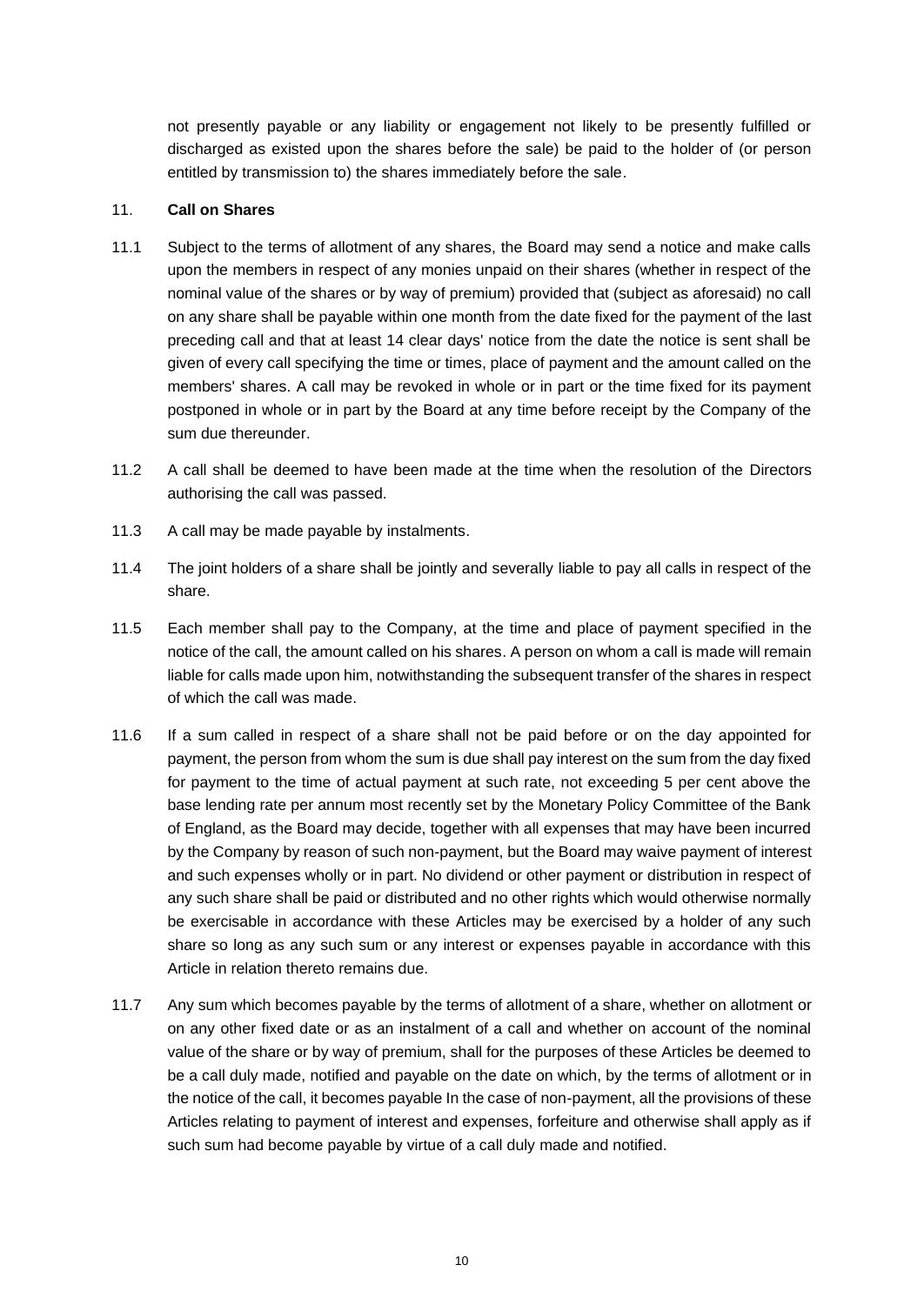not presently payable or any liability or engagement not likely to be presently fulfilled or discharged as existed upon the shares before the sale) be paid to the holder of (or person entitled by transmission to) the shares immediately before the sale.

## 11. **Call on Shares**

11.1 Subject to the terms of allotment of any shares, the Board may send a notice and make calls upon the members in respect of any monies unpaid on their shares (whether in respect of the nominal value of the shares or by way of premium) provided that (subject as aforesaid) no call on any share shall be payable within one month from the date fixed for the payment of the last preceding call and that at least 14 clear days' notice from the date the notice is sent shall be given of every call specifying the time or times, place of payment and the amount called on the members' shares. A call may be revoked in whole or in part or the time fixed for its payment postponed in whole or in part by the Board at any time before receipt by the Company of the sum due thereunder.

11.2 A call shall be deemed to have been made at the time when the resolution of the Directors authorising the call was passed.

11.3 A call may be made payable by instalments.

11.4 The joint holders of a share shall be jointly and severally liable to pay all calls in respect of the share.

11.5 Each member shall pay to the Company, at the time and place of payment specified in the notice of the call, the amount called on his shares. A person on whom a call is made will remain liable for calls made upon him, notwithstanding the subsequent transfer of the shares in respect of which the call was made.

11.6 If a sum called in respect of a share shall not be paid before or on the day appointed for payment, the person from whom the sum is due shall pay interest on the sum from the day fixed for payment to the time of actual payment at such rate, not exceeding 5 per cent above the base lending rate per annum most recently set by the Monetary Policy Committee of the Bank of England, as the Board may decide, together with all expenses that may have been incurred by the Company by reason of such non-payment, but the Board may waive payment of interest and such expenses wholly or in part. No dividend or other payment or distribution in respect of any such share shall be paid or distributed and no other rights which would otherwise normally be exercisable in accordance with these Articles may be exercised by a holder of any such share so long as any such sum or any interest or expenses payable in accordance with this Article in relation thereto remains due.

11.7 Any sum which becomes payable by the terms of allotment of a share, whether on allotment or on any other fixed date or as an instalment of a call and whether on account of the nominal value of the share or by way of premium, shall for the purposes of these Articles be deemed to be a call duly made, notified and payable on the date on which, by the terms of allotment or in the notice of the call, it becomes payable In the case of non-payment, all the provisions of these Articles relating to payment of interest and expenses, forfeiture and otherwise shall apply as if such sum had become payable by virtue of a call duly made and notified.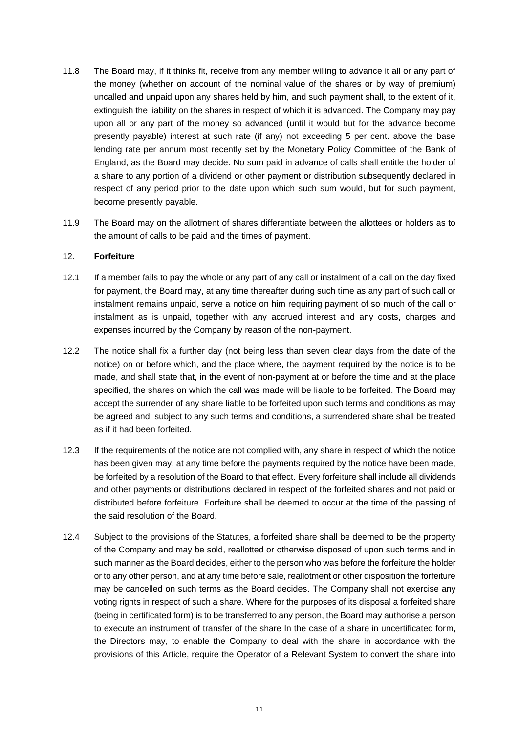11.8 The Board may, if it thinks fit, receive from any member willing to advance it all or any part of the money (whether on account of the nominal value of the shares or by way of premium) uncalled and unpaid upon any shares held by him, and such payment shall, to the extent of it, extinguish the liability on the shares in respect of which it is advanced. The Company may pay upon all or any part of the money so advanced (until it would but for the advance become presently payable) interest at such rate (if any) not exceeding 5 per cent. above the base lending rate per annum most recently set by the Monetary Policy Committee of the Bank of England, as the Board may decide. No sum paid in advance of calls shall entitle the holder of a share to any portion of a dividend or other payment or distribution subsequently declared in respect of any period prior to the date upon which such sum would, but for such payment, become presently payable.

11.9 The Board may on the allotment of shares differentiate between the allottees or holders as to the amount of calls to be paid and the times of payment.

12. **Forfeiture**

12.1 If a member fails to pay the whole or any part of any call or instalment of a call on the day fixed for payment, the Board may, at any time thereafter during such time as any part of such call or instalment remains unpaid, serve a notice on him requiring payment of so much of the call or instalment as is unpaid, together with any accrued interest and any costs, charges and expenses incurred by the Company by reason of the non-payment.

12.2 The notice shall fix a further day (not being less than seven clear days from the date of the notice) on or before which, and the place where, the payment required by the notice is to be made, and shall state that, in the event of non-payment at or before the time and at the place specified, the shares on which the call was made will be liable to be forfeited. The Board may accept the surrender of any share liable to be forfeited upon such terms and conditions as may be agreed and, subject to any such terms and conditions, a surrendered share shall be treated as if it had been forfeited.

12.3 If the requirements of the notice are not complied with, any share in respect of which the notice has been given may, at any time before the payments required by the notice have been made, be forfeited by a resolution of the Board to that effect. Every forfeiture shall include all dividends and other payments or distributions declared in respect of the forfeited shares and not paid or distributed before forfeiture. Forfeiture shall be deemed to occur at the time of the passing of the said resolution of the Board.

12.4 Subject to the provisions of the Statutes, a forfeited share shall be deemed to be the property of the Company and may be sold, reallotted or otherwise disposed of upon such terms and in such manner as the Board decides, either to the person who was before the forfeiture the holder or to any other person, and at any time before sale, reallotment or other disposition the forfeiture may be cancelled on such terms as the Board decides. The Company shall not exercise any voting rights in respect of such a share. Where for the purposes of its disposal a forfeited share (being in certificated form) is to be transferred to any person, the Board may authorise a person to execute an instrument of transfer of the share In the case of a share in uncertificated form, the Directors may, to enable the Company to deal with the share in accordance with the provisions of this Article, require the Operator of a Relevant System to convert the share into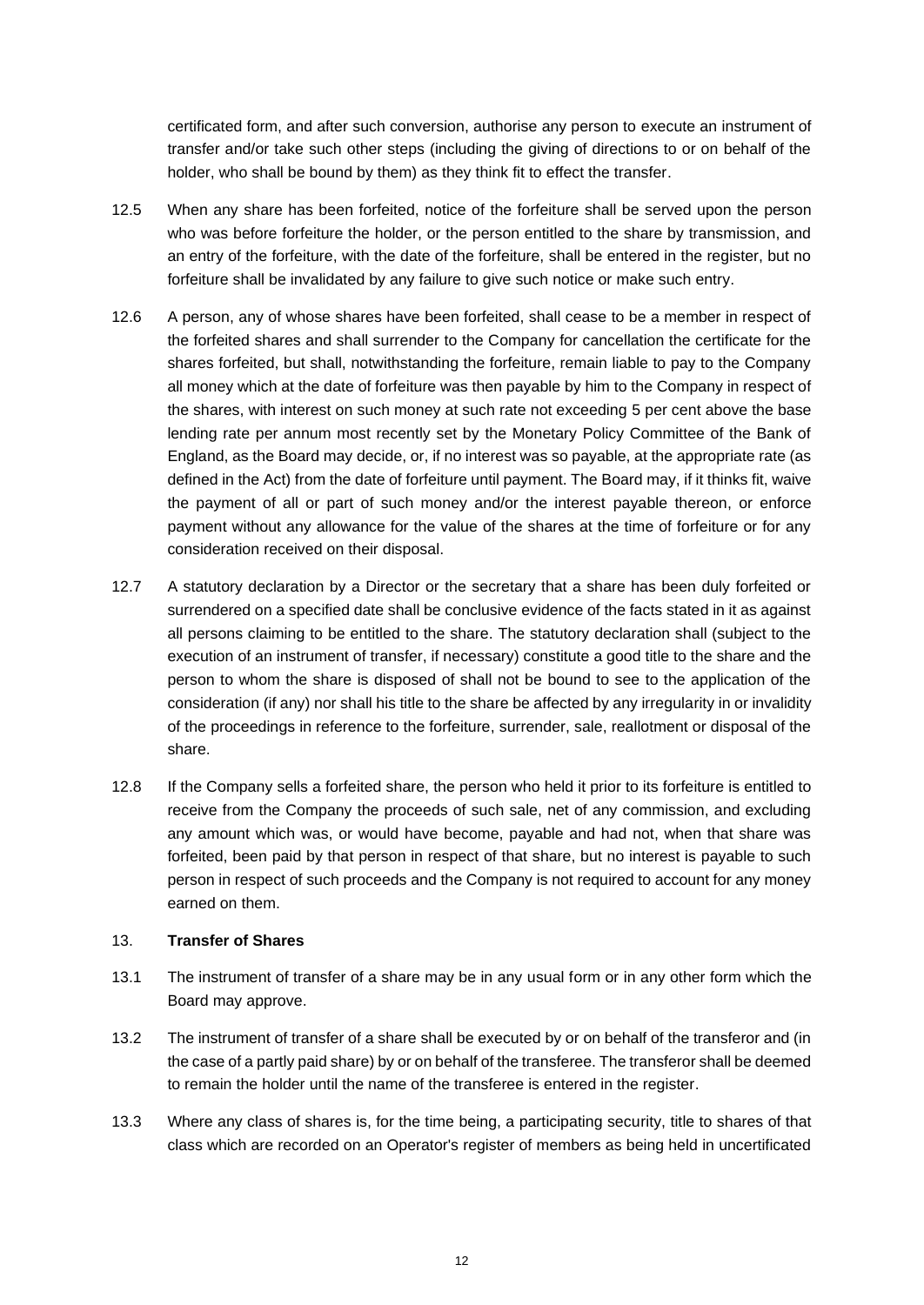certificated form, and after such conversion, authorise any person to execute an instrument of transfer and/or take such other steps (including the giving of directions to or on behalf of the holder, who shall be bound by them) as they think fit to effect the transfer.

12.5 When any share has been forfeited, notice of the forfeiture shall be served upon the person who was before forfeiture the holder, or the person entitled to the share by transmission, and an entry of the forfeiture, with the date of the forfeiture, shall be entered in the register, but no forfeiture shall be invalidated by any failure to give such notice or make such entry.

12.6 A person, any of whose shares have been forfeited, shall cease to be a member in respect of the forfeited shares and shall surrender to the Company for cancellation the certificate for the shares forfeited, but shall, notwithstanding the forfeiture, remain liable to pay to the Company all money which at the date of forfeiture was then payable by him to the Company in respect of the shares, with interest on such money at such rate not exceeding 5 per cent above the base lending rate per annum most recently set by the Monetary Policy Committee of the Bank of England, as the Board may decide, or, if no interest was so payable, at the appropriate rate (as defined in the Act) from the date of forfeiture until payment. The Board may, if it thinks fit, waive the payment of all or part of such money and/or the interest payable thereon, or enforce payment without any allowance for the value of the shares at the time of forfeiture or for any consideration received on their disposal.

12.7 A statutory declaration by a Director or the secretary that a share has been duly forfeited or surrendered on a specified date shall be conclusive evidence of the facts stated in it as against all persons claiming to be entitled to the share. The statutory declaration shall (subject to the execution of an instrument of transfer, if necessary) constitute a good title to the share and the person to whom the share is disposed of shall not be bound to see to the application of the consideration (if any) nor shall his title to the share be affected by any irregularity in or invalidity of the proceedings in reference to the forfeiture, surrender, sale, reallotment or disposal of the share.

12.8 If the Company sells a forfeited share, the person who held it prior to its forfeiture is entitled to receive from the Company the proceeds of such sale, net of any commission, and excluding any amount which was, or would have become, payable and had not, when that share was forfeited, been paid by that person in respect of that share, but no interest is payable to such person in respect of such proceeds and the Company is not required to account for any money earned on them.

## 13. **Transfer of Shares**

13.1 The instrument of transfer of a share may be in any usual form or in any other form which the Board may approve.

13.2 The instrument of transfer of a share shall be executed by or on behalf of the transferor and (in the case of a partly paid share) by or on behalf of the transferee. The transferor shall be deemed to remain the holder until the name of the transferee is entered in the register.

13.3 Where any class of shares is, for the time being, a participating security, title to shares of that class which are recorded on an Operator's register of members as being held in uncertificated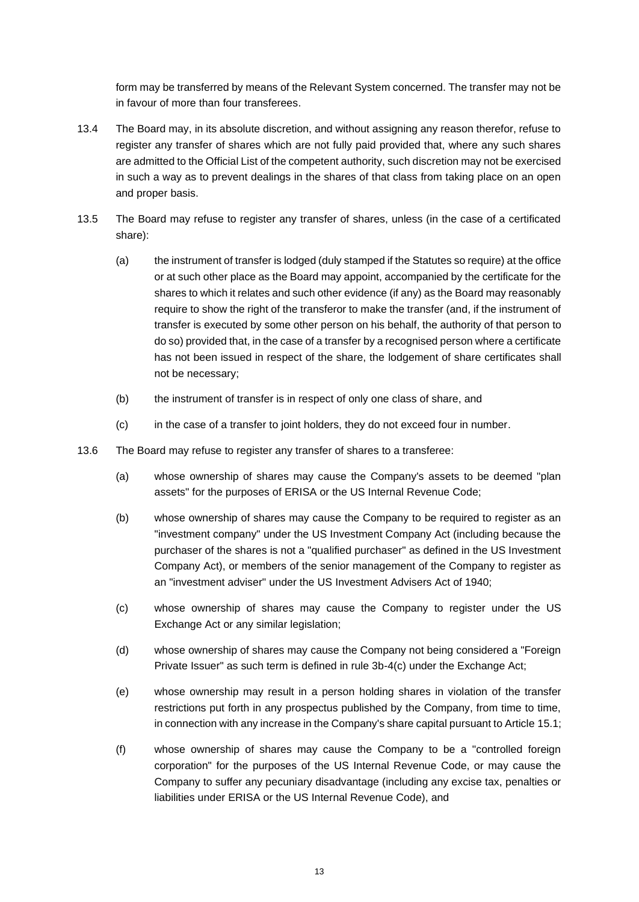form may be transferred by means of the Relevant System concerned. The transfer may not be in favour of more than four transferees.

13.4 The Board may, in its absolute discretion, and without assigning any reason therefor, refuse to register any transfer of shares which are not fully paid provided that, where any such shares are admitted to the Official List of the competent authority, such discretion may not be exercised in such a way as to prevent dealings in the shares of that class from taking place on an open and proper basis.

13.5 The Board may refuse to register any transfer of shares, unless (in the case of a certificated share):

(a) the instrument of transfer is lodged (duly stamped if the Statutes so require) at the office or at such other place as the Board may appoint, accompanied by the certificate for the shares to which it relates and such other evidence (if any) as the Board may reasonably require to show the right of the transferor to make the transfer (and, if the instrument of transfer is executed by some other person on his behalf, the authority of that person to do so) provided that, in the case of a transfer by a recognised person where a certificate has not been issued in respect of the share, the lodgement of share certificates shall not be necessary;

(b) the instrument of transfer is in respect of only one class of share, and

(c) in the case of a transfer to joint holders, they do not exceed four in number.

13.6 The Board may refuse to register any transfer of shares to a transferee:

(a) whose ownership of shares may cause the Company's assets to be deemed "plan assets" for the purposes of ERISA or the US Internal Revenue Code;

(b) whose ownership of shares may cause the Company to be required to register as an "investment company" under the US Investment Company Act (including because the purchaser of the shares is not a "qualified purchaser" as defined in the US Investment Company Act), or members of the senior management of the Company to register as an "investment adviser" under the US Investment Advisers Act of 1940;

(c) whose ownership of shares may cause the Company to register under the US Exchange Act or any similar legislation;

(d) whose ownership of shares may cause the Company not being considered a "Foreign Private Issuer" as such term is defined in rule 3b-4(c) under the Exchange Act;

(e) whose ownership may result in a person holding shares in violation of the transfer restrictions put forth in any prospectus published by the Company, from time to time, in connection with any increase in the Company's share capital pursuant to Article 15.1;

(f) whose ownership of shares may cause the Company to be a "controlled foreign corporation" for the purposes of the US Internal Revenue Code, or may cause the Company to suffer any pecuniary disadvantage (including any excise tax, penalties or liabilities under ERISA or the US Internal Revenue Code), and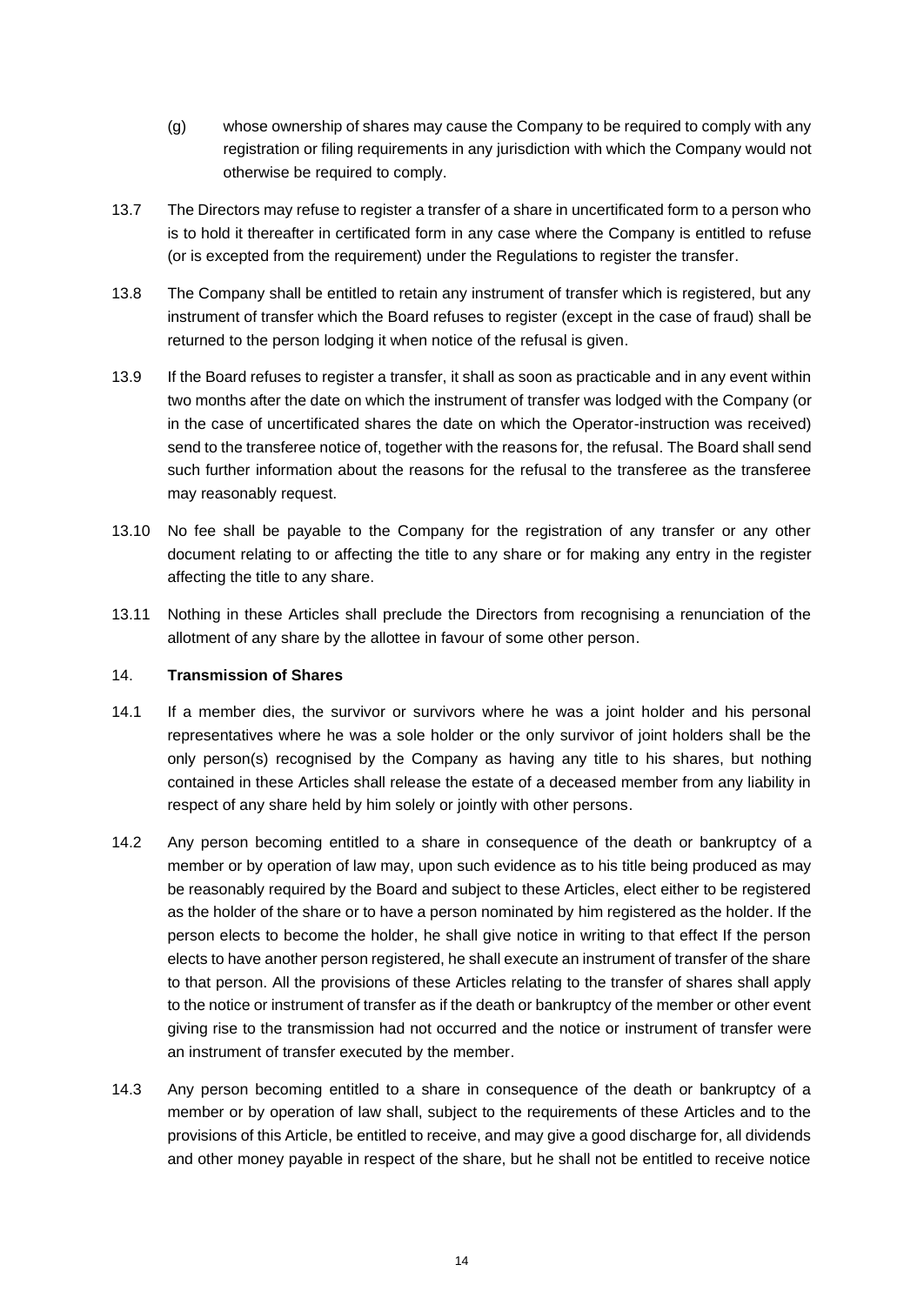(g) whose ownership of shares may cause the Company to be required to comply with any registration or filing requirements in any jurisdiction with which the Company would not otherwise be required to comply.

13.7 The Directors may refuse to register a transfer of a share in uncertificated form to a person who is to hold it thereafter in certificated form in any case where the Company is entitled to refuse (or is excepted from the requirement) under the Regulations to register the transfer.

13.8 The Company shall be entitled to retain any instrument of transfer which is registered, but any instrument of transfer which the Board refuses to register (except in the case of fraud) shall be returned to the person lodging it when notice of the refusal is given.

13.9 If the Board refuses to register a transfer, it shall as soon as practicable and in any event within two months after the date on which the instrument of transfer was lodged with the Company (or in the case of uncertificated shares the date on which the Operator-instruction was received) send to the transferee notice of, together with the reasons for, the refusal. The Board shall send such further information about the reasons for the refusal to the transferee as the transferee may reasonably request.

13.10 No fee shall be payable to the Company for the registration of any transfer or any other document relating to or affecting the title to any share or for making any entry in the register affecting the title to any share.

13.11 Nothing in these Articles shall preclude the Directors from recognising a renunciation of the allotment of any share by the allottee in favour of some other person.

## 14. **Transmission of Shares**

14.1 If a member dies, the survivor or survivors where he was a joint holder and his personal representatives where he was a sole holder or the only survivor of joint holders shall be the only person(s) recognised by the Company as having any title to his shares, but nothing contained in these Articles shall release the estate of a deceased member from any liability in respect of any share held by him solely or jointly with other persons.

14.2 Any person becoming entitled to a share in consequence of the death or bankruptcy of a member or by operation of law may, upon such evidence as to his title being produced as may be reasonably required by the Board and subject to these Articles, elect either to be registered as the holder of the share or to have a person nominated by him registered as the holder. If the person elects to become the holder, he shall give notice in writing to that effect If the person elects to have another person registered, he shall execute an instrument of transfer of the share to that person. All the provisions of these Articles relating to the transfer of shares shall apply to the notice or instrument of transfer as if the death or bankruptcy of the member or other event giving rise to the transmission had not occurred and the notice or instrument of transfer were an instrument of transfer executed by the member.

14.3 Any person becoming entitled to a share in consequence of the death or bankruptcy of a member or by operation of law shall, subject to the requirements of these Articles and to the provisions of this Article, be entitled to receive, and may give a good discharge for, all dividends and other money payable in respect of the share, but he shall not be entitled to receive notice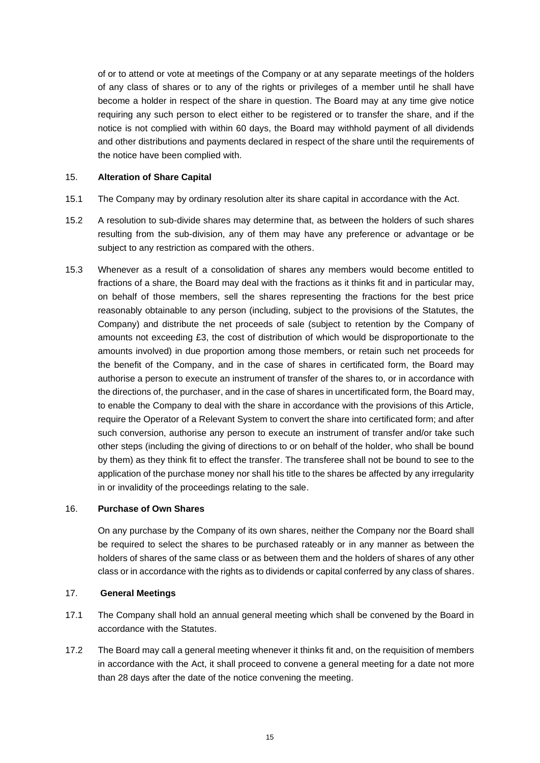of or to attend or vote at meetings of the Company or at any separate meetings of the holders of any class of shares or to any of the rights or privileges of a member until he shall have become a holder in respect of the share in question. The Board may at any time give notice requiring any such person to elect either to be registered or to transfer the share, and if the notice is not complied with within 60 days, the Board may withhold payment of all dividends and other distributions and payments declared in respect of the share until the requirements of the notice have been complied with.

15. **Alteration of Share Capital**

15.1 The Company may by ordinary resolution alter its share capital in accordance with the Act.

15.2 A resolution to sub-divide shares may determine that, as between the holders of such shares resulting from the sub-division, any of them may have any preference or advantage or be subject to any restriction as compared with the others.

15.3 Whenever as a result of a consolidation of shares any members would become entitled to fractions of a share, the Board may deal with the fractions as it thinks fit and in particular may, on behalf of those members, sell the shares representing the fractions for the best price reasonably obtainable to any person (including, subject to the provisions of the Statutes, the Company) and distribute the net proceeds of sale (subject to retention by the Company of amounts not exceeding £3, the cost of distribution of which would be disproportionate to the amounts involved) in due proportion among those members, or retain such net proceeds for the benefit of the Company, and in the case of shares in certificated form, the Board may authorise a person to execute an instrument of transfer of the shares to, or in accordance with the directions of, the purchaser, and in the case of shares in uncertificated form, the Board may, to enable the Company to deal with the share in accordance with the provisions of this Article, require the Operator of a Relevant System to convert the share into certificated form; and after such conversion, authorise any person to execute an instrument of transfer and/or take such other steps (including the giving of directions to or on behalf of the holder, who shall be bound by them) as they think fit to effect the transfer. The transferee shall not be bound to see to the application of the purchase money nor shall his title to the shares be affected by any irregularity in or invalidity of the proceedings relating to the sale.

16. **Purchase of Own Shares**

On any purchase by the Company of its own shares, neither the Company nor the Board shall be required to select the shares to be purchased rateably or in any manner as between the holders of shares of the same class or as between them and the holders of shares of any other class or in accordance with the rights as to dividends or capital conferred by any class of shares.

17. **General Meetings**

17.1 The Company shall hold an annual general meeting which shall be convened by the Board in accordance with the Statutes.

17.2 The Board may call a general meeting whenever it thinks fit and, on the requisition of members in accordance with the Act, it shall proceed to convene a general meeting for a date not more than 28 days after the date of the notice convening the meeting.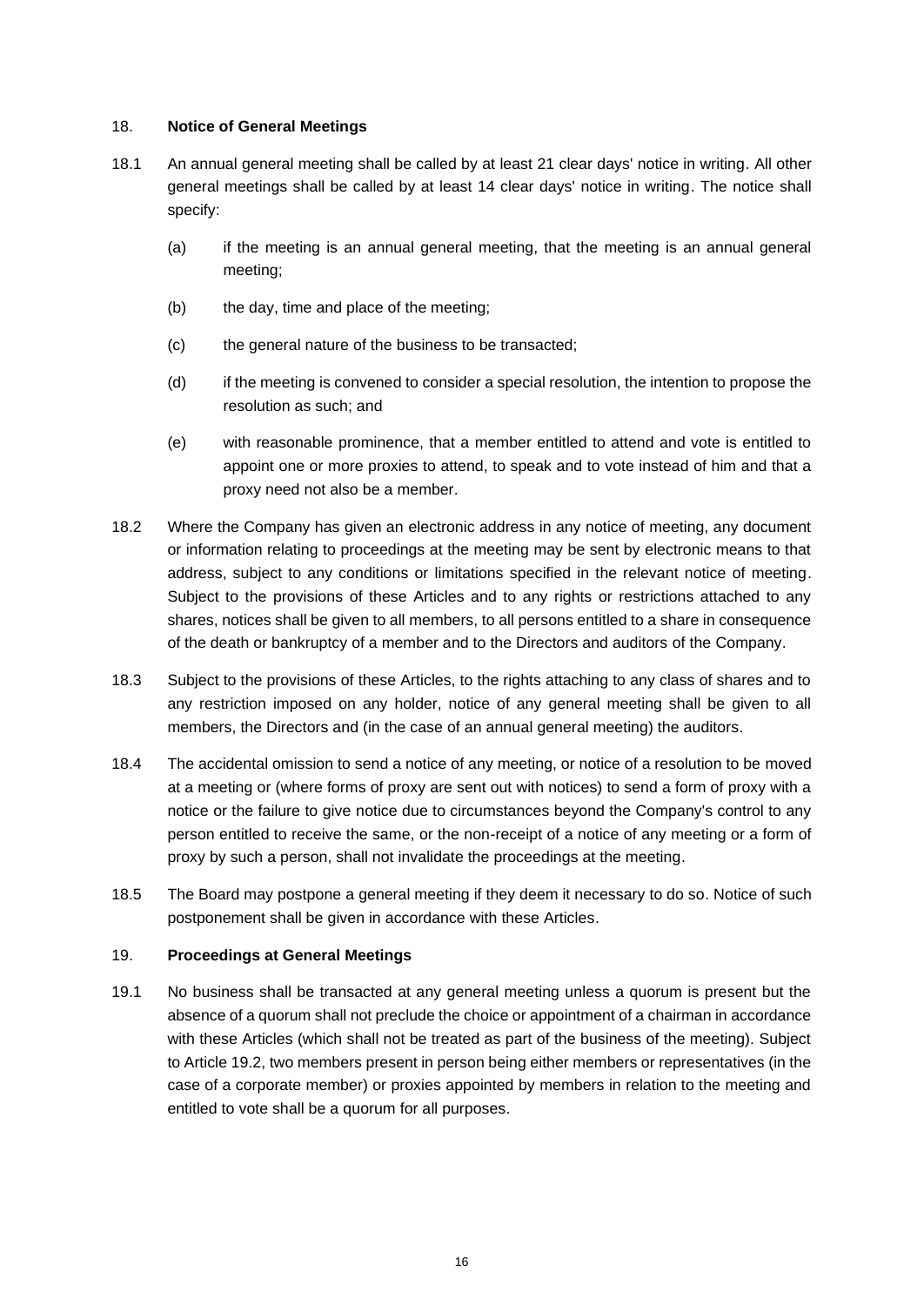## 18. **Notice of General Meetings**

18.1 An annual general meeting shall be called by at least 21 clear days' notice in writing. All other general meetings shall be called by at least 14 clear days' notice in writing. The notice shall specify:

(a) if the meeting is an annual general meeting, that the meeting is an annual general meeting;

(b) the day, time and place of the meeting;

(c) the general nature of the business to be transacted;

(d) if the meeting is convened to consider a special resolution, the intention to propose the resolution as such; and

(e) with reasonable prominence, that a member entitled to attend and vote is entitled to appoint one or more proxies to attend, to speak and to vote instead of him and that a proxy need not also be a member.

18.2 Where the Company has given an electronic address in any notice of meeting, any document or information relating to proceedings at the meeting may be sent by electronic means to that address, subject to any conditions or limitations specified in the relevant notice of meeting. Subject to the provisions of these Articles and to any rights or restrictions attached to any shares, notices shall be given to all members, to all persons entitled to a share in consequence of the death or bankruptcy of a member and to the Directors and auditors of the Company.

18.3 Subject to the provisions of these Articles, to the rights attaching to any class of shares and to any restriction imposed on any holder, notice of any general meeting shall be given to all members, the Directors and (in the case of an annual general meeting) the auditors.

18.4 The accidental omission to send a notice of any meeting, or notice of a resolution to be moved at a meeting or (where forms of proxy are sent out with notices) to send a form of proxy with a notice or the failure to give notice due to circumstances beyond the Company's control to any person entitled to receive the same, or the non-receipt of a notice of any meeting or a form of proxy by such a person, shall not invalidate the proceedings at the meeting.

18.5 The Board may postpone a general meeting if they deem it necessary to do so. Notice of such postponement shall be given in accordance with these Articles.

## 19. **Proceedings at General Meetings**

19.1 No business shall be transacted at any general meeting unless a quorum is present but the absence of a quorum shall not preclude the choice or appointment of a chairman in accordance with these Articles (which shall not be treated as part of the business of the meeting). Subject to Article 19.2, two members present in person being either members or representatives (in the case of a corporate member) or proxies appointed by members in relation to the meeting and entitled to vote shall be a quorum for all purposes.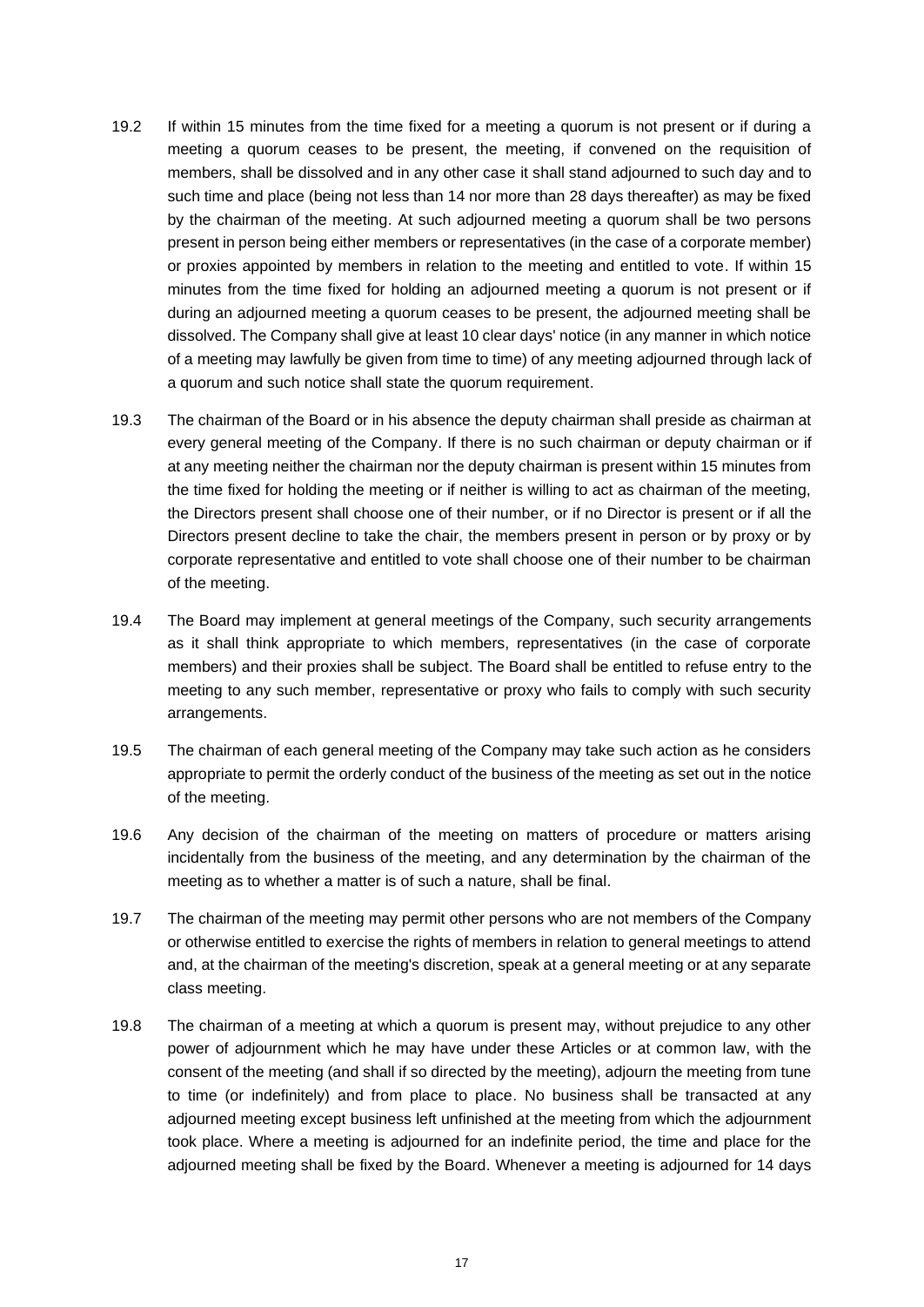19.2 If within 15 minutes from the time fixed for a meeting a quorum is not present or if during a meeting a quorum ceases to be present, the meeting, if convened on the requisition of members, shall be dissolved and in any other case it shall stand adjourned to such day and to such time and place (being not less than 14 nor more than 28 days thereafter) as may be fixed by the chairman of the meeting. At such adjourned meeting a quorum shall be two persons present in person being either members or representatives (in the case of a corporate member) or proxies appointed by members in relation to the meeting and entitled to vote. If within 15 minutes from the time fixed for holding an adjourned meeting a quorum is not present or if during an adjourned meeting a quorum ceases to be present, the adjourned meeting shall be dissolved. The Company shall give at least 10 clear days' notice (in any manner in which notice of a meeting may lawfully be given from time to time) of any meeting adjourned through lack of a quorum and such notice shall state the quorum requirement.

19.3 The chairman of the Board or in his absence the deputy chairman shall preside as chairman at every general meeting of the Company. If there is no such chairman or deputy chairman or if at any meeting neither the chairman nor the deputy chairman is present within 15 minutes from the time fixed for holding the meeting or if neither is willing to act as chairman of the meeting, the Directors present shall choose one of their number, or if no Director is present or if all the Directors present decline to take the chair, the members present in person or by proxy or by corporate representative and entitled to vote shall choose one of their number to be chairman of the meeting.

19.4 The Board may implement at general meetings of the Company, such security arrangements as it shall think appropriate to which members, representatives (in the case of corporate members) and their proxies shall be subject. The Board shall be entitled to refuse entry to the meeting to any such member, representative or proxy who fails to comply with such security arrangements.

19.5 The chairman of each general meeting of the Company may take such action as he considers appropriate to permit the orderly conduct of the business of the meeting as set out in the notice of the meeting.

19.6 Any decision of the chairman of the meeting on matters of procedure or matters arising incidentally from the business of the meeting, and any determination by the chairman of the meeting as to whether a matter is of such a nature, shall be final.

19.7 The chairman of the meeting may permit other persons who are not members of the Company or otherwise entitled to exercise the rights of members in relation to general meetings to attend and, at the chairman of the meeting's discretion, speak at a general meeting or at any separate class meeting.

19.8 The chairman of a meeting at which a quorum is present may, without prejudice to any other power of adjournment which he may have under these Articles or at common law, with the consent of the meeting (and shall if so directed by the meeting), adjourn the meeting from tune to time (or indefinitely) and from place to place. No business shall be transacted at any adjourned meeting except business left unfinished at the meeting from which the adjournment took place. Where a meeting is adjourned for an indefinite period, the time and place for the adjourned meeting shall be fixed by the Board. Whenever a meeting is adjourned for 14 days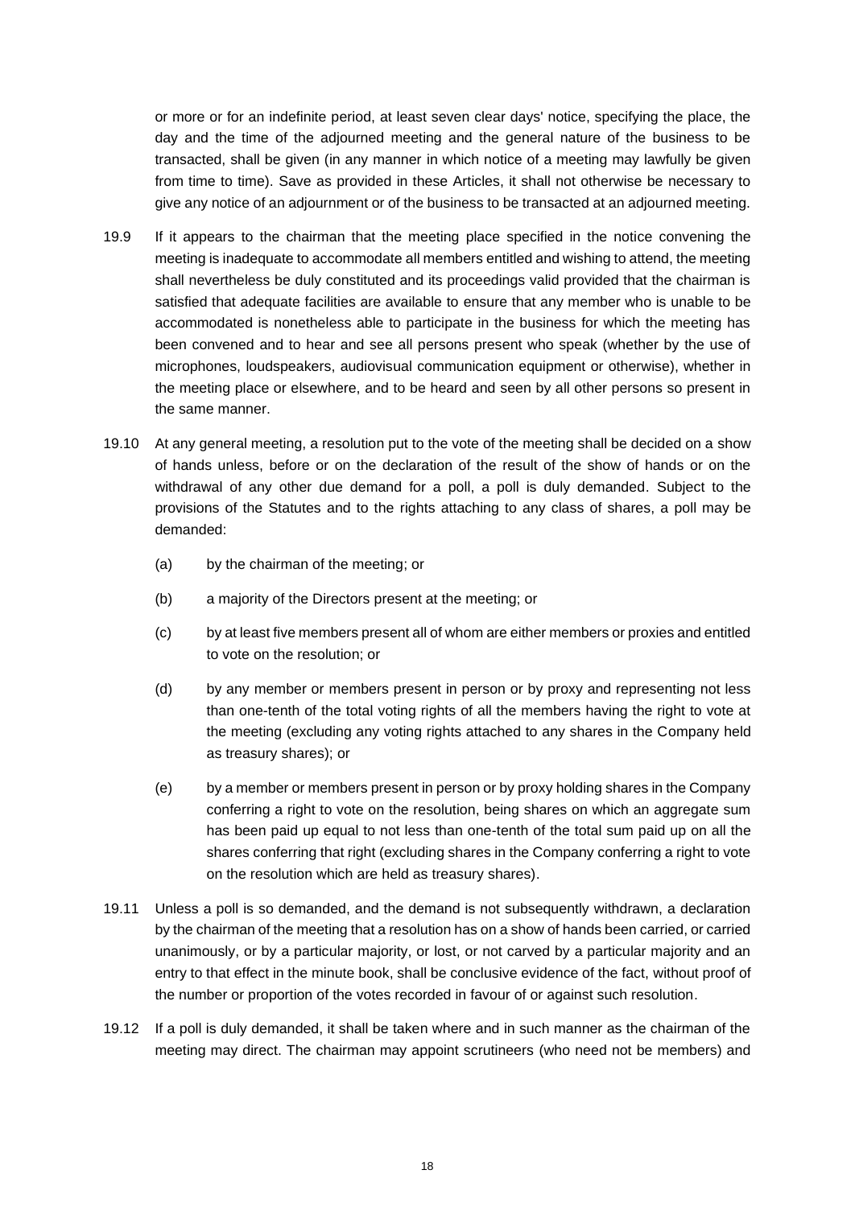or more or for an indefinite period, at least seven clear days' notice, specifying the place, the day and the time of the adjourned meeting and the general nature of the business to be transacted, shall be given (in any manner in which notice of a meeting may lawfully be given from time to time). Save as provided in these Articles, it shall not otherwise be necessary to give any notice of an adjournment or of the business to be transacted at an adjourned meeting.

19.9 If it appears to the chairman that the meeting place specified in the notice convening the meeting is inadequate to accommodate all members entitled and wishing to attend, the meeting shall nevertheless be duly constituted and its proceedings valid provided that the chairman is satisfied that adequate facilities are available to ensure that any member who is unable to be accommodated is nonetheless able to participate in the business for which the meeting has been convened and to hear and see all persons present who speak (whether by the use of microphones, loudspeakers, audiovisual communication equipment or otherwise), whether in the meeting place or elsewhere, and to be heard and seen by all other persons so present in the same manner.

19.10 At any general meeting, a resolution put to the vote of the meeting shall be decided on a show of hands unless, before or on the declaration of the result of the show of hands or on the withdrawal of any other due demand for a poll, a poll is duly demanded. Subject to the provisions of the Statutes and to the rights attaching to any class of shares, a poll may be demanded:

(a) by the chairman of the meeting; or

(b) a majority of the Directors present at the meeting; or

(c) by at least five members present all of whom are either members or proxies and entitled to vote on the resolution; or

(d) by any member or members present in person or by proxy and representing not less than one-tenth of the total voting rights of all the members having the right to vote at the meeting (excluding any voting rights attached to any shares in the Company held as treasury shares); or

(e) by a member or members present in person or by proxy holding shares in the Company conferring a right to vote on the resolution, being shares on which an aggregate sum has been paid up equal to not less than one-tenth of the total sum paid up on all the shares conferring that right (excluding shares in the Company conferring a right to vote on the resolution which are held as treasury shares).

19.11 Unless a poll is so demanded, and the demand is not subsequently withdrawn, a declaration by the chairman of the meeting that a resolution has on a show of hands been carried, or carried unanimously, or by a particular majority, or lost, or not carved by a particular majority and an entry to that effect in the minute book, shall be conclusive evidence of the fact, without proof of the number or proportion of the votes recorded in favour of or against such resolution.

19.12 If a poll is duly demanded, it shall be taken where and in such manner as the chairman of the meeting may direct. The chairman may appoint scrutineers (who need not be members) and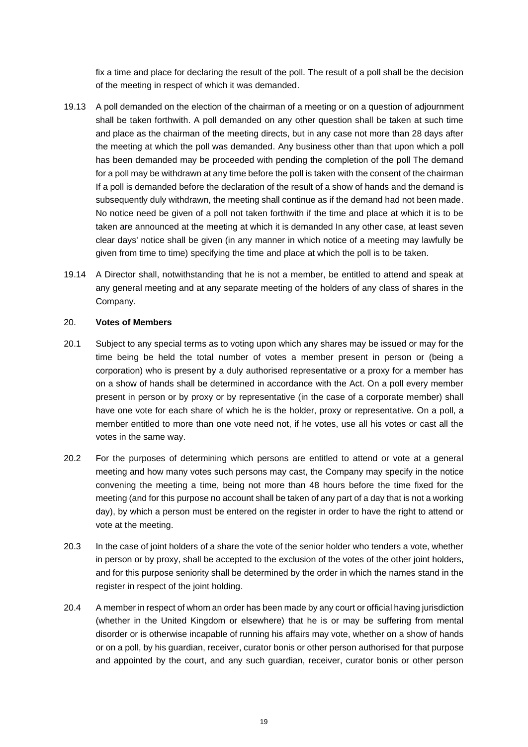fix a time and place for declaring the result of the poll. The result of a poll shall be the decision of the meeting in respect of which it was demanded.

19.13 A poll demanded on the election of the chairman of a meeting or on a question of adjournment shall be taken forthwith. A poll demanded on any other question shall be taken at such time and place as the chairman of the meeting directs, but in any case not more than 28 days after the meeting at which the poll was demanded. Any business other than that upon which a poll has been demanded may be proceeded with pending the completion of the poll The demand for a poll may be withdrawn at any time before the poll is taken with the consent of the chairman If a poll is demanded before the declaration of the result of a show of hands and the demand is subsequently duly withdrawn, the meeting shall continue as if the demand had not been made. No notice need be given of a poll not taken forthwith if the time and place at which it is to be taken are announced at the meeting at which it is demanded In any other case, at least seven clear days' notice shall be given (in any manner in which notice of a meeting may lawfully be given from time to time) specifying the time and place at which the poll is to be taken.

19.14 A Director shall, notwithstanding that he is not a member, be entitled to attend and speak at any general meeting and at any separate meeting of the holders of any class of shares in the Company.

20. **Votes of Members**

20.1 Subject to any special terms as to voting upon which any shares may be issued or may for the time being be held the total number of votes a member present in person or (being a corporation) who is present by a duly authorised representative or a proxy for a member has on a show of hands shall be determined in accordance with the Act. On a poll every member present in person or by proxy or by representative (in the case of a corporate member) shall have one vote for each share of which he is the holder, proxy or representative. On a poll, a member entitled to more than one vote need not, if he votes, use all his votes or cast all the votes in the same way.

20.2 For the purposes of determining which persons are entitled to attend or vote at a general meeting and how many votes such persons may cast, the Company may specify in the notice convening the meeting a time, being not more than 48 hours before the time fixed for the meeting (and for this purpose no account shall be taken of any part of a day that is not a working day), by which a person must be entered on the register in order to have the right to attend or vote at the meeting.

20.3 In the case of joint holders of a share the vote of the senior holder who tenders a vote, whether in person or by proxy, shall be accepted to the exclusion of the votes of the other joint holders, and for this purpose seniority shall be determined by the order in which the names stand in the register in respect of the joint holding.

20.4 A member in respect of whom an order has been made by any court or official having jurisdiction (whether in the United Kingdom or elsewhere) that he is or may be suffering from mental disorder or is otherwise incapable of running his affairs may vote, whether on a show of hands or on a poll, by his guardian, receiver, curator bonis or other person authorised for that purpose and appointed by the court, and any such guardian, receiver, curator bonis or other person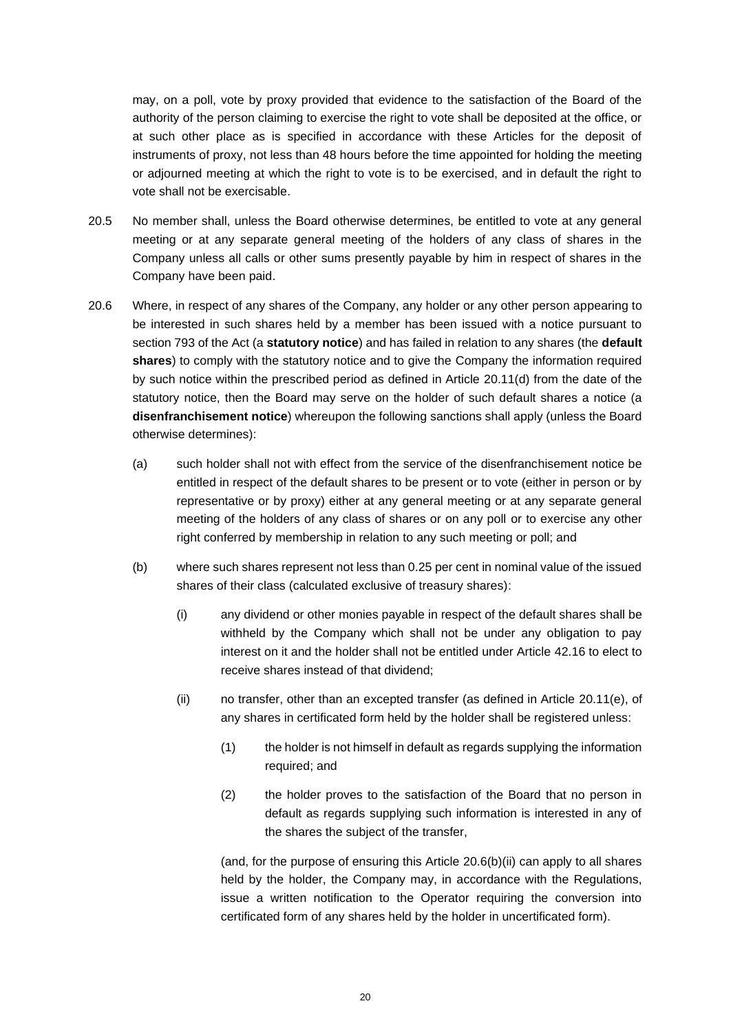may, on a poll, vote by proxy provided that evidence to the satisfaction of the Board of the authority of the person claiming to exercise the right to vote shall be deposited at the office, or at such other place as is specified in accordance with these Articles for the deposit of instruments of proxy, not less than 48 hours before the time appointed for holding the meeting or adjourned meeting at which the right to vote is to be exercised, and in default the right to vote shall not be exercisable.

20.5 No member shall, unless the Board otherwise determines, be entitled to vote at any general meeting or at any separate general meeting of the holders of any class of shares in the Company unless all calls or other sums presently payable by him in respect of shares in the Company have been paid.

20.6 Where, in respect of any shares of the Company, any holder or any other person appearing to be interested in such shares held by a member has been issued with a notice pursuant to section 793 of the Act (a **statutory notice**) and has failed in relation to any shares (the **default shares**) to comply with the statutory notice and to give the Company the information required by such notice within the prescribed period as defined in Article 20.11(d) from the date of the statutory notice, then the Board may serve on the holder of such default shares a notice (a **disenfranchisement notice**) whereupon the following sanctions shall apply (unless the Board otherwise determines):

(a) such holder shall not with effect from the service of the disenfranchisement notice be entitled in respect of the default shares to be present or to vote (either in person or by representative or by proxy) either at any general meeting or at any separate general meeting of the holders of any class of shares or on any poll or to exercise any other right conferred by membership in relation to any such meeting or poll; and

(b) where such shares represent not less than 0.25 per cent in nominal value of the issued shares of their class (calculated exclusive of treasury shares):

(i) any dividend or other monies payable in respect of the default shares shall be withheld by the Company which shall not be under any obligation to pay interest on it and the holder shall not be entitled under Article 42.16 to elect to receive shares instead of that dividend;

(ii) no transfer, other than an excepted transfer (as defined in Article 20.11(e), of any shares in certificated form held by the holder shall be registered unless:

(1) the holder is not himself in default as regards supplying the information required; and

(2) the holder proves to the satisfaction of the Board that no person in default as regards supplying such information is interested in any of the shares the subject of the transfer,

(and, for the purpose of ensuring this Article 20.6(b)(ii) can apply to all shares held by the holder, the Company may, in accordance with the Regulations, issue a written notification to the Operator requiring the conversion into certificated form of any shares held by the holder in uncertificated form).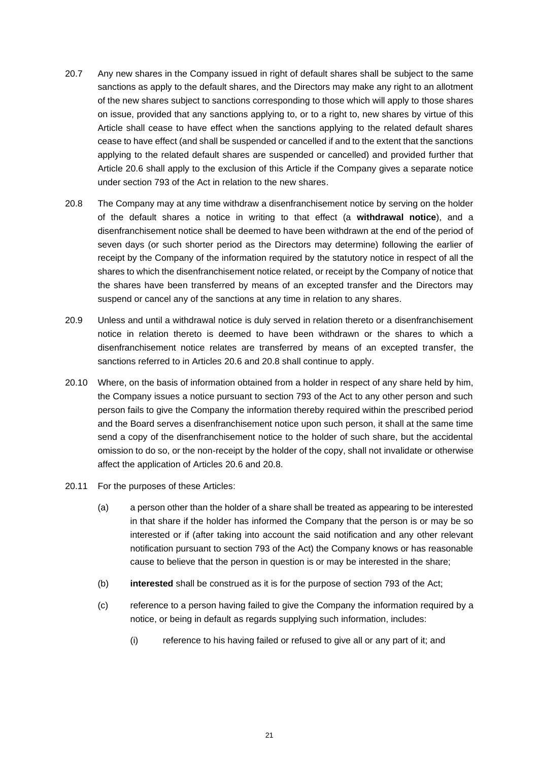20.7 Any new shares in the Company issued in right of default shares shall be subject to the same sanctions as apply to the default shares, and the Directors may make any right to an allotment of the new shares subject to sanctions corresponding to those which will apply to those shares on issue, provided that any sanctions applying to, or to a right to, new shares by virtue of this Article shall cease to have effect when the sanctions applying to the related default shares cease to have effect (and shall be suspended or cancelled if and to the extent that the sanctions applying to the related default shares are suspended or cancelled) and provided further that Article 20.6 shall apply to the exclusion of this Article if the Company gives a separate notice under section 793 of the Act in relation to the new shares.

20.8 The Company may at any time withdraw a disenfranchisement notice by serving on the holder of the default shares a notice in writing to that effect (a **withdrawal notice**), and a disenfranchisement notice shall be deemed to have been withdrawn at the end of the period of seven days (or such shorter period as the Directors may determine) following the earlier of receipt by the Company of the information required by the statutory notice in respect of all the shares to which the disenfranchisement notice related, or receipt by the Company of notice that the shares have been transferred by means of an excepted transfer and the Directors may suspend or cancel any of the sanctions at any time in relation to any shares.

20.9 Unless and until a withdrawal notice is duly served in relation thereto or a disenfranchisement notice in relation thereto is deemed to have been withdrawn or the shares to which a disenfranchisement notice relates are transferred by means of an excepted transfer, the sanctions referred to in Articles 20.6 and 20.8 shall continue to apply.

20.10 Where, on the basis of information obtained from a holder in respect of any share held by him, the Company issues a notice pursuant to section 793 of the Act to any other person and such person fails to give the Company the information thereby required within the prescribed period and the Board serves a disenfranchisement notice upon such person, it shall at the same time send a copy of the disenfranchisement notice to the holder of such share, but the accidental omission to do so, or the non-receipt by the holder of the copy, shall not invalidate or otherwise affect the application of Articles 20.6 and 20.8.

20.11 For the purposes of these Articles:

(a) a person other than the holder of a share shall be treated as appearing to be interested in that share if the holder has informed the Company that the person is or may be so interested or if (after taking into account the said notification and any other relevant notification pursuant to section 793 of the Act) the Company knows or has reasonable cause to believe that the person in question is or may be interested in the share;

(b) **interested** shall be construed as it is for the purpose of section 793 of the Act;

(c) reference to a person having failed to give the Company the information required by a notice, or being in default as regards supplying such information, includes:

(i) reference to his having failed or refused to give all or any part of it; and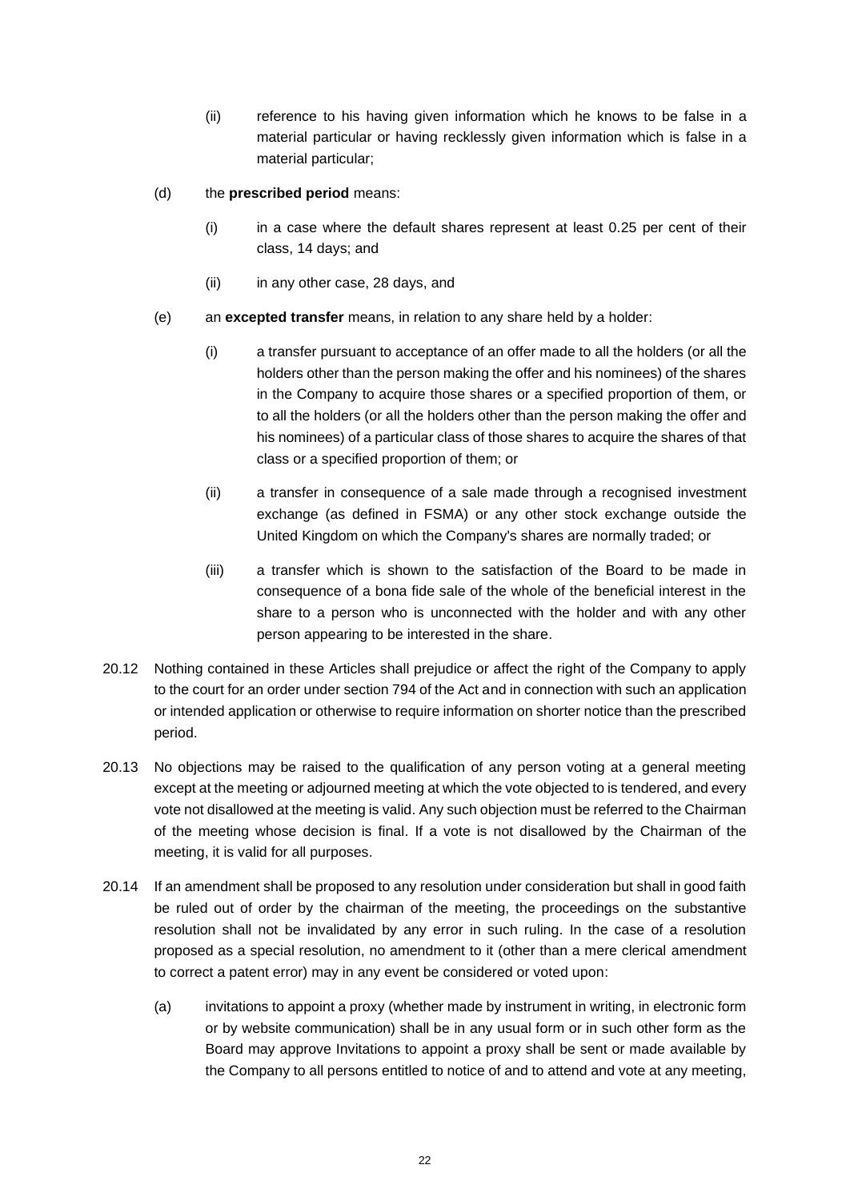(ii) reference to his having given information which he knows to be false in a material particular or having recklessly given information which is false in a material particular;

(d) the **prescribed period** means:

(i) in a case where the default shares represent at least 0.25 per cent of their class, 14 days; and

(ii) in any other case, 28 days, and

(e) an **excepted transfer** means, in relation to any share held by a holder:

(i) a transfer pursuant to acceptance of an offer made to all the holders (or all the holders other than the person making the offer and his nominees) of the shares in the Company to acquire those shares or a specified proportion of them, or to all the holders (or all the holders other than the person making the offer and his nominees) of a particular class of those shares to acquire the shares of that class or a specified proportion of them; or

(ii) a transfer in consequence of a sale made through a recognised investment exchange (as defined in FSMA) or any other stock exchange outside the United Kingdom on which the Company's shares are normally traded; or

(iii) a transfer which is shown to the satisfaction of the Board to be made in consequence of a bona fide sale of the whole of the beneficial interest in the share to a person who is unconnected with the holder and with any other person appearing to be interested in the share.

20.12 Nothing contained in these Articles shall prejudice or affect the right of the Company to apply to the court for an order under section 794 of the Act and in connection with such an application or intended application or otherwise to require information on shorter notice than the prescribed period.

20.13 No objections may be raised to the qualification of any person voting at a general meeting except at the meeting or adjourned meeting at which the vote objected to is tendered, and every vote not disallowed at the meeting is valid. Any such objection must be referred to the Chairman of the meeting whose decision is final. If a vote is not disallowed by the Chairman of the meeting, it is valid for all purposes.

20.14 If an amendment shall be proposed to any resolution under consideration but shall in good faith be ruled out of order by the chairman of the meeting, the proceedings on the substantive resolution shall not be invalidated by any error in such ruling. In the case of a resolution proposed as a special resolution, no amendment to it (other than a mere clerical amendment to correct a patent error) may in any event be considered or voted upon:

(a) invitations to appoint a proxy (whether made by instrument in writing, in electronic form or by website communication) shall be in any usual form or in such other form as the Board may approve Invitations to appoint a proxy shall be sent or made available by the Company to all persons entitled to notice of and to attend and vote at any meeting,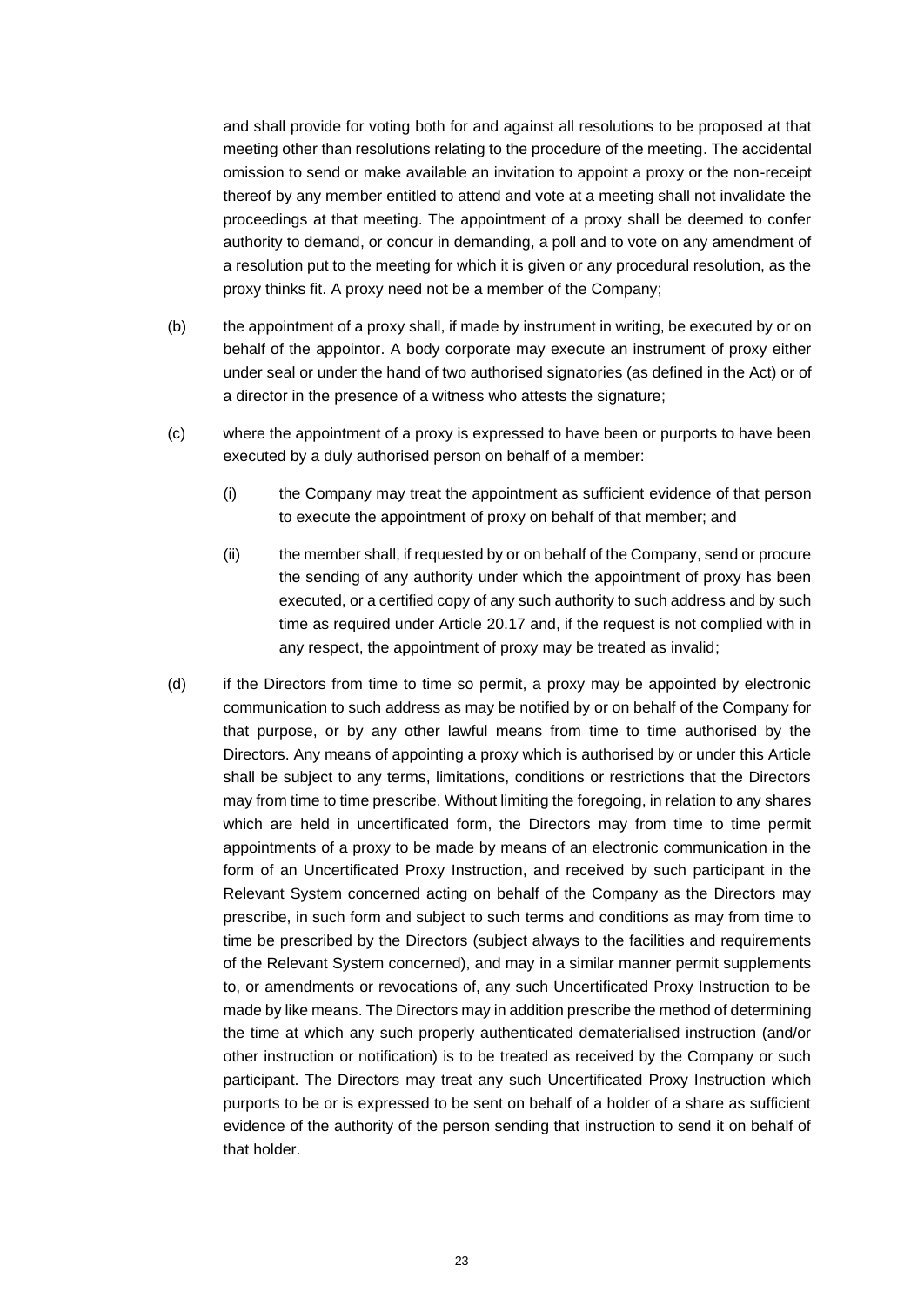and shall provide for voting both for and against all resolutions to be proposed at that meeting other than resolutions relating to the procedure of the meeting. The accidental omission to send or make available an invitation to appoint a proxy or the non-receipt thereof by any member entitled to attend and vote at a meeting shall not invalidate the proceedings at that meeting. The appointment of a proxy shall be deemed to confer authority to demand, or concur in demanding, a poll and to vote on any amendment of a resolution put to the meeting for which it is given or any procedural resolution, as the proxy thinks fit. A proxy need not be a member of the Company;

(b) the appointment of a proxy shall, if made by instrument in writing, be executed by or on behalf of the appointor. A body corporate may execute an instrument of proxy either under seal or under the hand of two authorised signatories (as defined in the Act) or of a director in the presence of a witness who attests the signature;

(c) where the appointment of a proxy is expressed to have been or purports to have been executed by a duly authorised person on behalf of a member:

   (i) the Company may treat the appointment as sufficient evidence of that person to execute the appointment of proxy on behalf of that member; and

   (ii) the member shall, if requested by or on behalf of the Company, send or procure the sending of any authority under which the appointment of proxy has been executed, or a certified copy of any such authority to such address and by such time as required under Article 20.17 and, if the request is not complied with in any respect, the appointment of proxy may be treated as invalid;

(d) if the Directors from time to time so permit, a proxy may be appointed by electronic communication to such address as may be notified by or on behalf of the Company for that purpose, or by any other lawful means from time to time authorised by the Directors. Any means of appointing a proxy which is authorised by or under this Article shall be subject to any terms, limitations, conditions or restrictions that the Directors may from time to time prescribe. Without limiting the foregoing, in relation to any shares which are held in uncertificated form, the Directors may from time to time permit appointments of a proxy to be made by means of an electronic communication in the form of an Uncertificated Proxy Instruction, and received by such participant in the Relevant System concerned acting on behalf of the Company as the Directors may prescribe, in such form and subject to such terms and conditions as may from time to time be prescribed by the Directors (subject always to the facilities and requirements of the Relevant System concerned), and may in a similar manner permit supplements to, or amendments or revocations of, any such Uncertificated Proxy Instruction to be made by like means. The Directors may in addition prescribe the method of determining the time at which any such properly authenticated dematerialised instruction (and/or other instruction or notification) is to be treated as received by the Company or such participant. The Directors may treat any such Uncertificated Proxy Instruction which purports to be or is expressed to be sent on behalf of a holder of a share as sufficient evidence of the authority of the person sending that instruction to send it on behalf of that holder.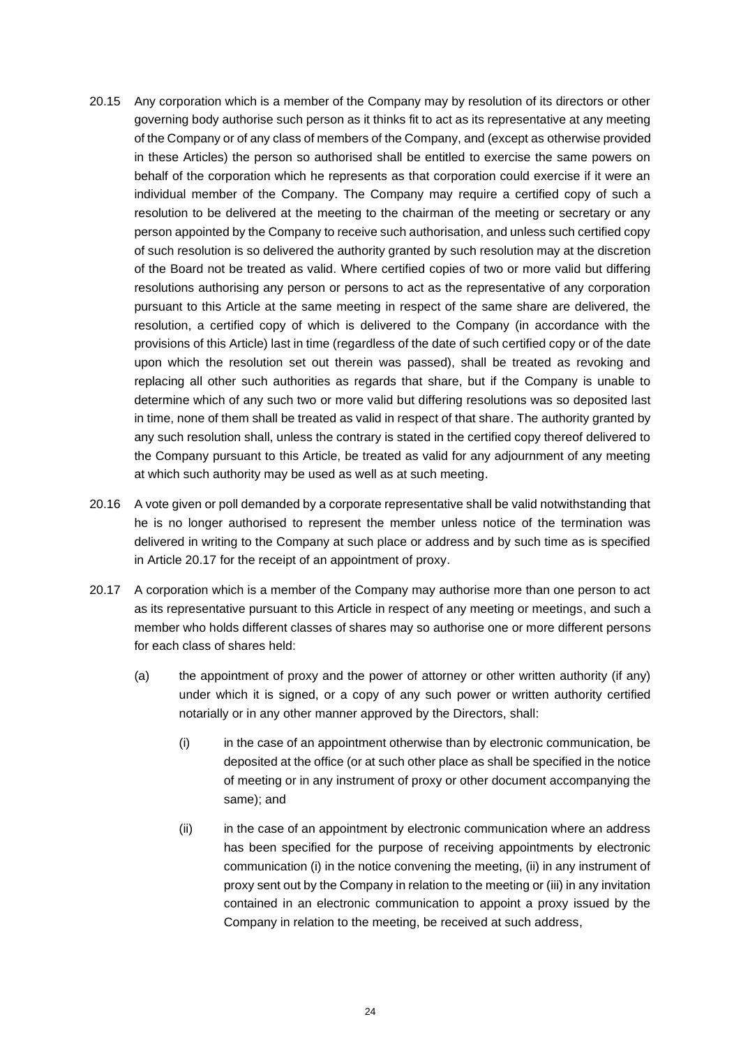20.15 Any corporation which is a member of the Company may by resolution of its directors or other governing body authorise such person as it thinks fit to act as its representative at any meeting of the Company or of any class of members of the Company, and (except as otherwise provided in these Articles) the person so authorised shall be entitled to exercise the same powers on behalf of the corporation which he represents as that corporation could exercise if it were an individual member of the Company. The Company may require a certified copy of such a resolution to be delivered at the meeting to the chairman of the meeting or secretary or any person appointed by the Company to receive such authorisation, and unless such certified copy of such resolution is so delivered the authority granted by such resolution may at the discretion of the Board not be treated as valid. Where certified copies of two or more valid but differing resolutions authorising any person or persons to act as the representative of any corporation pursuant to this Article at the same meeting in respect of the same share are delivered, the resolution, a certified copy of which is delivered to the Company (in accordance with the provisions of this Article) last in time (regardless of the date of such certified copy or of the date upon which the resolution set out therein was passed), shall be treated as revoking and replacing all other such authorities as regards that share, but if the Company is unable to determine which of any such two or more valid but differing resolutions was so deposited last in time, none of them shall be treated as valid in respect of that share. The authority granted by any such resolution shall, unless the contrary is stated in the certified copy thereof delivered to the Company pursuant to this Article, be treated as valid for any adjournment of any meeting at which such authority may be used as well as at such meeting.

20.16 A vote given or poll demanded by a corporate representative shall be valid notwithstanding that he is no longer authorised to represent the member unless notice of the termination was delivered in writing to the Company at such place or address and by such time as is specified in Article 20.17 for the receipt of an appointment of proxy.

20.17 A corporation which is a member of the Company may authorise more than one person to act as its representative pursuant to this Article in respect of any meeting or meetings, and such a member who holds different classes of shares may so authorise one or more different persons for each class of shares held:

(a) the appointment of proxy and the power of attorney or other written authority (if any) under which it is signed, or a copy of any such power or written authority certified notarially or in any other manner approved by the Directors, shall:

(i) in the case of an appointment otherwise than by electronic communication, be deposited at the office (or at such other place as shall be specified in the notice of meeting or in any instrument of proxy or other document accompanying the same); and

(ii) in the case of an appointment by electronic communication where an address has been specified for the purpose of receiving appointments by electronic communication (i) in the notice convening the meeting, (ii) in any instrument of proxy sent out by the Company in relation to the meeting or (iii) in any invitation contained in an electronic communication to appoint a proxy issued by the Company in relation to the meeting, be received at such address,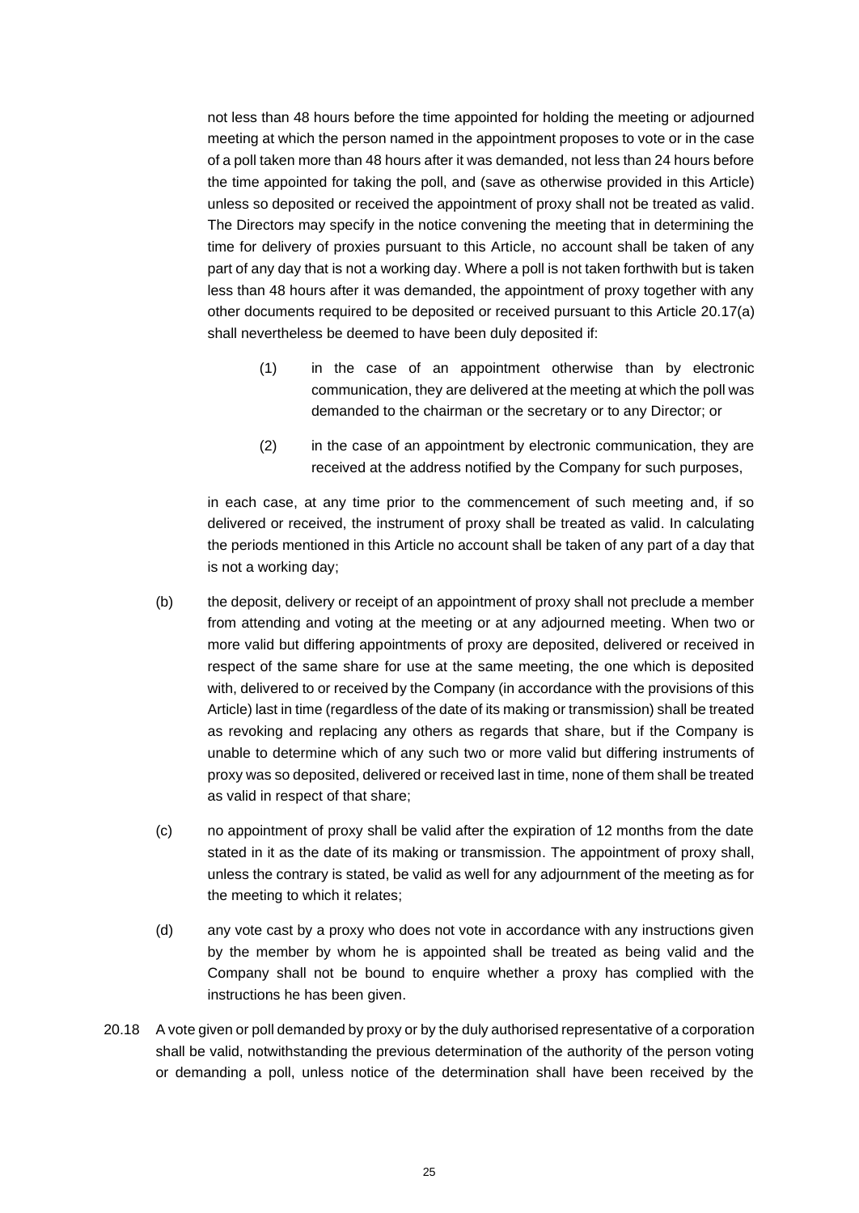not less than 48 hours before the time appointed for holding the meeting or adjourned meeting at which the person named in the appointment proposes to vote or in the case of a poll taken more than 48 hours after it was demanded, not less than 24 hours before the time appointed for taking the poll, and (save as otherwise provided in this Article) unless so deposited or received the appointment of proxy shall not be treated as valid. The Directors may specify in the notice convening the meeting that in determining the time for delivery of proxies pursuant to this Article, no account shall be taken of any part of any day that is not a working day. Where a poll is not taken forthwith but is taken less than 48 hours after it was demanded, the appointment of proxy together with any other documents required to be deposited or received pursuant to this Article 20.17(a) shall nevertheless be deemed to have been duly deposited if:

(1) in the case of an appointment otherwise than by electronic communication, they are delivered at the meeting at which the poll was demanded to the chairman or the secretary or to any Director; or

(2) in the case of an appointment by electronic communication, they are received at the address notified by the Company for such purposes,

in each case, at any time prior to the commencement of such meeting and, if so delivered or received, the instrument of proxy shall be treated as valid. In calculating the periods mentioned in this Article no account shall be taken of any part of a day that is not a working day;

(b) the deposit, delivery or receipt of an appointment of proxy shall not preclude a member from attending and voting at the meeting or at any adjourned meeting. When two or more valid but differing appointments of proxy are deposited, delivered or received in respect of the same share for use at the same meeting, the one which is deposited with, delivered to or received by the Company (in accordance with the provisions of this Article) last in time (regardless of the date of its making or transmission) shall be treated as revoking and replacing any others as regards that share, but if the Company is unable to determine which of any such two or more valid but differing instruments of proxy was so deposited, delivered or received last in time, none of them shall be treated as valid in respect of that share;

(c) no appointment of proxy shall be valid after the expiration of 12 months from the date stated in it as the date of its making or transmission. The appointment of proxy shall, unless the contrary is stated, be valid as well for any adjournment of the meeting as for the meeting to which it relates;

(d) any vote cast by a proxy who does not vote in accordance with any instructions given by the member by whom he is appointed shall be treated as being valid and the Company shall not be bound to enquire whether a proxy has complied with the instructions he has been given.

20.18 A vote given or poll demanded by proxy or by the duly authorised representative of a corporation shall be valid, notwithstanding the previous determination of the authority of the person voting or demanding a poll, unless notice of the determination shall have been received by the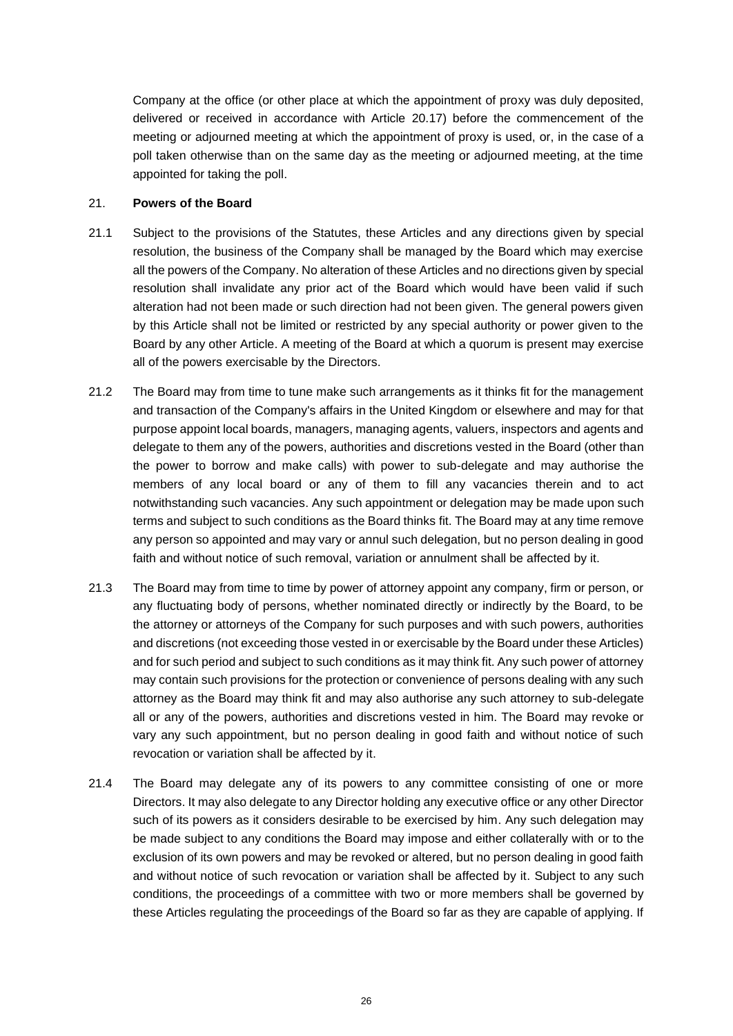Company at the office (or other place at which the appointment of proxy was duly deposited, delivered or received in accordance with Article 20.17) before the commencement of the meeting or adjourned meeting at which the appointment of proxy is used, or, in the case of a poll taken otherwise than on the same day as the meeting or adjourned meeting, at the time appointed for taking the poll.

## 21. **Powers of the Board**

21.1 Subject to the provisions of the Statutes, these Articles and any directions given by special resolution, the business of the Company shall be managed by the Board which may exercise all the powers of the Company. No alteration of these Articles and no directions given by special resolution shall invalidate any prior act of the Board which would have been valid if such alteration had not been made or such direction had not been given. The general powers given by this Article shall not be limited or restricted by any special authority or power given to the Board by any other Article. A meeting of the Board at which a quorum is present may exercise all of the powers exercisable by the Directors.

21.2 The Board may from time to tune make such arrangements as it thinks fit for the management and transaction of the Company's affairs in the United Kingdom or elsewhere and may for that purpose appoint local boards, managers, managing agents, valuers, inspectors and agents and delegate to them any of the powers, authorities and discretions vested in the Board (other than the power to borrow and make calls) with power to sub-delegate and may authorise the members of any local board or any of them to fill any vacancies therein and to act notwithstanding such vacancies. Any such appointment or delegation may be made upon such terms and subject to such conditions as the Board thinks fit. The Board may at any time remove any person so appointed and may vary or annul such delegation, but no person dealing in good faith and without notice of such removal, variation or annulment shall be affected by it.

21.3 The Board may from time to time by power of attorney appoint any company, firm or person, or any fluctuating body of persons, whether nominated directly or indirectly by the Board, to be the attorney or attorneys of the Company for such purposes and with such powers, authorities and discretions (not exceeding those vested in or exercisable by the Board under these Articles) and for such period and subject to such conditions as it may think fit. Any such power of attorney may contain such provisions for the protection or convenience of persons dealing with any such attorney as the Board may think fit and may also authorise any such attorney to sub-delegate all or any of the powers, authorities and discretions vested in him. The Board may revoke or vary any such appointment, but no person dealing in good faith and without notice of such revocation or variation shall be affected by it.

21.4 The Board may delegate any of its powers to any committee consisting of one or more Directors. It may also delegate to any Director holding any executive office or any other Director such of its powers as it considers desirable to be exercised by him. Any such delegation may be made subject to any conditions the Board may impose and either collaterally with or to the exclusion of its own powers and may be revoked or altered, but no person dealing in good faith and without notice of such revocation or variation shall be affected by it. Subject to any such conditions, the proceedings of a committee with two or more members shall be governed by these Articles regulating the proceedings of the Board so far as they are capable of applying. If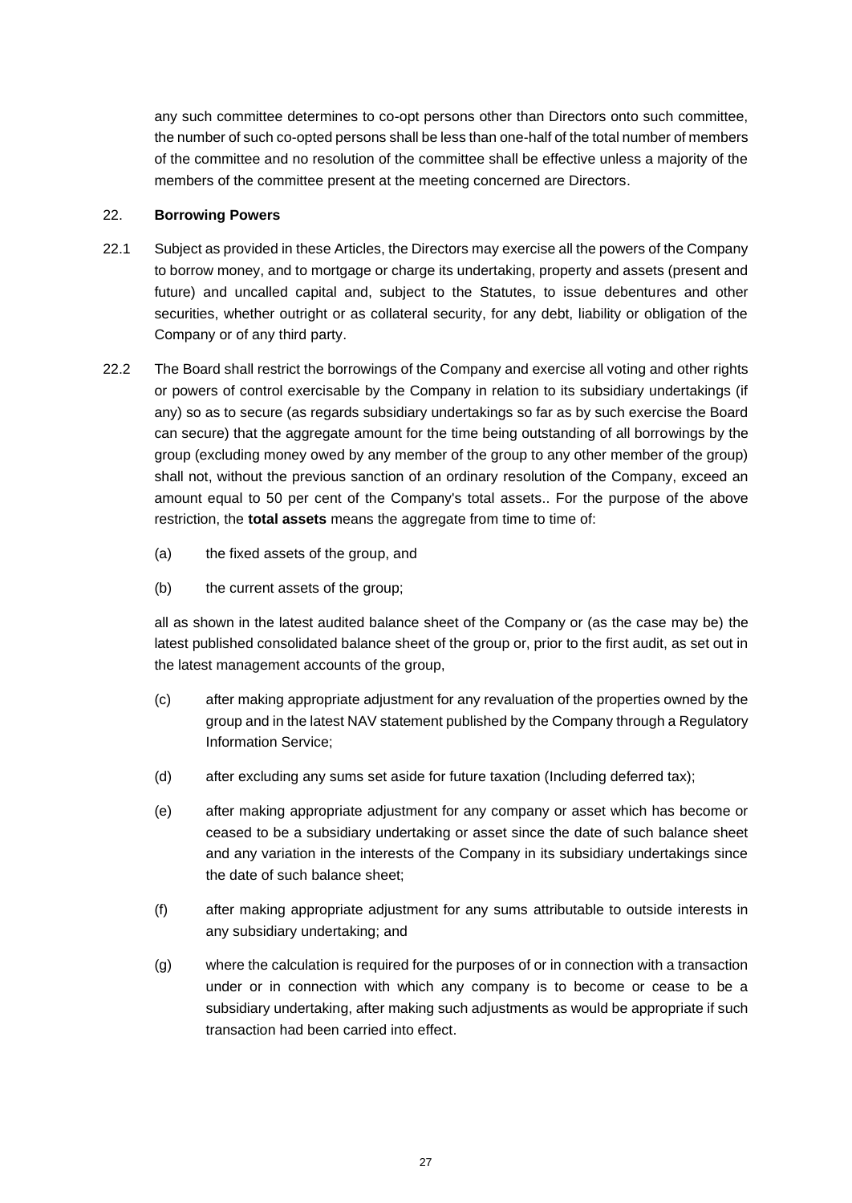any such committee determines to co-opt persons other than Directors onto such committee, the number of such co-opted persons shall be less than one-half of the total number of members of the committee and no resolution of the committee shall be effective unless a majority of the members of the committee present at the meeting concerned are Directors.

22. **Borrowing Powers**

22.1 Subject as provided in these Articles, the Directors may exercise all the powers of the Company to borrow money, and to mortgage or charge its undertaking, property and assets (present and future) and uncalled capital and, subject to the Statutes, to issue debentures and other securities, whether outright or as collateral security, for any debt, liability or obligation of the Company or of any third party.

22.2 The Board shall restrict the borrowings of the Company and exercise all voting and other rights or powers of control exercisable by the Company in relation to its subsidiary undertakings (if any) so as to secure (as regards subsidiary undertakings so far as by such exercise the Board can secure) that the aggregate amount for the time being outstanding of all borrowings by the group (excluding money owed by any member of the group to any other member of the group) shall not, without the previous sanction of an ordinary resolution of the Company, exceed an amount equal to 50 per cent of the Company's total assets.. For the purpose of the above restriction, the **total assets** means the aggregate from time to time of:

(a) the fixed assets of the group, and

(b) the current assets of the group;

all as shown in the latest audited balance sheet of the Company or (as the case may be) the latest published consolidated balance sheet of the group or, prior to the first audit, as set out in the latest management accounts of the group,

(c) after making appropriate adjustment for any revaluation of the properties owned by the group and in the latest NAV statement published by the Company through a Regulatory Information Service;

(d) after excluding any sums set aside for future taxation (Including deferred tax);

(e) after making appropriate adjustment for any company or asset which has become or ceased to be a subsidiary undertaking or asset since the date of such balance sheet and any variation in the interests of the Company in its subsidiary undertakings since the date of such balance sheet;

(f) after making appropriate adjustment for any sums attributable to outside interests in any subsidiary undertaking; and

(g) where the calculation is required for the purposes of or in connection with a transaction under or in connection with which any company is to become or cease to be a subsidiary undertaking, after making such adjustments as would be appropriate if such transaction had been carried into effect.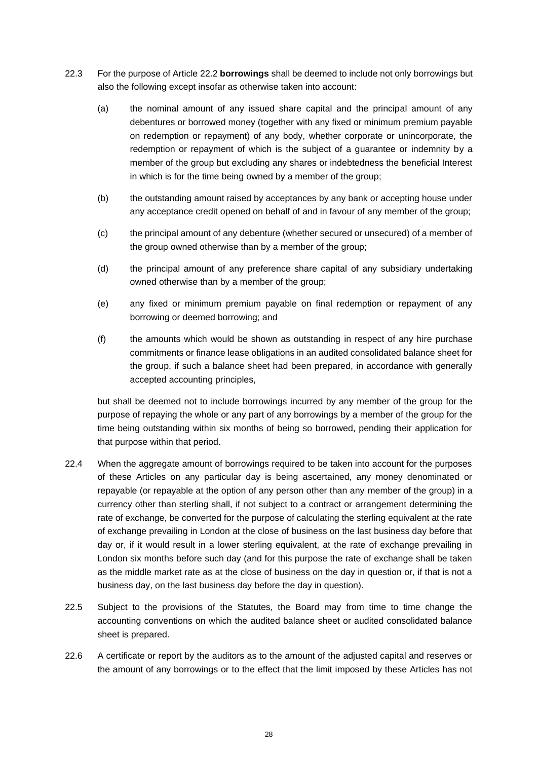22.3 For the purpose of Article 22.2 **borrowings** shall be deemed to include not only borrowings but also the following except insofar as otherwise taken into account:

(a) the nominal amount of any issued share capital and the principal amount of any debentures or borrowed money (together with any fixed or minimum premium payable on redemption or repayment) of any body, whether corporate or unincorporate, the redemption or repayment of which is the subject of a guarantee or indemnity by a member of the group but excluding any shares or indebtedness the beneficial Interest in which is for the time being owned by a member of the group;

(b) the outstanding amount raised by acceptances by any bank or accepting house under any acceptance credit opened on behalf of and in favour of any member of the group;

(c) the principal amount of any debenture (whether secured or unsecured) of a member of the group owned otherwise than by a member of the group;

(d) the principal amount of any preference share capital of any subsidiary undertaking owned otherwise than by a member of the group;

(e) any fixed or minimum premium payable on final redemption or repayment of any borrowing or deemed borrowing; and

(f) the amounts which would be shown as outstanding in respect of any hire purchase commitments or finance lease obligations in an audited consolidated balance sheet for the group, if such a balance sheet had been prepared, in accordance with generally accepted accounting principles,

but shall be deemed not to include borrowings incurred by any member of the group for the purpose of repaying the whole or any part of any borrowings by a member of the group for the time being outstanding within six months of being so borrowed, pending their application for that purpose within that period.

22.4 When the aggregate amount of borrowings required to be taken into account for the purposes of these Articles on any particular day is being ascertained, any money denominated or repayable (or repayable at the option of any person other than any member of the group) in a currency other than sterling shall, if not subject to a contract or arrangement determining the rate of exchange, be converted for the purpose of calculating the sterling equivalent at the rate of exchange prevailing in London at the close of business on the last business day before that day or, if it would result in a lower sterling equivalent, at the rate of exchange prevailing in London six months before such day (and for this purpose the rate of exchange shall be taken as the middle market rate as at the close of business on the day in question or, if that is not a business day, on the last business day before the day in question).

22.5 Subject to the provisions of the Statutes, the Board may from time to time change the accounting conventions on which the audited balance sheet or audited consolidated balance sheet is prepared.

22.6 A certificate or report by the auditors as to the amount of the adjusted capital and reserves or the amount of any borrowings or to the effect that the limit imposed by these Articles has not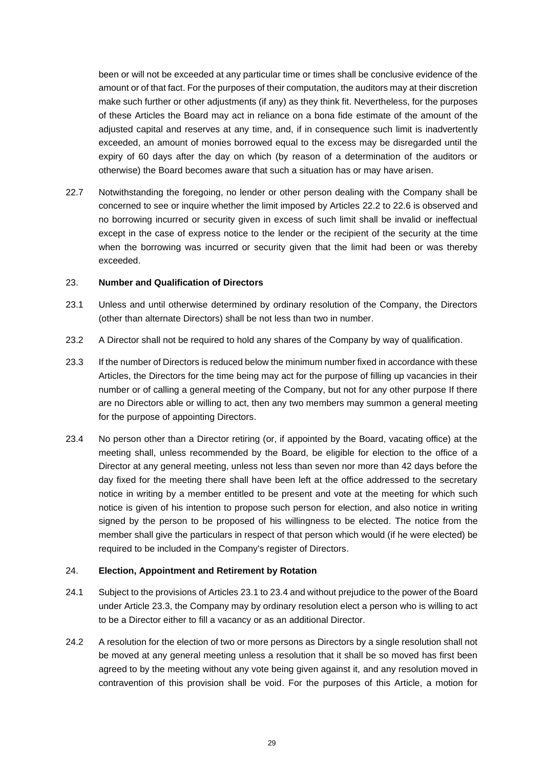been or will not be exceeded at any particular time or times shall be conclusive evidence of the amount or of that fact. For the purposes of their computation, the auditors may at their discretion make such further or other adjustments (if any) as they think fit. Nevertheless, for the purposes of these Articles the Board may act in reliance on a bona fide estimate of the amount of the adjusted capital and reserves at any time, and, if in consequence such limit is inadvertently exceeded, an amount of monies borrowed equal to the excess may be disregarded until the expiry of 60 days after the day on which (by reason of a determination of the auditors or otherwise) the Board becomes aware that such a situation has or may have arisen.

22.7 Notwithstanding the foregoing, no lender or other person dealing with the Company shall be concerned to see or inquire whether the limit imposed by Articles 22.2 to 22.6 is observed and no borrowing incurred or security given in excess of such limit shall be invalid or ineffectual except in the case of express notice to the lender or the recipient of the security at the time when the borrowing was incurred or security given that the limit had been or was thereby exceeded.

## 23. Number and Qualification of Directors

23.1 Unless and until otherwise determined by ordinary resolution of the Company, the Directors (other than alternate Directors) shall be not less than two in number.

23.2 A Director shall not be required to hold any shares of the Company by way of qualification.

23.3 If the number of Directors is reduced below the minimum number fixed in accordance with these Articles, the Directors for the time being may act for the purpose of filling up vacancies in their number or of calling a general meeting of the Company, but not for any other purpose If there are no Directors able or willing to act, then any two members may summon a general meeting for the purpose of appointing Directors.

23.4 No person other than a Director retiring (or, if appointed by the Board, vacating office) at the meeting shall, unless recommended by the Board, be eligible for election to the office of a Director at any general meeting, unless not less than seven nor more than 42 days before the day fixed for the meeting there shall have been left at the office addressed to the secretary notice in writing by a member entitled to be present and vote at the meeting for which such notice is given of his intention to propose such person for election, and also notice in writing signed by the person to be proposed of his willingness to be elected. The notice from the member shall give the particulars in respect of that person which would (if he were elected) be required to be included in the Company's register of Directors.

## 24. Election, Appointment and Retirement by Rotation

24.1 Subject to the provisions of Articles 23.1 to 23.4 and without prejudice to the power of the Board under Article 23.3, the Company may by ordinary resolution elect a person who is willing to act to be a Director either to fill a vacancy or as an additional Director.

24.2 A resolution for the election of two or more persons as Directors by a single resolution shall not be moved at any general meeting unless a resolution that it shall be so moved has first been agreed to by the meeting without any vote being given against it, and any resolution moved in contravention of this provision shall be void. For the purposes of this Article, a motion for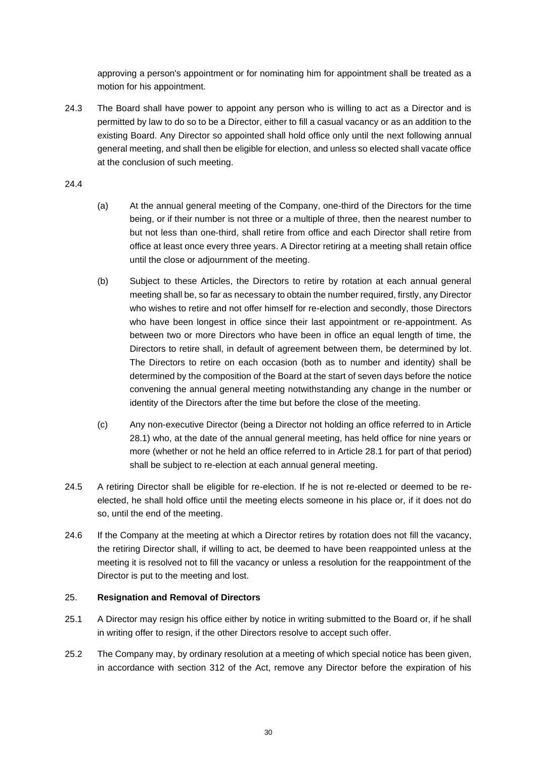approving a person's appointment or for nominating him for appointment shall be treated as a motion for his appointment.

24.3 The Board shall have power to appoint any person who is willing to act as a Director and is permitted by law to do so to be a Director, either to fill a casual vacancy or as an addition to the existing Board. Any Director so appointed shall hold office only until the next following annual general meeting, and shall then be eligible for election, and unless so elected shall vacate office at the conclusion of such meeting.

24.4

(a) At the annual general meeting of the Company, one-third of the Directors for the time being, or if their number is not three or a multiple of three, then the nearest number to but not less than one-third, shall retire from office and each Director shall retire from office at least once every three years. A Director retiring at a meeting shall retain office until the close or adjournment of the meeting.

(b) Subject to these Articles, the Directors to retire by rotation at each annual general meeting shall be, so far as necessary to obtain the number required, firstly, any Director who wishes to retire and not offer himself for re-election and secondly, those Directors who have been longest in office since their last appointment or re-appointment. As between two or more Directors who have been in office an equal length of time, the Directors to retire shall, in default of agreement between them, be determined by lot. The Directors to retire on each occasion (both as to number and identity) shall be determined by the composition of the Board at the start of seven days before the notice convening the annual general meeting notwithstanding any change in the number or identity of the Directors after the time but before the close of the meeting.

(c) Any non-executive Director (being a Director not holding an office referred to in Article 28.1) who, at the date of the annual general meeting, has held office for nine years or more (whether or not he held an office referred to in Article 28.1 for part of that period) shall be subject to re-election at each annual general meeting.

24.5 A retiring Director shall be eligible for re-election. If he is not re-elected or deemed to be re-elected, he shall hold office until the meeting elects someone in his place or, if it does not do so, until the end of the meeting.

24.6 If the Company at the meeting at which a Director retires by rotation does not fill the vacancy, the retiring Director shall, if willing to act, be deemed to have been reappointed unless at the meeting it is resolved not to fill the vacancy or unless a resolution for the reappointment of the Director is put to the meeting and lost.

## 25. Resignation and Removal of Directors

25.1 A Director may resign his office either by notice in writing submitted to the Board or, if he shall in writing offer to resign, if the other Directors resolve to accept such offer.

25.2 The Company may, by ordinary resolution at a meeting of which special notice has been given, in accordance with section 312 of the Act, remove any Director before the expiration of his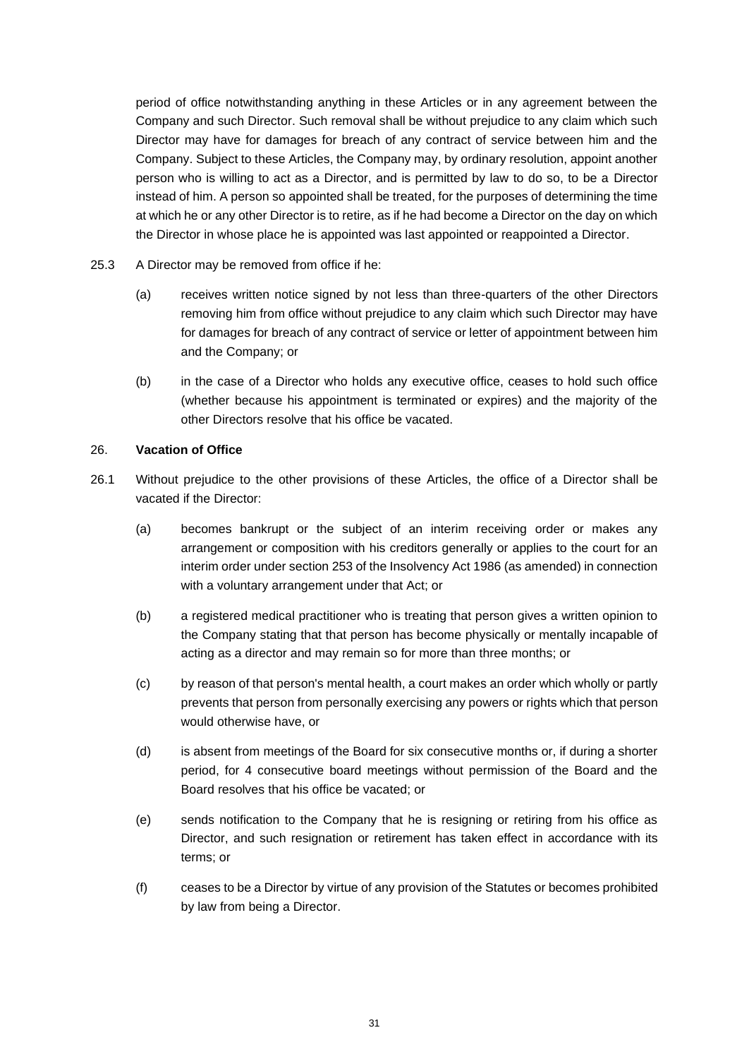period of office notwithstanding anything in these Articles or in any agreement between the Company and such Director. Such removal shall be without prejudice to any claim which such Director may have for damages for breach of any contract of service between him and the Company. Subject to these Articles, the Company may, by ordinary resolution, appoint another person who is willing to act as a Director, and is permitted by law to do so, to be a Director instead of him. A person so appointed shall be treated, for the purposes of determining the time at which he or any other Director is to retire, as if he had become a Director on the day on which the Director in whose place he is appointed was last appointed or reappointed a Director.

25.3 A Director may be removed from office if he:

(a) receives written notice signed by not less than three-quarters of the other Directors removing him from office without prejudice to any claim which such Director may have for damages for breach of any contract of service or letter of appointment between him and the Company; or

(b) in the case of a Director who holds any executive office, ceases to hold such office (whether because his appointment is terminated or expires) and the majority of the other Directors resolve that his office be vacated.

## 26. **Vacation of Office**

26.1 Without prejudice to the other provisions of these Articles, the office of a Director shall be vacated if the Director:

(a) becomes bankrupt or the subject of an interim receiving order or makes any arrangement or composition with his creditors generally or applies to the court for an interim order under section 253 of the Insolvency Act 1986 (as amended) in connection with a voluntary arrangement under that Act; or

(b) a registered medical practitioner who is treating that person gives a written opinion to the Company stating that that person has become physically or mentally incapable of acting as a director and may remain so for more than three months; or

(c) by reason of that person's mental health, a court makes an order which wholly or partly prevents that person from personally exercising any powers or rights which that person would otherwise have, or

(d) is absent from meetings of the Board for six consecutive months or, if during a shorter period, for 4 consecutive board meetings without permission of the Board and the Board resolves that his office be vacated; or

(e) sends notification to the Company that he is resigning or retiring from his office as Director, and such resignation or retirement has taken effect in accordance with its terms; or

(f) ceases to be a Director by virtue of any provision of the Statutes or becomes prohibited by law from being a Director.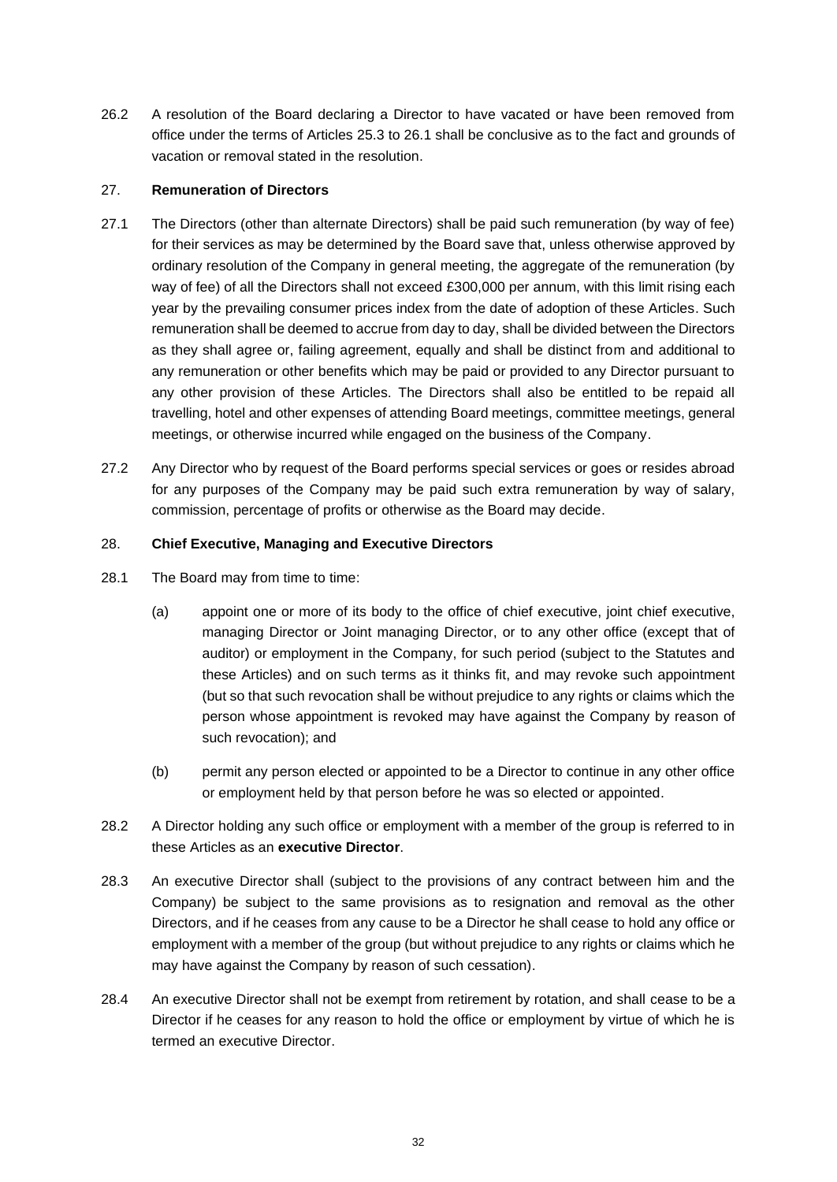26.2 A resolution of the Board declaring a Director to have vacated or have been removed from office under the terms of Articles 25.3 to 26.1 shall be conclusive as to the fact and grounds of vacation or removal stated in the resolution.

## 27. **Remuneration of Directors**

27.1 The Directors (other than alternate Directors) shall be paid such remuneration (by way of fee) for their services as may be determined by the Board save that, unless otherwise approved by ordinary resolution of the Company in general meeting, the aggregate of the remuneration (by way of fee) of all the Directors shall not exceed £300,000 per annum, with this limit rising each year by the prevailing consumer prices index from the date of adoption of these Articles. Such remuneration shall be deemed to accrue from day to day, shall be divided between the Directors as they shall agree or, failing agreement, equally and shall be distinct from and additional to any remuneration or other benefits which may be paid or provided to any Director pursuant to any other provision of these Articles. The Directors shall also be entitled to be repaid all travelling, hotel and other expenses of attending Board meetings, committee meetings, general meetings, or otherwise incurred while engaged on the business of the Company.

27.2 Any Director who by request of the Board performs special services or goes or resides abroad for any purposes of the Company may be paid such extra remuneration by way of salary, commission, percentage of profits or otherwise as the Board may decide.

## 28. **Chief Executive, Managing and Executive Directors**

28.1 The Board may from time to time:

(a) appoint one or more of its body to the office of chief executive, joint chief executive, managing Director or Joint managing Director, or to any other office (except that of auditor) or employment in the Company, for such period (subject to the Statutes and these Articles) and on such terms as it thinks fit, and may revoke such appointment (but so that such revocation shall be without prejudice to any rights or claims which the person whose appointment is revoked may have against the Company by reason of such revocation); and

(b) permit any person elected or appointed to be a Director to continue in any other office or employment held by that person before he was so elected or appointed.

28.2 A Director holding any such office or employment with a member of the group is referred to in these Articles as an **executive Director**.

28.3 An executive Director shall (subject to the provisions of any contract between him and the Company) be subject to the same provisions as to resignation and removal as the other Directors, and if he ceases from any cause to be a Director he shall cease to hold any office or employment with a member of the group (but without prejudice to any rights or claims which he may have against the Company by reason of such cessation).

28.4 An executive Director shall not be exempt from retirement by rotation, and shall cease to be a Director if he ceases for any reason to hold the office or employment by virtue of which he is termed an executive Director.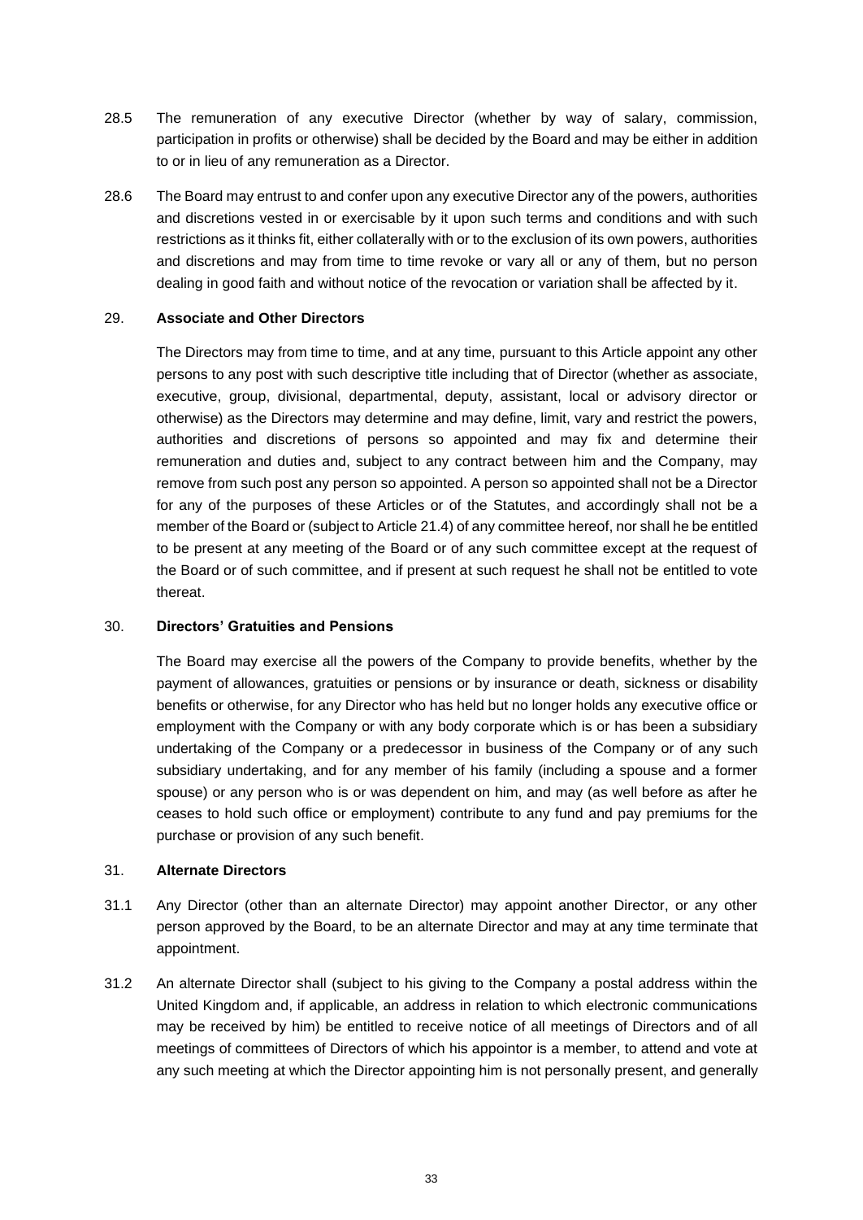28.5 The remuneration of any executive Director (whether by way of salary, commission, participation in profits or otherwise) shall be decided by the Board and may be either in addition to or in lieu of any remuneration as a Director.

28.6 The Board may entrust to and confer upon any executive Director any of the powers, authorities and discretions vested in or exercisable by it upon such terms and conditions and with such restrictions as it thinks fit, either collaterally with or to the exclusion of its own powers, authorities and discretions and may from time to time revoke or vary all or any of them, but no person dealing in good faith and without notice of the revocation or variation shall be affected by it.

## 29. Associate and Other Directors

The Directors may from time to time, and at any time, pursuant to this Article appoint any other persons to any post with such descriptive title including that of Director (whether as associate, executive, group, divisional, departmental, deputy, assistant, local or advisory director or otherwise) as the Directors may determine and may define, limit, vary and restrict the powers, authorities and discretions of persons so appointed and may fix and determine their remuneration and duties and, subject to any contract between him and the Company, may remove from such post any person so appointed. A person so appointed shall not be a Director for any of the purposes of these Articles or of the Statutes, and accordingly shall not be a member of the Board or (subject to Article 21.4) of any committee hereof, nor shall he be entitled to be present at any meeting of the Board or of any such committee except at the request of the Board or of such committee, and if present at such request he shall not be entitled to vote thereat.

## 30. Directors' Gratuities and Pensions

The Board may exercise all the powers of the Company to provide benefits, whether by the payment of allowances, gratuities or pensions or by insurance or death, sickness or disability benefits or otherwise, for any Director who has held but no longer holds any executive office or employment with the Company or with any body corporate which is or has been a subsidiary undertaking of the Company or a predecessor in business of the Company or of any such subsidiary undertaking, and for any member of his family (including a spouse and a former spouse) or any person who is or was dependent on him, and may (as well before as after he ceases to hold such office or employment) contribute to any fund and pay premiums for the purchase or provision of any such benefit.

## 31. Alternate Directors

31.1 Any Director (other than an alternate Director) may appoint another Director, or any other person approved by the Board, to be an alternate Director and may at any time terminate that appointment.

31.2 An alternate Director shall (subject to his giving to the Company a postal address within the United Kingdom and, if applicable, an address in relation to which electronic communications may be received by him) be entitled to receive notice of all meetings of Directors and of all meetings of committees of Directors of which his appointor is a member, to attend and vote at any such meeting at which the Director appointing him is not personally present, and generally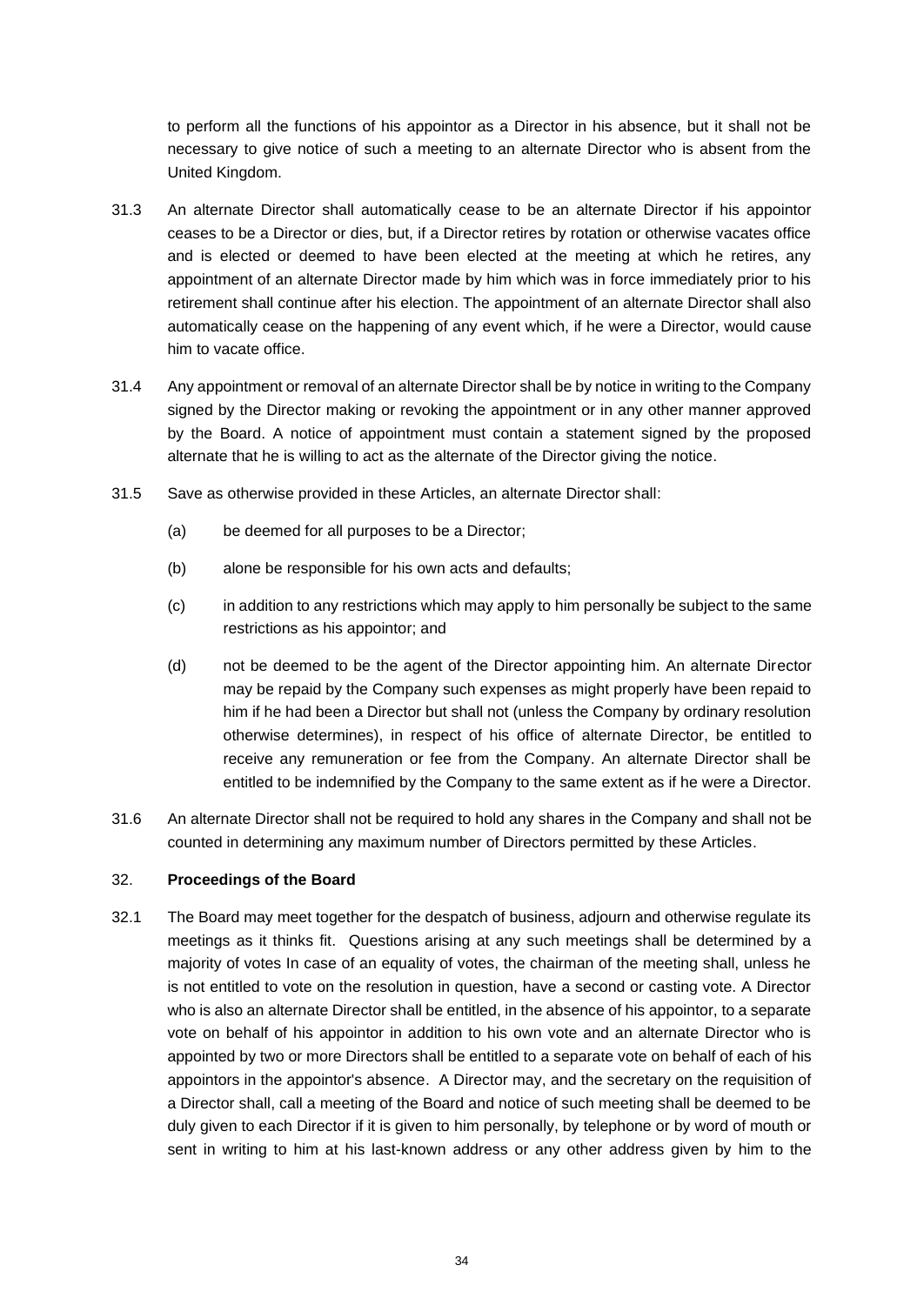to perform all the functions of his appointor as a Director in his absence, but it shall not be necessary to give notice of such a meeting to an alternate Director who is absent from the United Kingdom.

31.3 An alternate Director shall automatically cease to be an alternate Director if his appointor ceases to be a Director or dies, but, if a Director retires by rotation or otherwise vacates office and is elected or deemed to have been elected at the meeting at which he retires, any appointment of an alternate Director made by him which was in force immediately prior to his retirement shall continue after his election. The appointment of an alternate Director shall also automatically cease on the happening of any event which, if he were a Director, would cause him to vacate office.

31.4 Any appointment or removal of an alternate Director shall be by notice in writing to the Company signed by the Director making or revoking the appointment or in any other manner approved by the Board. A notice of appointment must contain a statement signed by the proposed alternate that he is willing to act as the alternate of the Director giving the notice.

31.5 Save as otherwise provided in these Articles, an alternate Director shall:

(a) be deemed for all purposes to be a Director;

(b) alone be responsible for his own acts and defaults;

(c) in addition to any restrictions which may apply to him personally be subject to the same restrictions as his appointor; and

(d) not be deemed to be the agent of the Director appointing him. An alternate Director may be repaid by the Company such expenses as might properly have been repaid to him if he had been a Director but shall not (unless the Company by ordinary resolution otherwise determines), in respect of his office of alternate Director, be entitled to receive any remuneration or fee from the Company. An alternate Director shall be entitled to be indemnified by the Company to the same extent as if he were a Director.

31.6 An alternate Director shall not be required to hold any shares in the Company and shall not be counted in determining any maximum number of Directors permitted by these Articles.

32. **Proceedings of the Board**

32.1 The Board may meet together for the despatch of business, adjourn and otherwise regulate its meetings as it thinks fit. Questions arising at any such meetings shall be determined by a majority of votes In case of an equality of votes, the chairman of the meeting shall, unless he is not entitled to vote on the resolution in question, have a second or casting vote. A Director who is also an alternate Director shall be entitled, in the absence of his appointor, to a separate vote on behalf of his appointor in addition to his own vote and an alternate Director who is appointed by two or more Directors shall be entitled to a separate vote on behalf of each of his appointors in the appointor's absence. A Director may, and the secretary on the requisition of a Director shall, call a meeting of the Board and notice of such meeting shall be deemed to be duly given to each Director if it is given to him personally, by telephone or by word of mouth or sent in writing to him at his last-known address or any other address given by him to the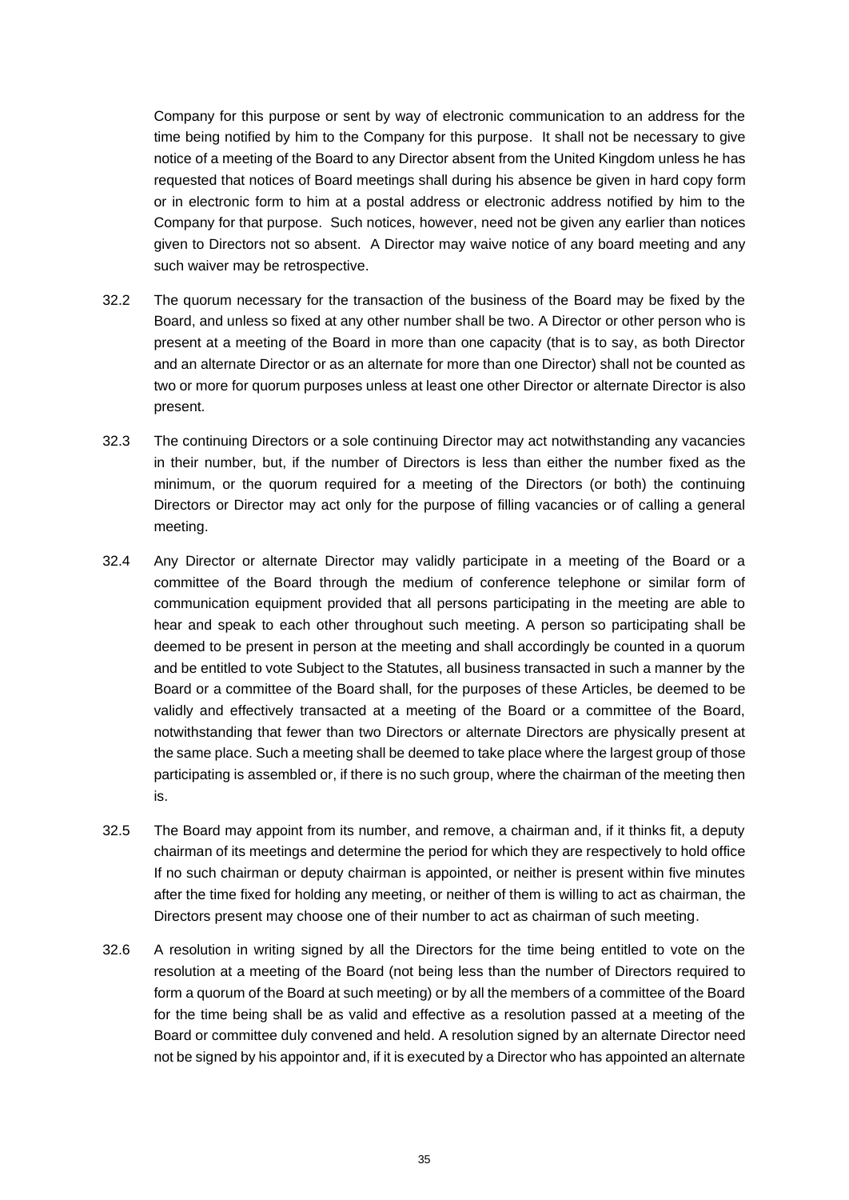Company for this purpose or sent by way of electronic communication to an address for the time being notified by him to the Company for this purpose. It shall not be necessary to give notice of a meeting of the Board to any Director absent from the United Kingdom unless he has requested that notices of Board meetings shall during his absence be given in hard copy form or in electronic form to him at a postal address or electronic address notified by him to the Company for that purpose. Such notices, however, need not be given any earlier than notices given to Directors not so absent. A Director may waive notice of any board meeting and any such waiver may be retrospective.

32.2 The quorum necessary for the transaction of the business of the Board may be fixed by the Board, and unless so fixed at any other number shall be two. A Director or other person who is present at a meeting of the Board in more than one capacity (that is to say, as both Director and an alternate Director or as an alternate for more than one Director) shall not be counted as two or more for quorum purposes unless at least one other Director or alternate Director is also present.

32.3 The continuing Directors or a sole continuing Director may act notwithstanding any vacancies in their number, but, if the number of Directors is less than either the number fixed as the minimum, or the quorum required for a meeting of the Directors (or both) the continuing Directors or Director may act only for the purpose of filling vacancies or of calling a general meeting.

32.4 Any Director or alternate Director may validly participate in a meeting of the Board or a committee of the Board through the medium of conference telephone or similar form of communication equipment provided that all persons participating in the meeting are able to hear and speak to each other throughout such meeting. A person so participating shall be deemed to be present in person at the meeting and shall accordingly be counted in a quorum and be entitled to vote Subject to the Statutes, all business transacted in such a manner by the Board or a committee of the Board shall, for the purposes of these Articles, be deemed to be validly and effectively transacted at a meeting of the Board or a committee of the Board, notwithstanding that fewer than two Directors or alternate Directors are physically present at the same place. Such a meeting shall be deemed to take place where the largest group of those participating is assembled or, if there is no such group, where the chairman of the meeting then is.

32.5 The Board may appoint from its number, and remove, a chairman and, if it thinks fit, a deputy chairman of its meetings and determine the period for which they are respectively to hold office If no such chairman or deputy chairman is appointed, or neither is present within five minutes after the time fixed for holding any meeting, or neither of them is willing to act as chairman, the Directors present may choose one of their number to act as chairman of such meeting.

32.6 A resolution in writing signed by all the Directors for the time being entitled to vote on the resolution at a meeting of the Board (not being less than the number of Directors required to form a quorum of the Board at such meeting) or by all the members of a committee of the Board for the time being shall be as valid and effective as a resolution passed at a meeting of the Board or committee duly convened and held. A resolution signed by an alternate Director need not be signed by his appointor and, if it is executed by a Director who has appointed an alternate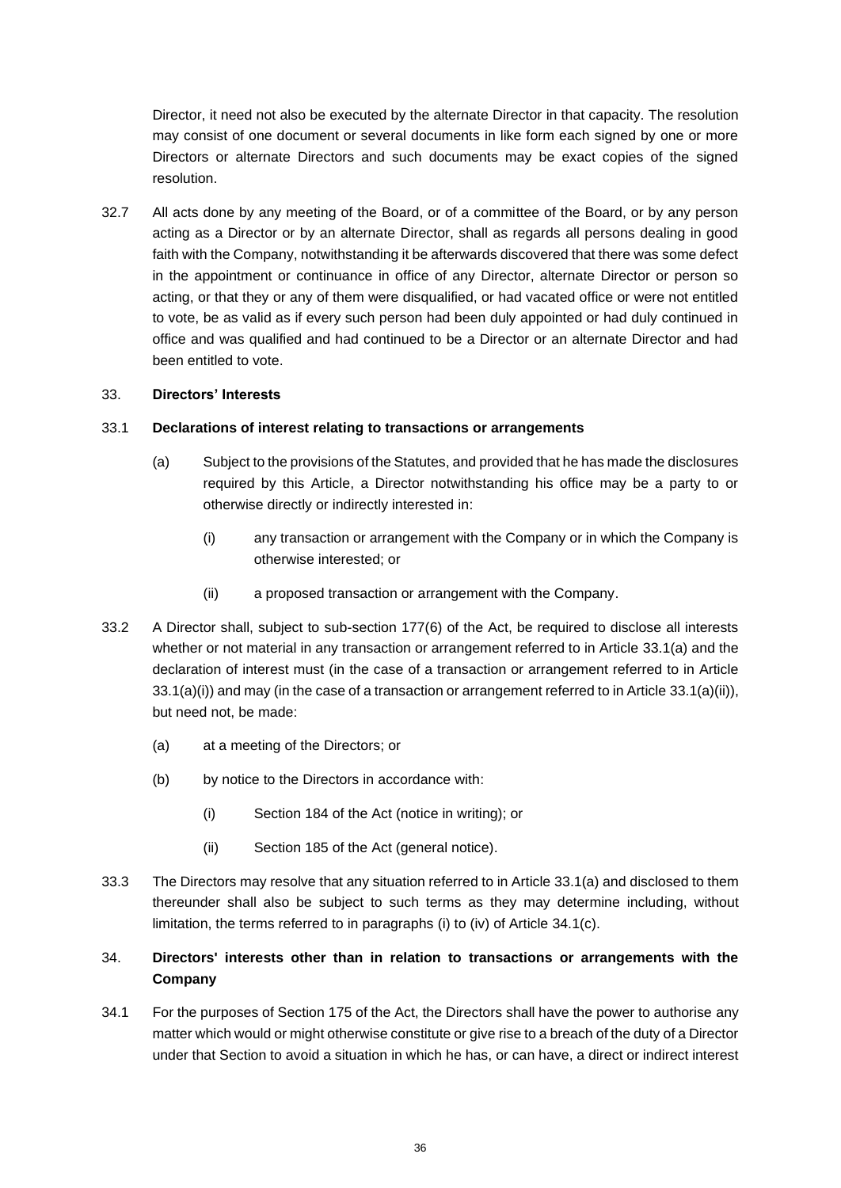Director, it need not also be executed by the alternate Director in that capacity. The resolution may consist of one document or several documents in like form each signed by one or more Directors or alternate Directors and such documents may be exact copies of the signed resolution.

32.7 All acts done by any meeting of the Board, or of a committee of the Board, or by any person acting as a Director or by an alternate Director, shall as regards all persons dealing in good faith with the Company, notwithstanding it be afterwards discovered that there was some defect in the appointment or continuance in office of any Director, alternate Director or person so acting, or that they or any of them were disqualified, or had vacated office or were not entitled to vote, be as valid as if every such person had been duly appointed or had duly continued in office and was qualified and had continued to be a Director or an alternate Director and had been entitled to vote.

## 33. **Directors' Interests**

### 33.1 **Declarations of interest relating to transactions or arrangements**

(a) Subject to the provisions of the Statutes, and provided that he has made the disclosures required by this Article, a Director notwithstanding his office may be a party to or otherwise directly or indirectly interested in:

(i) any transaction or arrangement with the Company or in which the Company is otherwise interested; or

(ii) a proposed transaction or arrangement with the Company.

33.2 A Director shall, subject to sub-section 177(6) of the Act, be required to disclose all interests whether or not material in any transaction or arrangement referred to in Article 33.1(a) and the declaration of interest must (in the case of a transaction or arrangement referred to in Article 33.1(a)(i)) and may (in the case of a transaction or arrangement referred to in Article 33.1(a)(ii)), but need not, be made:

(a) at a meeting of the Directors; or

(b) by notice to the Directors in accordance with:

(i) Section 184 of the Act (notice in writing); or

(ii) Section 185 of the Act (general notice).

33.3 The Directors may resolve that any situation referred to in Article 33.1(a) and disclosed to them thereunder shall also be subject to such terms as they may determine including, without limitation, the terms referred to in paragraphs (i) to (iv) of Article 34.1(c).

## 34. **Directors' interests other than in relation to transactions or arrangements with the Company**

34.1 For the purposes of Section 175 of the Act, the Directors shall have the power to authorise any matter which would or might otherwise constitute or give rise to a breach of the duty of a Director under that Section to avoid a situation in which he has, or can have, a direct or indirect interest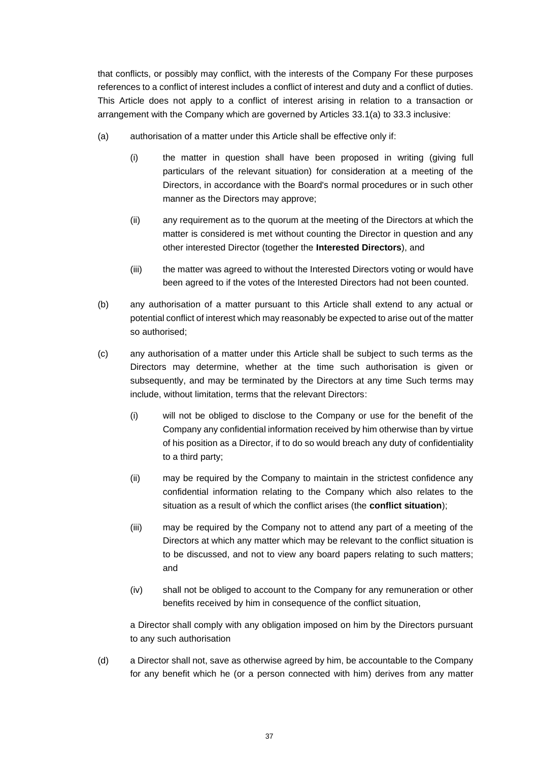that conflicts, or possibly may conflict, with the interests of the Company For these purposes references to a conflict of interest includes a conflict of interest and duty and a conflict of duties. This Article does not apply to a conflict of interest arising in relation to a transaction or arrangement with the Company which are governed by Articles 33.1(a) to 33.3 inclusive:

(a) authorisation of a matter under this Article shall be effective only if:

    (i) the matter in question shall have been proposed in writing (giving full particulars of the relevant situation) for consideration at a meeting of the Directors, in accordance with the Board's normal procedures or in such other manner as the Directors may approve;

    (ii) any requirement as to the quorum at the meeting of the Directors at which the matter is considered is met without counting the Director in question and any other interested Director (together the **Interested Directors**), and

    (iii) the matter was agreed to without the Interested Directors voting or would have been agreed to if the votes of the Interested Directors had not been counted.

(b) any authorisation of a matter pursuant to this Article shall extend to any actual or potential conflict of interest which may reasonably be expected to arise out of the matter so authorised;

(c) any authorisation of a matter under this Article shall be subject to such terms as the Directors may determine, whether at the time such authorisation is given or subsequently, and may be terminated by the Directors at any time Such terms may include, without limitation, terms that the relevant Directors:

    (i) will not be obliged to disclose to the Company or use for the benefit of the Company any confidential information received by him otherwise than by virtue of his position as a Director, if to do so would breach any duty of confidentiality to a third party;

    (ii) may be required by the Company to maintain in the strictest confidence any confidential information relating to the Company which also relates to the situation as a result of which the conflict arises (the **conflict situation**);

    (iii) may be required by the Company not to attend any part of a meeting of the Directors at which any matter which may be relevant to the conflict situation is to be discussed, and not to view any board papers relating to such matters; and

    (iv) shall not be obliged to account to the Company for any remuneration or other benefits received by him in consequence of the conflict situation,

    a Director shall comply with any obligation imposed on him by the Directors pursuant to any such authorisation

(d) a Director shall not, save as otherwise agreed by him, be accountable to the Company for any benefit which he (or a person connected with him) derives from any matter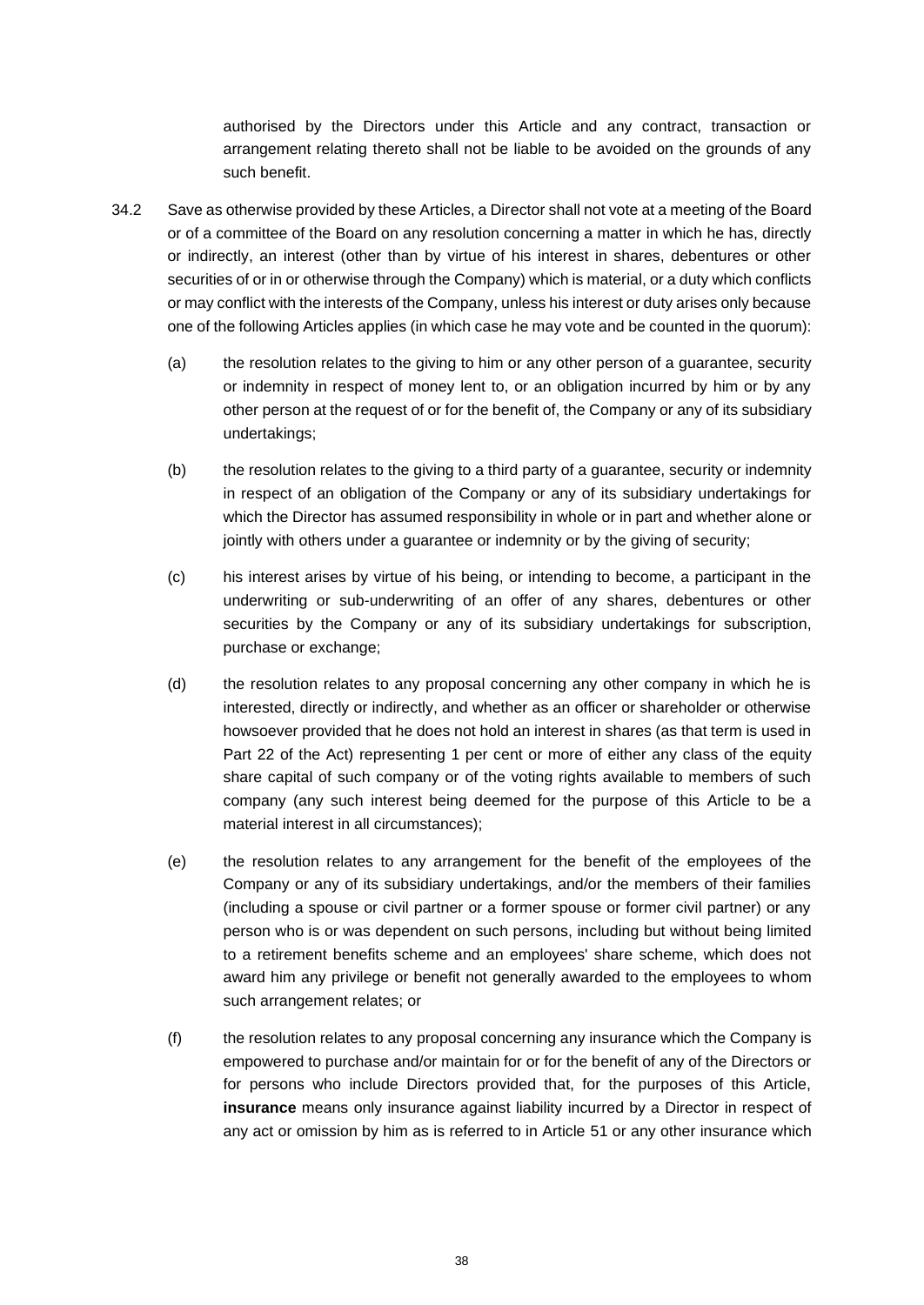authorised by the Directors under this Article and any contract, transaction or arrangement relating thereto shall not be liable to be avoided on the grounds of any such benefit.

34.2 Save as otherwise provided by these Articles, a Director shall not vote at a meeting of the Board or of a committee of the Board on any resolution concerning a matter in which he has, directly or indirectly, an interest (other than by virtue of his interest in shares, debentures or other securities of or in or otherwise through the Company) which is material, or a duty which conflicts or may conflict with the interests of the Company, unless his interest or duty arises only because one of the following Articles applies (in which case he may vote and be counted in the quorum):

(a) the resolution relates to the giving to him or any other person of a guarantee, security or indemnity in respect of money lent to, or an obligation incurred by him or by any other person at the request of or for the benefit of, the Company or any of its subsidiary undertakings;

(b) the resolution relates to the giving to a third party of a guarantee, security or indemnity in respect of an obligation of the Company or any of its subsidiary undertakings for which the Director has assumed responsibility in whole or in part and whether alone or jointly with others under a guarantee or indemnity or by the giving of security;

(c) his interest arises by virtue of his being, or intending to become, a participant in the underwriting or sub-underwriting of an offer of any shares, debentures or other securities by the Company or any of its subsidiary undertakings for subscription, purchase or exchange;

(d) the resolution relates to any proposal concerning any other company in which he is interested, directly or indirectly, and whether as an officer or shareholder or otherwise howsoever provided that he does not hold an interest in shares (as that term is used in Part 22 of the Act) representing 1 per cent or more of either any class of the equity share capital of such company or of the voting rights available to members of such company (any such interest being deemed for the purpose of this Article to be a material interest in all circumstances);

(e) the resolution relates to any arrangement for the benefit of the employees of the Company or any of its subsidiary undertakings, and/or the members of their families (including a spouse or civil partner or a former spouse or former civil partner) or any person who is or was dependent on such persons, including but without being limited to a retirement benefits scheme and an employees' share scheme, which does not award him any privilege or benefit not generally awarded to the employees to whom such arrangement relates; or

(f) the resolution relates to any proposal concerning any insurance which the Company is empowered to purchase and/or maintain for or for the benefit of any of the Directors or for persons who include Directors provided that, for the purposes of this Article, **insurance** means only insurance against liability incurred by a Director in respect of any act or omission by him as is referred to in Article 51 or any other insurance which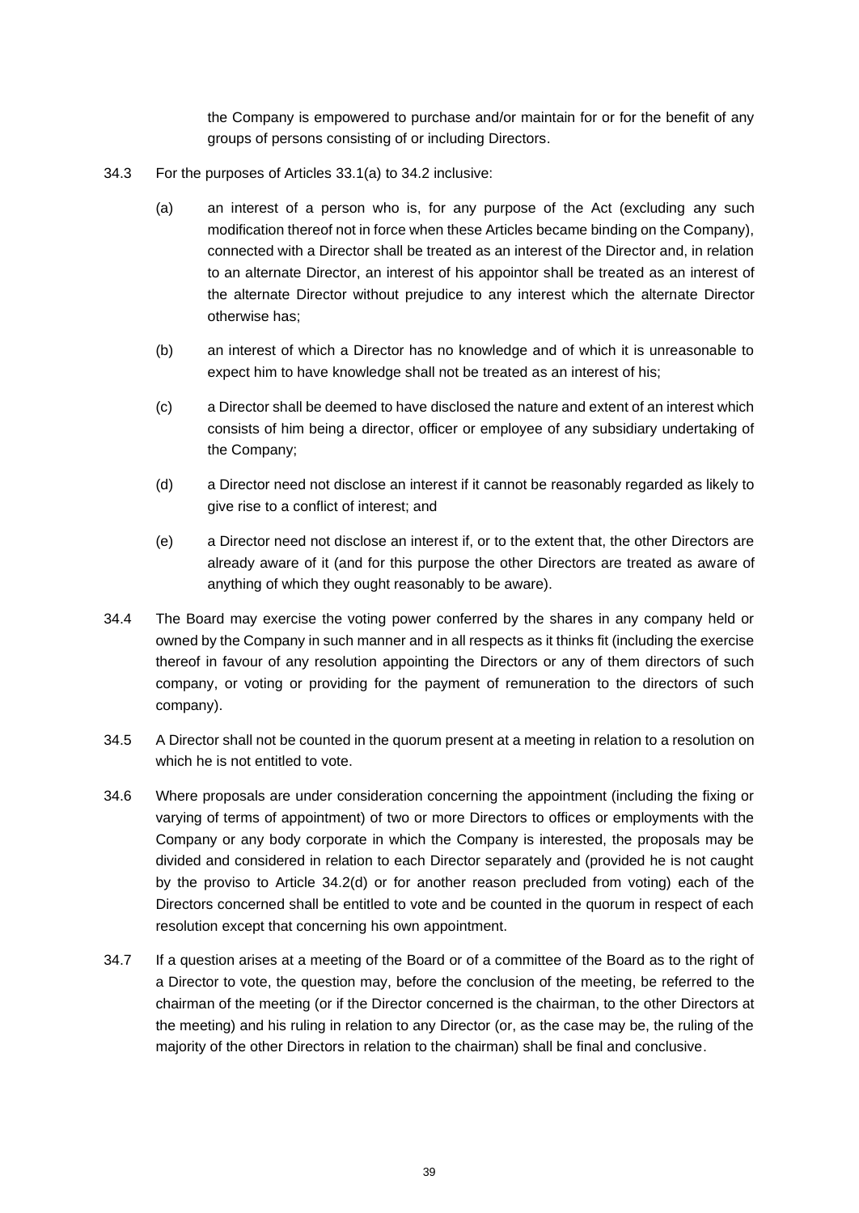the Company is empowered to purchase and/or maintain for or for the benefit of any groups of persons consisting of or including Directors.

34.3 For the purposes of Articles 33.1(a) to 34.2 inclusive:

(a) an interest of a person who is, for any purpose of the Act (excluding any such modification thereof not in force when these Articles became binding on the Company), connected with a Director shall be treated as an interest of the Director and, in relation to an alternate Director, an interest of his appointor shall be treated as an interest of the alternate Director without prejudice to any interest which the alternate Director otherwise has;

(b) an interest of which a Director has no knowledge and of which it is unreasonable to expect him to have knowledge shall not be treated as an interest of his;

(c) a Director shall be deemed to have disclosed the nature and extent of an interest which consists of him being a director, officer or employee of any subsidiary undertaking of the Company;

(d) a Director need not disclose an interest if it cannot be reasonably regarded as likely to give rise to a conflict of interest; and

(e) a Director need not disclose an interest if, or to the extent that, the other Directors are already aware of it (and for this purpose the other Directors are treated as aware of anything of which they ought reasonably to be aware).

34.4 The Board may exercise the voting power conferred by the shares in any company held or owned by the Company in such manner and in all respects as it thinks fit (including the exercise thereof in favour of any resolution appointing the Directors or any of them directors of such company, or voting or providing for the payment of remuneration to the directors of such company).

34.5 A Director shall not be counted in the quorum present at a meeting in relation to a resolution on which he is not entitled to vote.

34.6 Where proposals are under consideration concerning the appointment (including the fixing or varying of terms of appointment) of two or more Directors to offices or employments with the Company or any body corporate in which the Company is interested, the proposals may be divided and considered in relation to each Director separately and (provided he is not caught by the proviso to Article 34.2(d) or for another reason precluded from voting) each of the Directors concerned shall be entitled to vote and be counted in the quorum in respect of each resolution except that concerning his own appointment.

34.7 If a question arises at a meeting of the Board or of a committee of the Board as to the right of a Director to vote, the question may, before the conclusion of the meeting, be referred to the chairman of the meeting (or if the Director concerned is the chairman, to the other Directors at the meeting) and his ruling in relation to any Director (or, as the case may be, the ruling of the majority of the other Directors in relation to the chairman) shall be final and conclusive.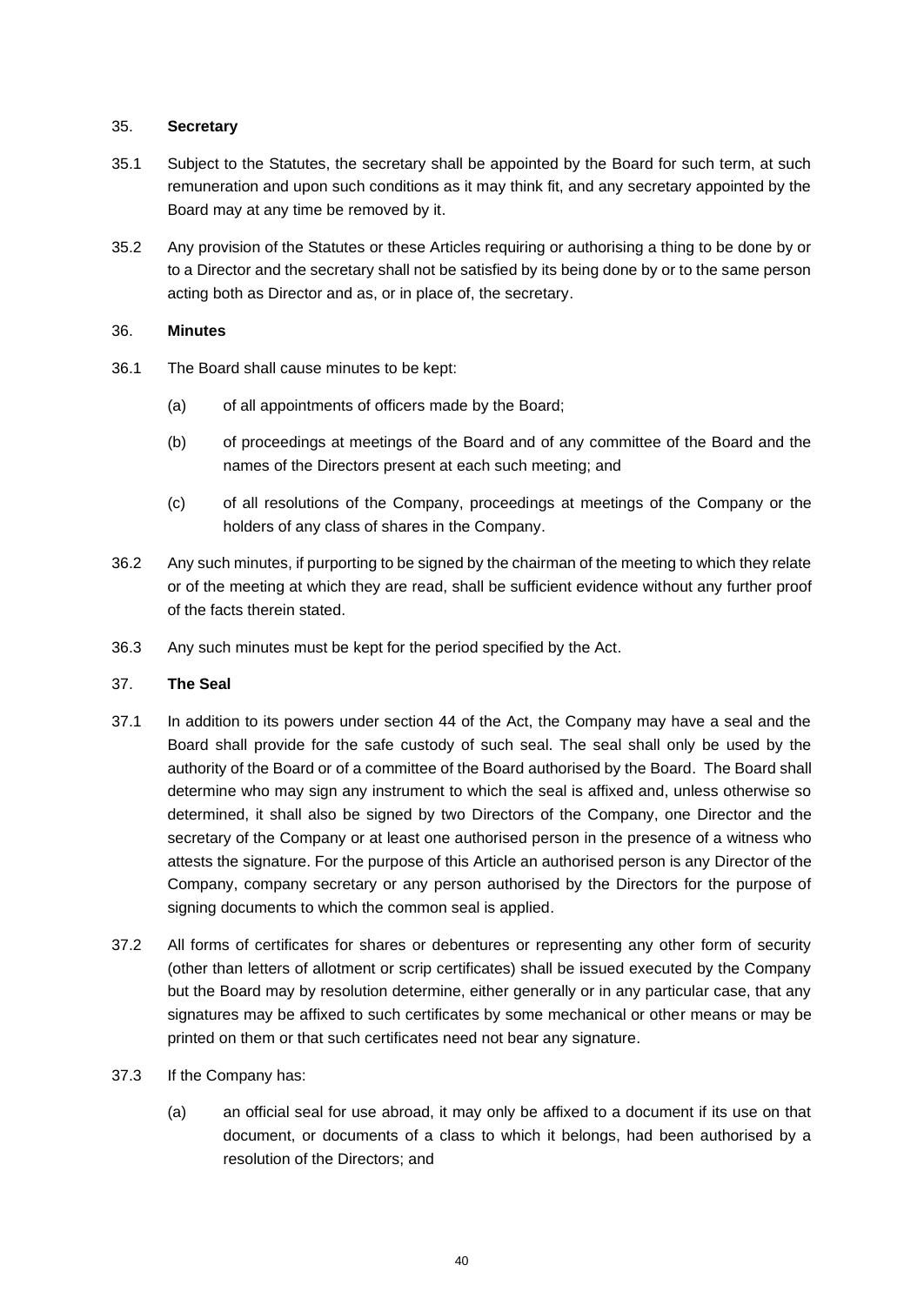## 35. **Secretary**

35.1 Subject to the Statutes, the secretary shall be appointed by the Board for such term, at such remuneration and upon such conditions as it may think fit, and any secretary appointed by the Board may at any time be removed by it.

35.2 Any provision of the Statutes or these Articles requiring or authorising a thing to be done by or to a Director and the secretary shall not be satisfied by its being done by or to the same person acting both as Director and as, or in place of, the secretary.

## 36. **Minutes**

36.1 The Board shall cause minutes to be kept:

(a) of all appointments of officers made by the Board;

(b) of proceedings at meetings of the Board and of any committee of the Board and the names of the Directors present at each such meeting; and

(c) of all resolutions of the Company, proceedings at meetings of the Company or the holders of any class of shares in the Company.

36.2 Any such minutes, if purporting to be signed by the chairman of the meeting to which they relate or of the meeting at which they are read, shall be sufficient evidence without any further proof of the facts therein stated.

36.3 Any such minutes must be kept for the period specified by the Act.

## 37. **The Seal**

37.1 In addition to its powers under section 44 of the Act, the Company may have a seal and the Board shall provide for the safe custody of such seal. The seal shall only be used by the authority of the Board or of a committee of the Board authorised by the Board. The Board shall determine who may sign any instrument to which the seal is affixed and, unless otherwise so determined, it shall also be signed by two Directors of the Company, one Director and the secretary of the Company or at least one authorised person in the presence of a witness who attests the signature. For the purpose of this Article an authorised person is any Director of the Company, company secretary or any person authorised by the Directors for the purpose of signing documents to which the common seal is applied.

37.2 All forms of certificates for shares or debentures or representing any other form of security (other than letters of allotment or scrip certificates) shall be issued executed by the Company but the Board may by resolution determine, either generally or in any particular case, that any signatures may be affixed to such certificates by some mechanical or other means or may be printed on them or that such certificates need not bear any signature.

37.3 If the Company has:

(a) an official seal for use abroad, it may only be affixed to a document if its use on that document, or documents of a class to which it belongs, had been authorised by a resolution of the Directors; and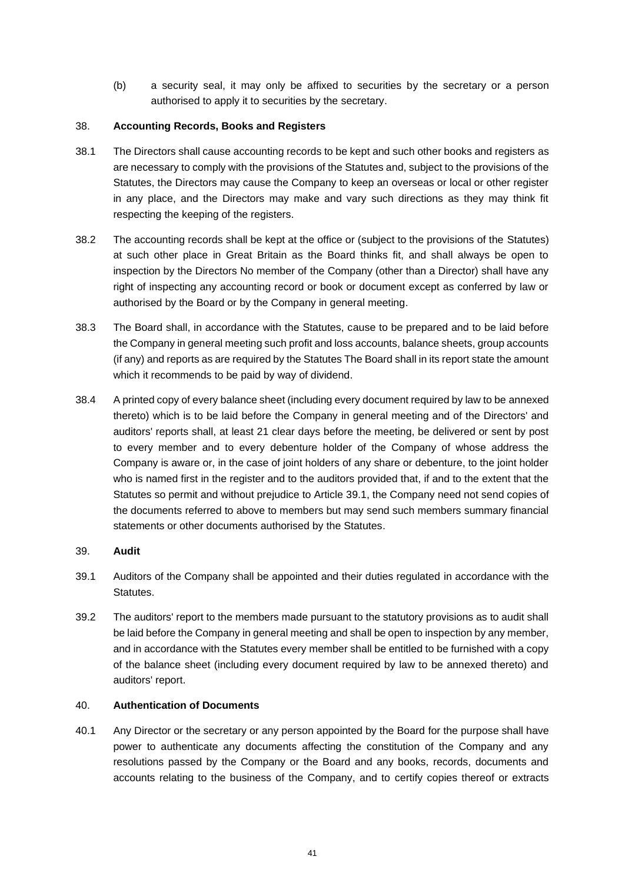(b) a security seal, it may only be affixed to securities by the secretary or a person authorised to apply it to securities by the secretary.

38. **Accounting Records, Books and Registers**

38.1 The Directors shall cause accounting records to be kept and such other books and registers as are necessary to comply with the provisions of the Statutes and, subject to the provisions of the Statutes, the Directors may cause the Company to keep an overseas or local or other register in any place, and the Directors may make and vary such directions as they may think fit respecting the keeping of the registers.

38.2 The accounting records shall be kept at the office or (subject to the provisions of the Statutes) at such other place in Great Britain as the Board thinks fit, and shall always be open to inspection by the Directors No member of the Company (other than a Director) shall have any right of inspecting any accounting record or book or document except as conferred by law or authorised by the Board or by the Company in general meeting.

38.3 The Board shall, in accordance with the Statutes, cause to be prepared and to be laid before the Company in general meeting such profit and loss accounts, balance sheets, group accounts (if any) and reports as are required by the Statutes The Board shall in its report state the amount which it recommends to be paid by way of dividend.

38.4 A printed copy of every balance sheet (including every document required by law to be annexed thereto) which is to be laid before the Company in general meeting and of the Directors' and auditors' reports shall, at least 21 clear days before the meeting, be delivered or sent by post to every member and to every debenture holder of the Company of whose address the Company is aware or, in the case of joint holders of any share or debenture, to the joint holder who is named first in the register and to the auditors provided that, if and to the extent that the Statutes so permit and without prejudice to Article 39.1, the Company need not send copies of the documents referred to above to members but may send such members summary financial statements or other documents authorised by the Statutes.

39. **Audit**

39.1 Auditors of the Company shall be appointed and their duties regulated in accordance with the Statutes.

39.2 The auditors' report to the members made pursuant to the statutory provisions as to audit shall be laid before the Company in general meeting and shall be open to inspection by any member, and in accordance with the Statutes every member shall be entitled to be furnished with a copy of the balance sheet (including every document required by law to be annexed thereto) and auditors' report.

40. **Authentication of Documents**

40.1 Any Director or the secretary or any person appointed by the Board for the purpose shall have power to authenticate any documents affecting the constitution of the Company and any resolutions passed by the Company or the Board and any books, records, documents and accounts relating to the business of the Company, and to certify copies thereof or extracts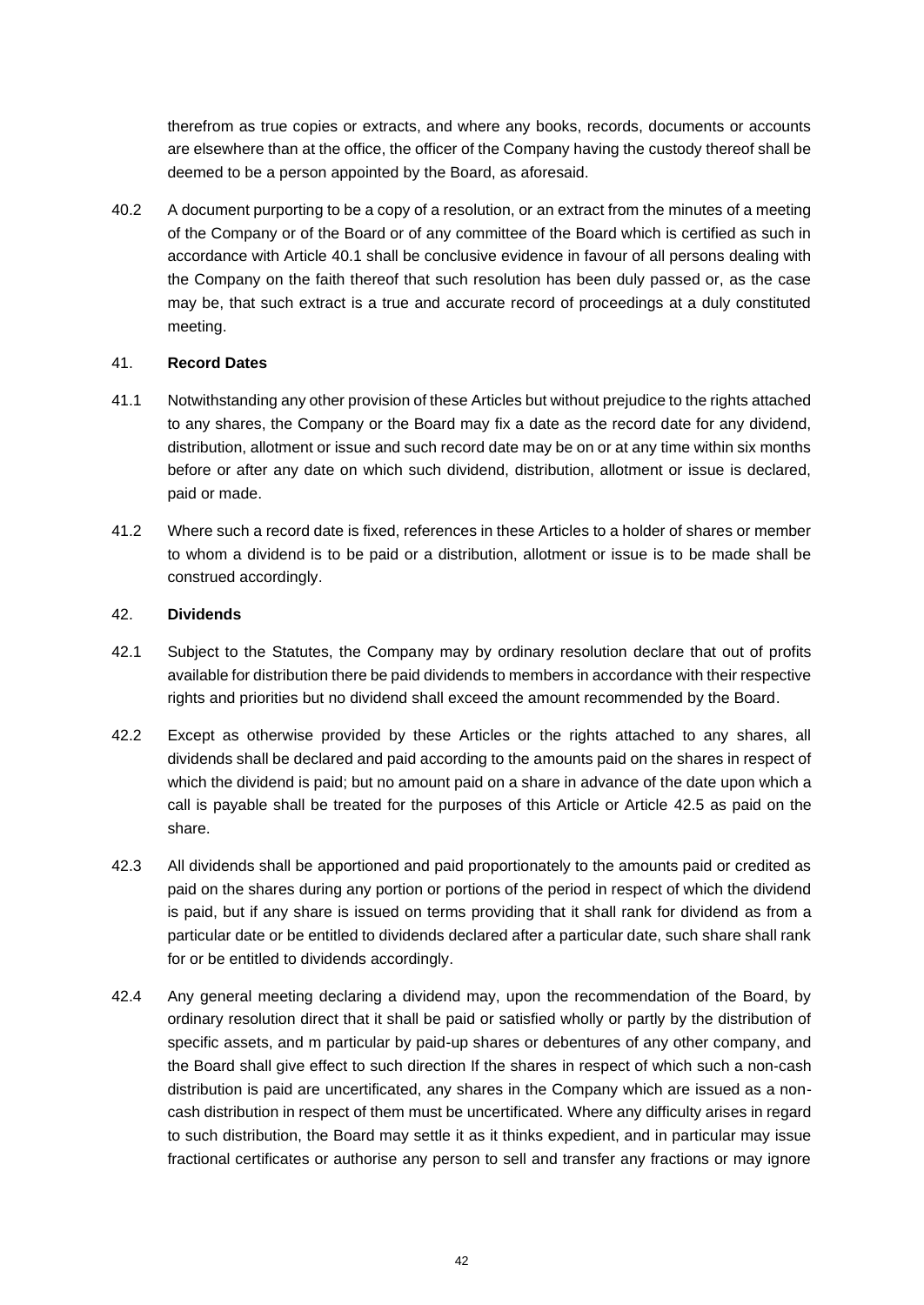therefrom as true copies or extracts, and where any books, records, documents or accounts are elsewhere than at the office, the officer of the Company having the custody thereof shall be deemed to be a person appointed by the Board, as aforesaid.

40.2 A document purporting to be a copy of a resolution, or an extract from the minutes of a meeting of the Company or of the Board or of any committee of the Board which is certified as such in accordance with Article 40.1 shall be conclusive evidence in favour of all persons dealing with the Company on the faith thereof that such resolution has been duly passed or, as the case may be, that such extract is a true and accurate record of proceedings at a duly constituted meeting.

41. **Record Dates**

41.1 Notwithstanding any other provision of these Articles but without prejudice to the rights attached to any shares, the Company or the Board may fix a date as the record date for any dividend, distribution, allotment or issue and such record date may be on or at any time within six months before or after any date on which such dividend, distribution, allotment or issue is declared, paid or made.

41.2 Where such a record date is fixed, references in these Articles to a holder of shares or member to whom a dividend is to be paid or a distribution, allotment or issue is to be made shall be construed accordingly.

42. **Dividends**

42.1 Subject to the Statutes, the Company may by ordinary resolution declare that out of profits available for distribution there be paid dividends to members in accordance with their respective rights and priorities but no dividend shall exceed the amount recommended by the Board.

42.2 Except as otherwise provided by these Articles or the rights attached to any shares, all dividends shall be declared and paid according to the amounts paid on the shares in respect of which the dividend is paid; but no amount paid on a share in advance of the date upon which a call is payable shall be treated for the purposes of this Article or Article 42.5 as paid on the share.

42.3 All dividends shall be apportioned and paid proportionately to the amounts paid or credited as paid on the shares during any portion or portions of the period in respect of which the dividend is paid, but if any share is issued on terms providing that it shall rank for dividend as from a particular date or be entitled to dividends declared after a particular date, such share shall rank for or be entitled to dividends accordingly.

42.4 Any general meeting declaring a dividend may, upon the recommendation of the Board, by ordinary resolution direct that it shall be paid or satisfied wholly or partly by the distribution of specific assets, and m particular by paid-up shares or debentures of any other company, and the Board shall give effect to such direction If the shares in respect of which such a non-cash distribution is paid are uncertificated, any shares in the Company which are issued as a non-cash distribution in respect of them must be uncertificated. Where any difficulty arises in regard to such distribution, the Board may settle it as it thinks expedient, and in particular may issue fractional certificates or authorise any person to sell and transfer any fractions or may ignore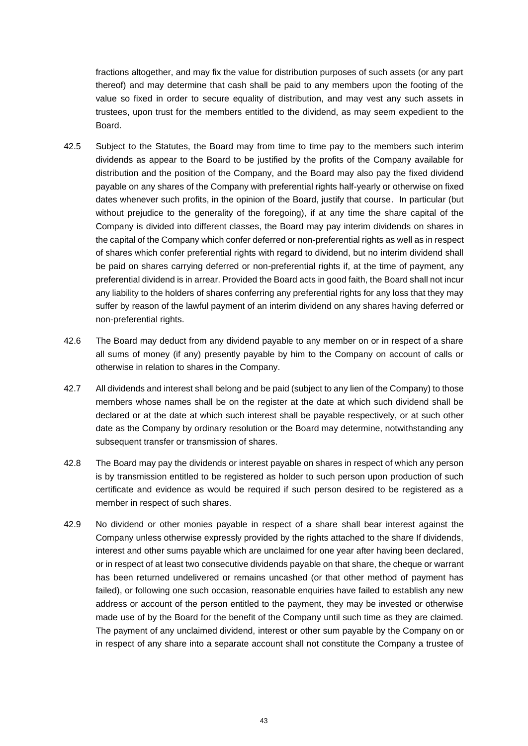fractions altogether, and may fix the value for distribution purposes of such assets (or any part thereof) and may determine that cash shall be paid to any members upon the footing of the value so fixed in order to secure equality of distribution, and may vest any such assets in trustees, upon trust for the members entitled to the dividend, as may seem expedient to the Board.

42.5 Subject to the Statutes, the Board may from time to time pay to the members such interim dividends as appear to the Board to be justified by the profits of the Company available for distribution and the position of the Company, and the Board may also pay the fixed dividend payable on any shares of the Company with preferential rights half-yearly or otherwise on fixed dates whenever such profits, in the opinion of the Board, justify that course. In particular (but without prejudice to the generality of the foregoing), if at any time the share capital of the Company is divided into different classes, the Board may pay interim dividends on shares in the capital of the Company which confer deferred or non-preferential rights as well as in respect of shares which confer preferential rights with regard to dividend, but no interim dividend shall be paid on shares carrying deferred or non-preferential rights if, at the time of payment, any preferential dividend is in arrear. Provided the Board acts in good faith, the Board shall not incur any liability to the holders of shares conferring any preferential rights for any loss that they may suffer by reason of the lawful payment of an interim dividend on any shares having deferred or non-preferential rights.

42.6 The Board may deduct from any dividend payable to any member on or in respect of a share all sums of money (if any) presently payable by him to the Company on account of calls or otherwise in relation to shares in the Company.

42.7 All dividends and interest shall belong and be paid (subject to any lien of the Company) to those members whose names shall be on the register at the date at which such dividend shall be declared or at the date at which such interest shall be payable respectively, or at such other date as the Company by ordinary resolution or the Board may determine, notwithstanding any subsequent transfer or transmission of shares.

42.8 The Board may pay the dividends or interest payable on shares in respect of which any person is by transmission entitled to be registered as holder to such person upon production of such certificate and evidence as would be required if such person desired to be registered as a member in respect of such shares.

42.9 No dividend or other monies payable in respect of a share shall bear interest against the Company unless otherwise expressly provided by the rights attached to the share If dividends, interest and other sums payable which are unclaimed for one year after having been declared, or in respect of at least two consecutive dividends payable on that share, the cheque or warrant has been returned undelivered or remains uncashed (or that other method of payment has failed), or following one such occasion, reasonable enquiries have failed to establish any new address or account of the person entitled to the payment, they may be invested or otherwise made use of by the Board for the benefit of the Company until such time as they are claimed. The payment of any unclaimed dividend, interest or other sum payable by the Company on or in respect of any share into a separate account shall not constitute the Company a trustee of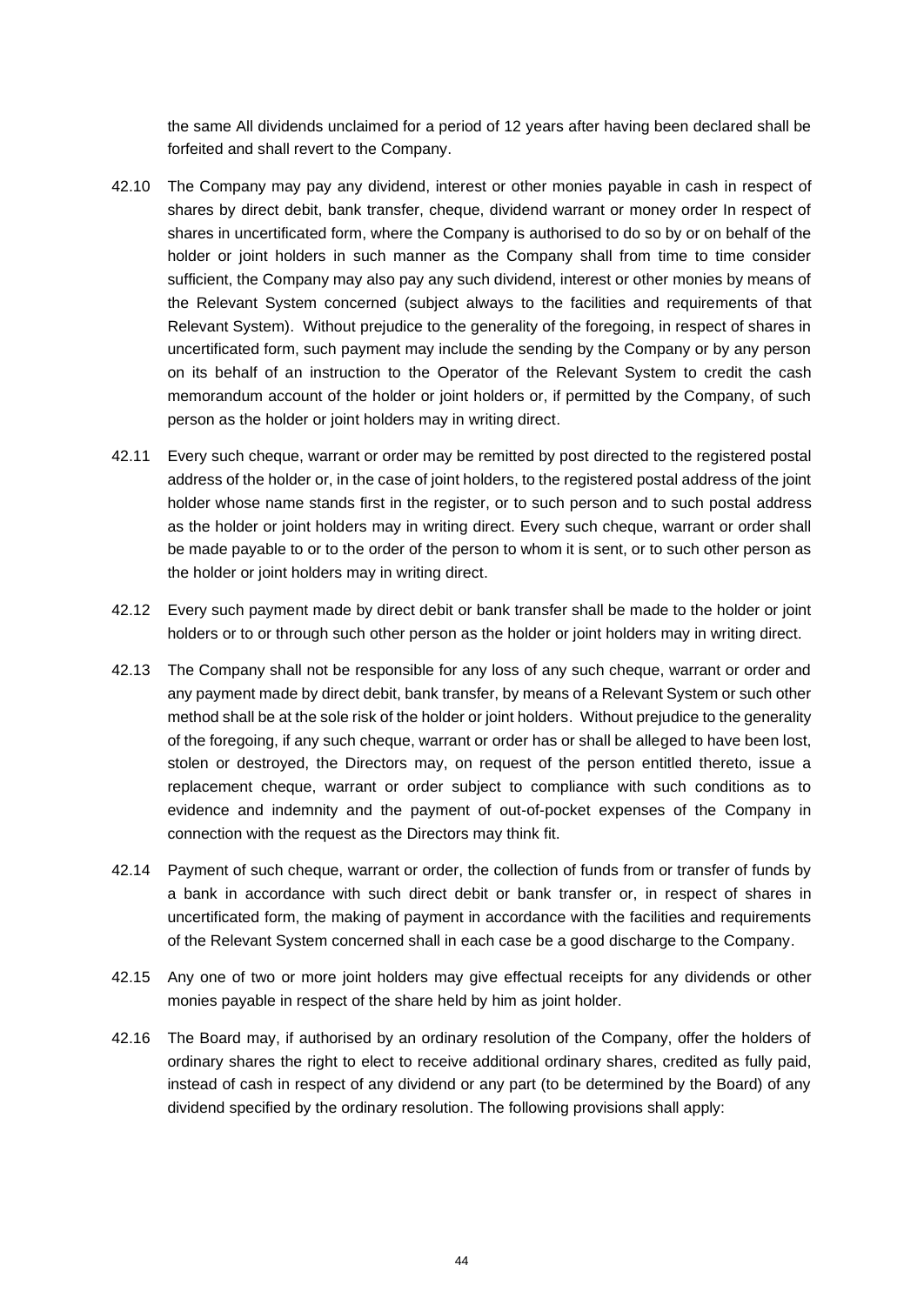the same All dividends unclaimed for a period of 12 years after having been declared shall be forfeited and shall revert to the Company.

42.10 The Company may pay any dividend, interest or other monies payable in cash in respect of shares by direct debit, bank transfer, cheque, dividend warrant or money order In respect of shares in uncertificated form, where the Company is authorised to do so by or on behalf of the holder or joint holders in such manner as the Company shall from time to time consider sufficient, the Company may also pay any such dividend, interest or other monies by means of the Relevant System concerned (subject always to the facilities and requirements of that Relevant System). Without prejudice to the generality of the foregoing, in respect of shares in uncertificated form, such payment may include the sending by the Company or by any person on its behalf of an instruction to the Operator of the Relevant System to credit the cash memorandum account of the holder or joint holders or, if permitted by the Company, of such person as the holder or joint holders may in writing direct.

42.11 Every such cheque, warrant or order may be remitted by post directed to the registered postal address of the holder or, in the case of joint holders, to the registered postal address of the joint holder whose name stands first in the register, or to such person and to such postal address as the holder or joint holders may in writing direct. Every such cheque, warrant or order shall be made payable to or to the order of the person to whom it is sent, or to such other person as the holder or joint holders may in writing direct.

42.12 Every such payment made by direct debit or bank transfer shall be made to the holder or joint holders or to or through such other person as the holder or joint holders may in writing direct.

42.13 The Company shall not be responsible for any loss of any such cheque, warrant or order and any payment made by direct debit, bank transfer, by means of a Relevant System or such other method shall be at the sole risk of the holder or joint holders. Without prejudice to the generality of the foregoing, if any such cheque, warrant or order has or shall be alleged to have been lost, stolen or destroyed, the Directors may, on request of the person entitled thereto, issue a replacement cheque, warrant or order subject to compliance with such conditions as to evidence and indemnity and the payment of out-of-pocket expenses of the Company in connection with the request as the Directors may think fit.

42.14 Payment of such cheque, warrant or order, the collection of funds from or transfer of funds by a bank in accordance with such direct debit or bank transfer or, in respect of shares in uncertificated form, the making of payment in accordance with the facilities and requirements of the Relevant System concerned shall in each case be a good discharge to the Company.

42.15 Any one of two or more joint holders may give effectual receipts for any dividends or other monies payable in respect of the share held by him as joint holder.

42.16 The Board may, if authorised by an ordinary resolution of the Company, offer the holders of ordinary shares the right to elect to receive additional ordinary shares, credited as fully paid, instead of cash in respect of any dividend or any part (to be determined by the Board) of any dividend specified by the ordinary resolution. The following provisions shall apply: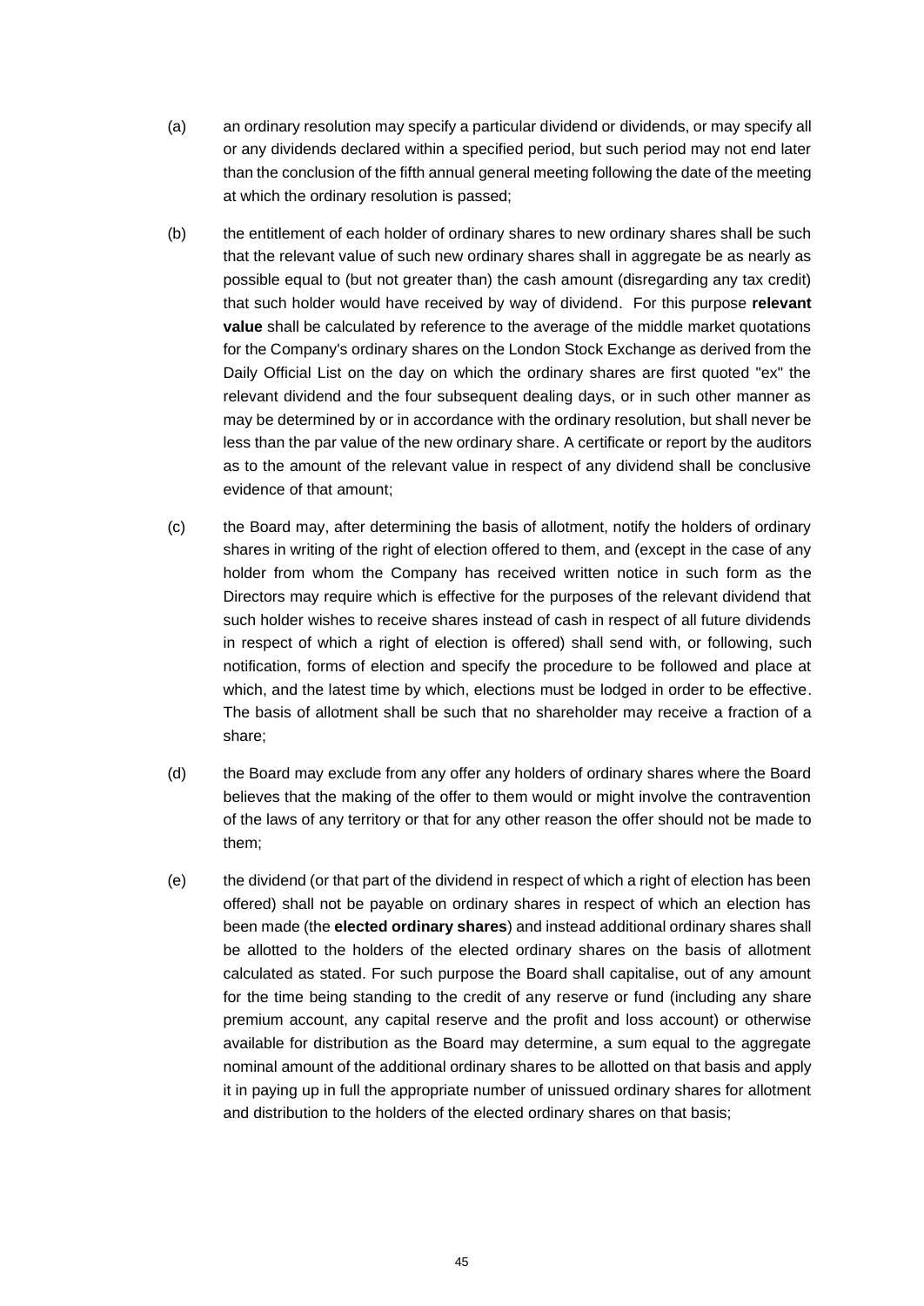(a) an ordinary resolution may specify a particular dividend or dividends, or may specify all or any dividends declared within a specified period, but such period may not end later than the conclusion of the fifth annual general meeting following the date of the meeting at which the ordinary resolution is passed;

(b) the entitlement of each holder of ordinary shares to new ordinary shares shall be such that the relevant value of such new ordinary shares shall in aggregate be as nearly as possible equal to (but not greater than) the cash amount (disregarding any tax credit) that such holder would have received by way of dividend. For this purpose **relevant value** shall be calculated by reference to the average of the middle market quotations for the Company's ordinary shares on the London Stock Exchange as derived from the Daily Official List on the day on which the ordinary shares are first quoted "ex" the relevant dividend and the four subsequent dealing days, or in such other manner as may be determined by or in accordance with the ordinary resolution, but shall never be less than the par value of the new ordinary share. A certificate or report by the auditors as to the amount of the relevant value in respect of any dividend shall be conclusive evidence of that amount;

(c) the Board may, after determining the basis of allotment, notify the holders of ordinary shares in writing of the right of election offered to them, and (except in the case of any holder from whom the Company has received written notice in such form as the Directors may require which is effective for the purposes of the relevant dividend that such holder wishes to receive shares instead of cash in respect of all future dividends in respect of which a right of election is offered) shall send with, or following, such notification, forms of election and specify the procedure to be followed and place at which, and the latest time by which, elections must be lodged in order to be effective. The basis of allotment shall be such that no shareholder may receive a fraction of a share;

(d) the Board may exclude from any offer any holders of ordinary shares where the Board believes that the making of the offer to them would or might involve the contravention of the laws of any territory or that for any other reason the offer should not be made to them;

(e) the dividend (or that part of the dividend in respect of which a right of election has been offered) shall not be payable on ordinary shares in respect of which an election has been made (the **elected ordinary shares**) and instead additional ordinary shares shall be allotted to the holders of the elected ordinary shares on the basis of allotment calculated as stated. For such purpose the Board shall capitalise, out of any amount for the time being standing to the credit of any reserve or fund (including any share premium account, any capital reserve and the profit and loss account) or otherwise available for distribution as the Board may determine, a sum equal to the aggregate nominal amount of the additional ordinary shares to be allotted on that basis and apply it in paying up in full the appropriate number of unissued ordinary shares for allotment and distribution to the holders of the elected ordinary shares on that basis;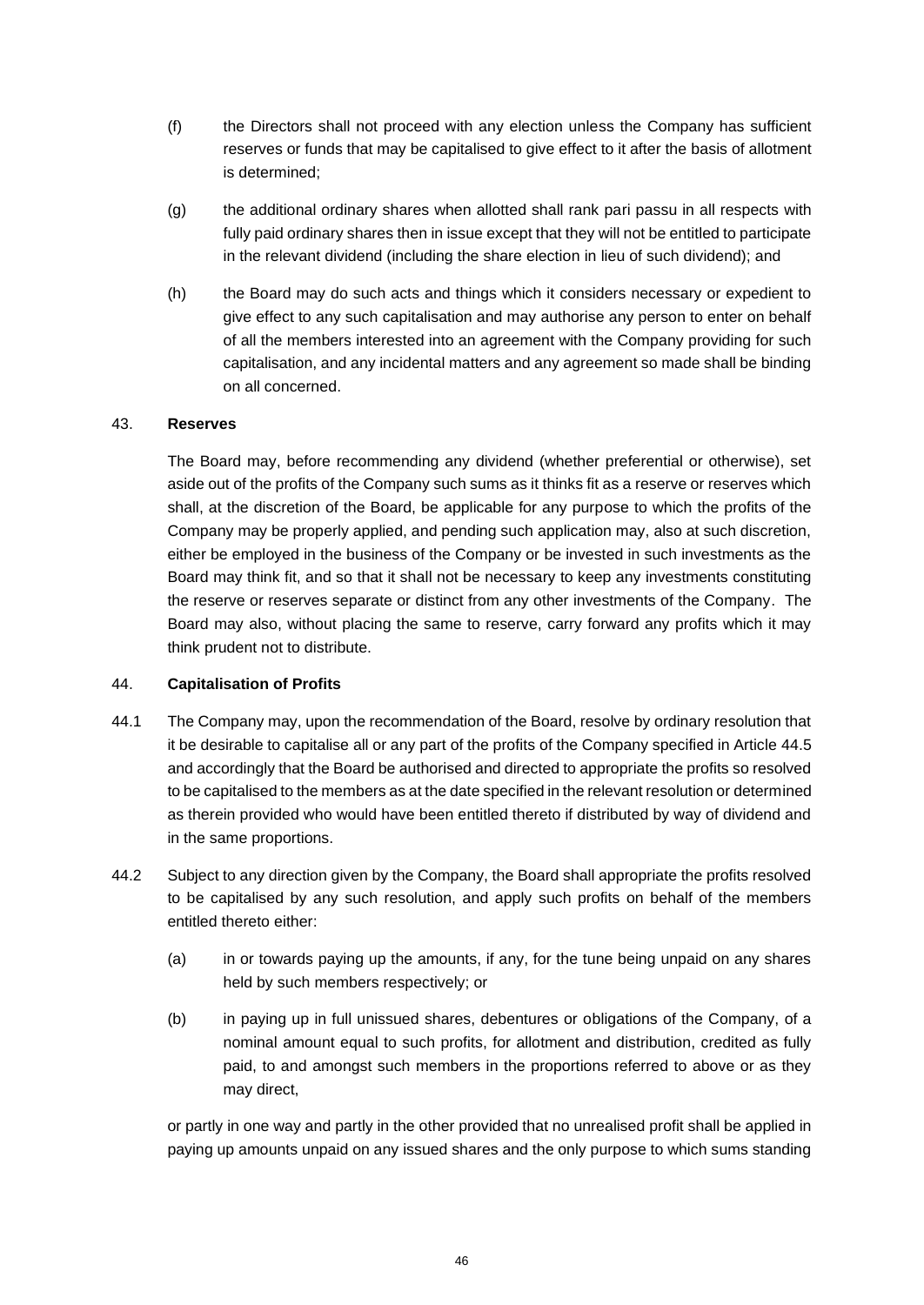(f) the Directors shall not proceed with any election unless the Company has sufficient reserves or funds that may be capitalised to give effect to it after the basis of allotment is determined;

(g) the additional ordinary shares when allotted shall rank pari passu in all respects with fully paid ordinary shares then in issue except that they will not be entitled to participate in the relevant dividend (including the share election in lieu of such dividend); and

(h) the Board may do such acts and things which it considers necessary or expedient to give effect to any such capitalisation and may authorise any person to enter on behalf of all the members interested into an agreement with the Company providing for such capitalisation, and any incidental matters and any agreement so made shall be binding on all concerned.

43. **Reserves**

The Board may, before recommending any dividend (whether preferential or otherwise), set aside out of the profits of the Company such sums as it thinks fit as a reserve or reserves which shall, at the discretion of the Board, be applicable for any purpose to which the profits of the Company may be properly applied, and pending such application may, also at such discretion, either be employed in the business of the Company or be invested in such investments as the Board may think fit, and so that it shall not be necessary to keep any investments constituting the reserve or reserves separate or distinct from any other investments of the Company. The Board may also, without placing the same to reserve, carry forward any profits which it may think prudent not to distribute.

44. **Capitalisation of Profits**

44.1 The Company may, upon the recommendation of the Board, resolve by ordinary resolution that it be desirable to capitalise all or any part of the profits of the Company specified in Article 44.5 and accordingly that the Board be authorised and directed to appropriate the profits so resolved to be capitalised to the members as at the date specified in the relevant resolution or determined as therein provided who would have been entitled thereto if distributed by way of dividend and in the same proportions.

44.2 Subject to any direction given by the Company, the Board shall appropriate the profits resolved to be capitalised by any such resolution, and apply such profits on behalf of the members entitled thereto either:

(a) in or towards paying up the amounts, if any, for the tune being unpaid on any shares held by such members respectively; or

(b) in paying up in full unissued shares, debentures or obligations of the Company, of a nominal amount equal to such profits, for allotment and distribution, credited as fully paid, to and amongst such members in the proportions referred to above or as they may direct,

or partly in one way and partly in the other provided that no unrealised profit shall be applied in paying up amounts unpaid on any issued shares and the only purpose to which sums standing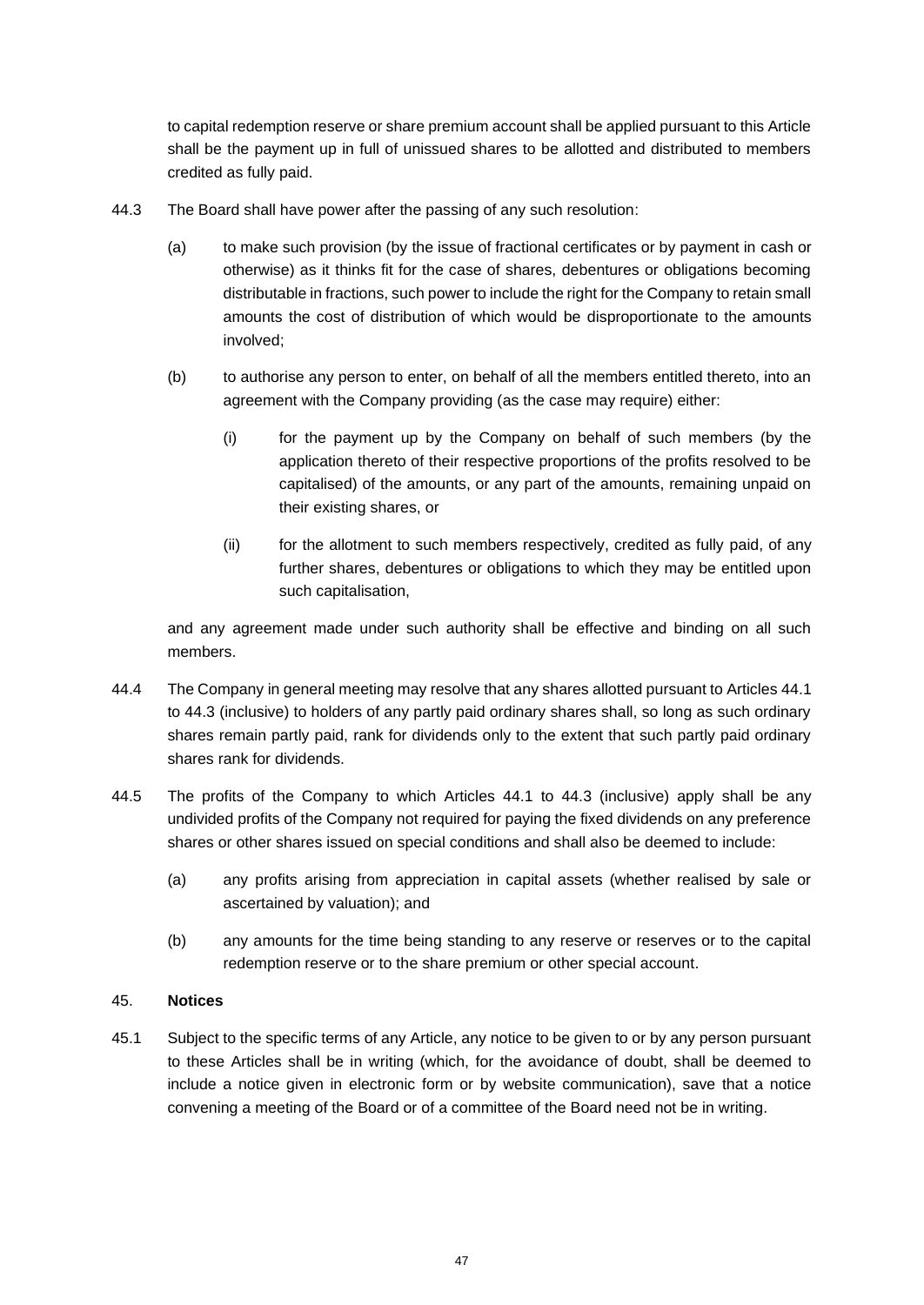to capital redemption reserve or share premium account shall be applied pursuant to this Article shall be the payment up in full of unissued shares to be allotted and distributed to members credited as fully paid.

44.3 The Board shall have power after the passing of any such resolution:

(a) to make such provision (by the issue of fractional certificates or by payment in cash or otherwise) as it thinks fit for the case of shares, debentures or obligations becoming distributable in fractions, such power to include the right for the Company to retain small amounts the cost of distribution of which would be disproportionate to the amounts involved;

(b) to authorise any person to enter, on behalf of all the members entitled thereto, into an agreement with the Company providing (as the case may require) either:

(i) for the payment up by the Company on behalf of such members (by the application thereto of their respective proportions of the profits resolved to be capitalised) of the amounts, or any part of the amounts, remaining unpaid on their existing shares, or

(ii) for the allotment to such members respectively, credited as fully paid, of any further shares, debentures or obligations to which they may be entitled upon such capitalisation,

and any agreement made under such authority shall be effective and binding on all such members.

44.4 The Company in general meeting may resolve that any shares allotted pursuant to Articles 44.1 to 44.3 (inclusive) to holders of any partly paid ordinary shares shall, so long as such ordinary shares remain partly paid, rank for dividends only to the extent that such partly paid ordinary shares rank for dividends.

44.5 The profits of the Company to which Articles 44.1 to 44.3 (inclusive) apply shall be any undivided profits of the Company not required for paying the fixed dividends on any preference shares or other shares issued on special conditions and shall also be deemed to include:

(a) any profits arising from appreciation in capital assets (whether realised by sale or ascertained by valuation); and

(b) any amounts for the time being standing to any reserve or reserves or to the capital redemption reserve or to the share premium or other special account.

## 45. **Notices**

45.1 Subject to the specific terms of any Article, any notice to be given to or by any person pursuant to these Articles shall be in writing (which, for the avoidance of doubt, shall be deemed to include a notice given in electronic form or by website communication), save that a notice convening a meeting of the Board or of a committee of the Board need not be in writing.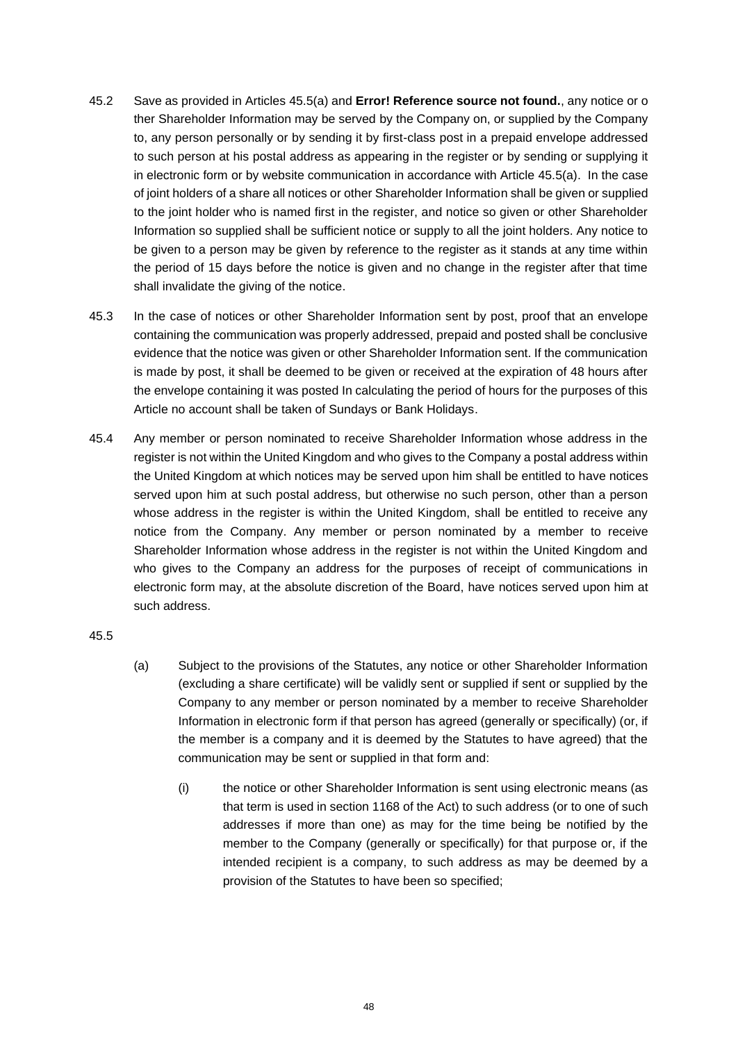45.2 Save as provided in Articles 45.5(a) and **Error! Reference source not found.**, any notice or o ther Shareholder Information may be served by the Company on, or supplied by the Company to, any person personally or by sending it by first-class post in a prepaid envelope addressed to such person at his postal address as appearing in the register or by sending or supplying it in electronic form or by website communication in accordance with Article 45.5(a). In the case of joint holders of a share all notices or other Shareholder Information shall be given or supplied to the joint holder who is named first in the register, and notice so given or other Shareholder Information so supplied shall be sufficient notice or supply to all the joint holders. Any notice to be given to a person may be given by reference to the register as it stands at any time within the period of 15 days before the notice is given and no change in the register after that time shall invalidate the giving of the notice.

45.3 In the case of notices or other Shareholder Information sent by post, proof that an envelope containing the communication was properly addressed, prepaid and posted shall be conclusive evidence that the notice was given or other Shareholder Information sent. If the communication is made by post, it shall be deemed to be given or received at the expiration of 48 hours after the envelope containing it was posted In calculating the period of hours for the purposes of this Article no account shall be taken of Sundays or Bank Holidays.

45.4 Any member or person nominated to receive Shareholder Information whose address in the register is not within the United Kingdom and who gives to the Company a postal address within the United Kingdom at which notices may be served upon him shall be entitled to have notices served upon him at such postal address, but otherwise no such person, other than a person whose address in the register is within the United Kingdom, shall be entitled to receive any notice from the Company. Any member or person nominated by a member to receive Shareholder Information whose address in the register is not within the United Kingdom and who gives to the Company an address for the purposes of receipt of communications in electronic form may, at the absolute discretion of the Board, have notices served upon him at such address.

45.5

(a) Subject to the provisions of the Statutes, any notice or other Shareholder Information (excluding a share certificate) will be validly sent or supplied if sent or supplied by the Company to any member or person nominated by a member to receive Shareholder Information in electronic form if that person has agreed (generally or specifically) (or, if the member is a company and it is deemed by the Statutes to have agreed) that the communication may be sent or supplied in that form and:

(i) the notice or other Shareholder Information is sent using electronic means (as that term is used in section 1168 of the Act) to such address (or to one of such addresses if more than one) as may for the time being be notified by the member to the Company (generally or specifically) for that purpose or, if the intended recipient is a company, to such address as may be deemed by a provision of the Statutes to have been so specified;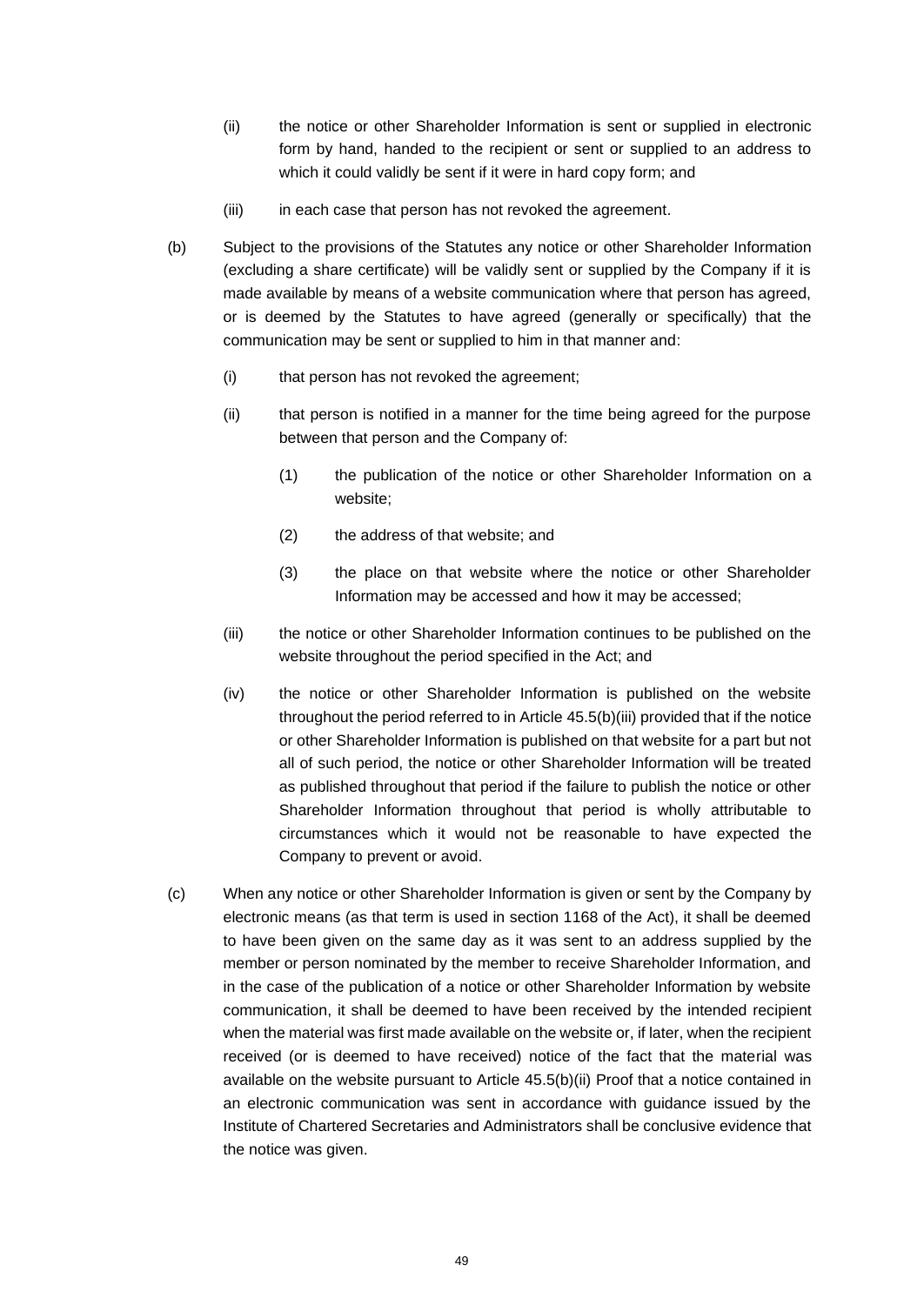(ii) the notice or other Shareholder Information is sent or supplied in electronic form by hand, handed to the recipient or sent or supplied to an address to which it could validly be sent if it were in hard copy form; and

(iii) in each case that person has not revoked the agreement.

(b) Subject to the provisions of the Statutes any notice or other Shareholder Information (excluding a share certificate) will be validly sent or supplied by the Company if it is made available by means of a website communication where that person has agreed, or is deemed by the Statutes to have agreed (generally or specifically) that the communication may be sent or supplied to him in that manner and:

(i) that person has not revoked the agreement;

(ii) that person is notified in a manner for the time being agreed for the purpose between that person and the Company of:

(1) the publication of the notice or other Shareholder Information on a website;

(2) the address of that website; and

(3) the place on that website where the notice or other Shareholder Information may be accessed and how it may be accessed;

(iii) the notice or other Shareholder Information continues to be published on the website throughout the period specified in the Act; and

(iv) the notice or other Shareholder Information is published on the website throughout the period referred to in Article 45.5(b)(iii) provided that if the notice or other Shareholder Information is published on that website for a part but not all of such period, the notice or other Shareholder Information will be treated as published throughout that period if the failure to publish the notice or other Shareholder Information throughout that period is wholly attributable to circumstances which it would not be reasonable to have expected the Company to prevent or avoid.

(c) When any notice or other Shareholder Information is given or sent by the Company by electronic means (as that term is used in section 1168 of the Act), it shall be deemed to have been given on the same day as it was sent to an address supplied by the member or person nominated by the member to receive Shareholder Information, and in the case of the publication of a notice or other Shareholder Information by website communication, it shall be deemed to have been received by the intended recipient when the material was first made available on the website or, if later, when the recipient received (or is deemed to have received) notice of the fact that the material was available on the website pursuant to Article 45.5(b)(ii) Proof that a notice contained in an electronic communication was sent in accordance with guidance issued by the Institute of Chartered Secretaries and Administrators shall be conclusive evidence that the notice was given.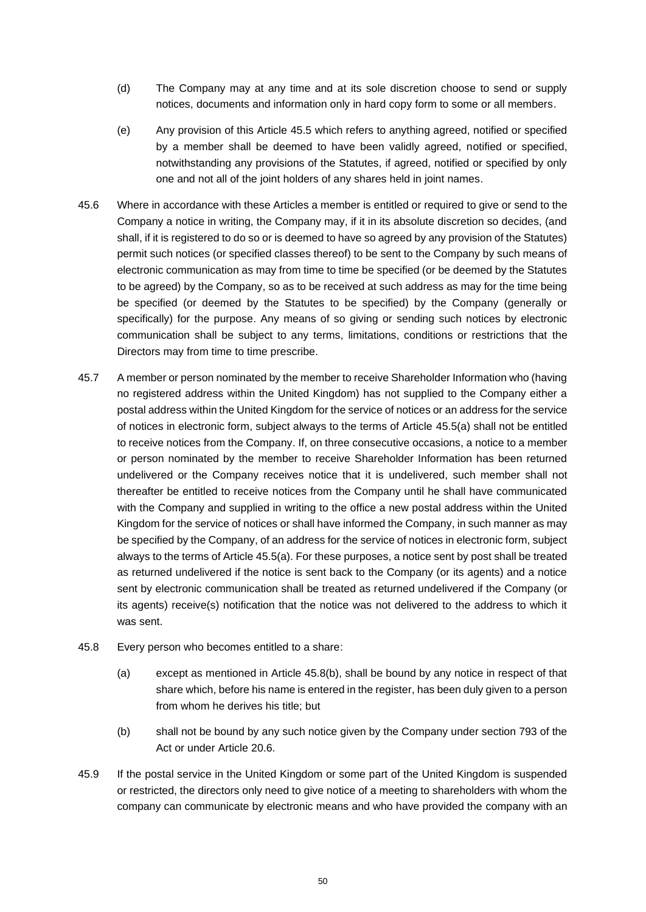(d) The Company may at any time and at its sole discretion choose to send or supply notices, documents and information only in hard copy form to some or all members.

(e) Any provision of this Article 45.5 which refers to anything agreed, notified or specified by a member shall be deemed to have been validly agreed, notified or specified, notwithstanding any provisions of the Statutes, if agreed, notified or specified by only one and not all of the joint holders of any shares held in joint names.

45.6 Where in accordance with these Articles a member is entitled or required to give or send to the Company a notice in writing, the Company may, if it in its absolute discretion so decides, (and shall, if it is registered to do so or is deemed to have so agreed by any provision of the Statutes) permit such notices (or specified classes thereof) to be sent to the Company by such means of electronic communication as may from time to time be specified (or be deemed by the Statutes to be agreed) by the Company, so as to be received at such address as may for the time being be specified (or deemed by the Statutes to be specified) by the Company (generally or specifically) for the purpose. Any means of so giving or sending such notices by electronic communication shall be subject to any terms, limitations, conditions or restrictions that the Directors may from time to time prescribe.

45.7 A member or person nominated by the member to receive Shareholder Information who (having no registered address within the United Kingdom) has not supplied to the Company either a postal address within the United Kingdom for the service of notices or an address for the service of notices in electronic form, subject always to the terms of Article 45.5(a) shall not be entitled to receive notices from the Company. If, on three consecutive occasions, a notice to a member or person nominated by the member to receive Shareholder Information has been returned undelivered or the Company receives notice that it is undelivered, such member shall not thereafter be entitled to receive notices from the Company until he shall have communicated with the Company and supplied in writing to the office a new postal address within the United Kingdom for the service of notices or shall have informed the Company, in such manner as may be specified by the Company, of an address for the service of notices in electronic form, subject always to the terms of Article 45.5(a). For these purposes, a notice sent by post shall be treated as returned undelivered if the notice is sent back to the Company (or its agents) and a notice sent by electronic communication shall be treated as returned undelivered if the Company (or its agents) receive(s) notification that the notice was not delivered to the address to which it was sent.

45.8 Every person who becomes entitled to a share:

(a) except as mentioned in Article 45.8(b), shall be bound by any notice in respect of that share which, before his name is entered in the register, has been duly given to a person from whom he derives his title; but

(b) shall not be bound by any such notice given by the Company under section 793 of the Act or under Article 20.6.

45.9 If the postal service in the United Kingdom or some part of the United Kingdom is suspended or restricted, the directors only need to give notice of a meeting to shareholders with whom the company can communicate by electronic means and who have provided the company with an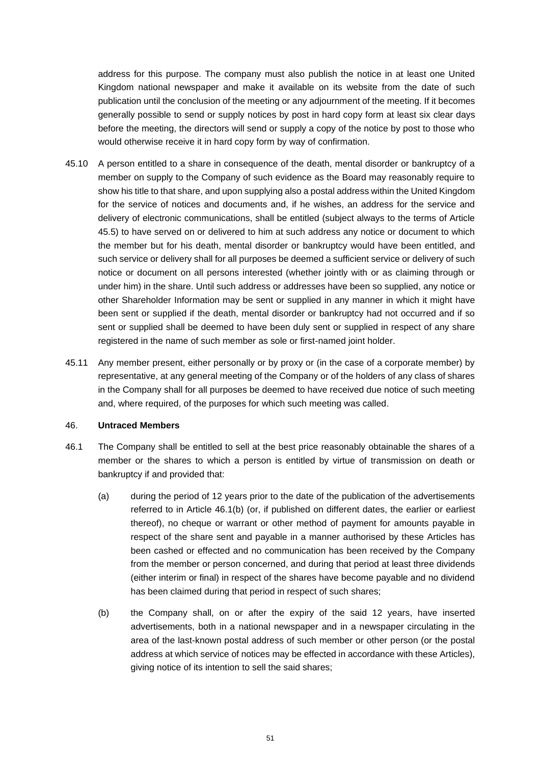address for this purpose. The company must also publish the notice in at least one United Kingdom national newspaper and make it available on its website from the date of such publication until the conclusion of the meeting or any adjournment of the meeting. If it becomes generally possible to send or supply notices by post in hard copy form at least six clear days before the meeting, the directors will send or supply a copy of the notice by post to those who would otherwise receive it in hard copy form by way of confirmation.

45.10 A person entitled to a share in consequence of the death, mental disorder or bankruptcy of a member on supply to the Company of such evidence as the Board may reasonably require to show his title to that share, and upon supplying also a postal address within the United Kingdom for the service of notices and documents and, if he wishes, an address for the service and delivery of electronic communications, shall be entitled (subject always to the terms of Article 45.5) to have served on or delivered to him at such address any notice or document to which the member but for his death, mental disorder or bankruptcy would have been entitled, and such service or delivery shall for all purposes be deemed a sufficient service or delivery of such notice or document on all persons interested (whether jointly with or as claiming through or under him) in the share. Until such address or addresses have been so supplied, any notice or other Shareholder Information may be sent or supplied in any manner in which it might have been sent or supplied if the death, mental disorder or bankruptcy had not occurred and if so sent or supplied shall be deemed to have been duly sent or supplied in respect of any share registered in the name of such member as sole or first-named joint holder.

45.11 Any member present, either personally or by proxy or (in the case of a corporate member) by representative, at any general meeting of the Company or of the holders of any class of shares in the Company shall for all purposes be deemed to have received due notice of such meeting and, where required, of the purposes for which such meeting was called.

46. **Untraced Members**

46.1 The Company shall be entitled to sell at the best price reasonably obtainable the shares of a member or the shares to which a person is entitled by virtue of transmission on death or bankruptcy if and provided that:

(a) during the period of 12 years prior to the date of the publication of the advertisements referred to in Article 46.1(b) (or, if published on different dates, the earlier or earliest thereof), no cheque or warrant or other method of payment for amounts payable in respect of the share sent and payable in a manner authorised by these Articles has been cashed or effected and no communication has been received by the Company from the member or person concerned, and during that period at least three dividends (either interim or final) in respect of the shares have become payable and no dividend has been claimed during that period in respect of such shares;

(b) the Company shall, on or after the expiry of the said 12 years, have inserted advertisements, both in a national newspaper and in a newspaper circulating in the area of the last-known postal address of such member or other person (or the postal address at which service of notices may be effected in accordance with these Articles), giving notice of its intention to sell the said shares;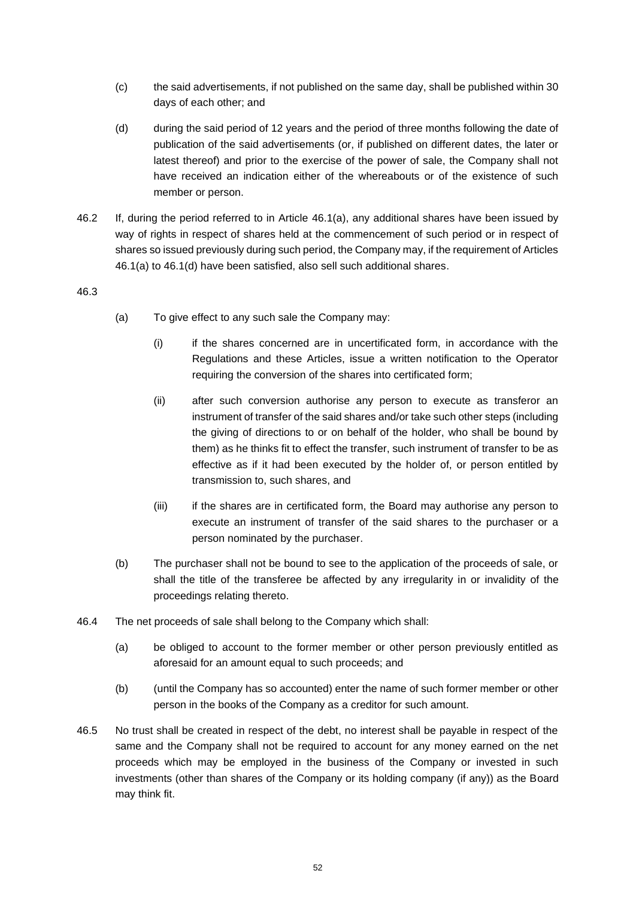(c) the said advertisements, if not published on the same day, shall be published within 30 days of each other; and

(d) during the said period of 12 years and the period of three months following the date of publication of the said advertisements (or, if published on different dates, the later or latest thereof) and prior to the exercise of the power of sale, the Company shall not have received an indication either of the whereabouts or of the existence of such member or person.

46.2 If, during the period referred to in Article 46.1(a), any additional shares have been issued by way of rights in respect of shares held at the commencement of such period or in respect of shares so issued previously during such period, the Company may, if the requirement of Articles 46.1(a) to 46.1(d) have been satisfied, also sell such additional shares.

46.3

(a) To give effect to any such sale the Company may:

(i) if the shares concerned are in uncertificated form, in accordance with the Regulations and these Articles, issue a written notification to the Operator requiring the conversion of the shares into certificated form;

(ii) after such conversion authorise any person to execute as transferor an instrument of transfer of the said shares and/or take such other steps (including the giving of directions to or on behalf of the holder, who shall be bound by them) as he thinks fit to effect the transfer, such instrument of transfer to be as effective as if it had been executed by the holder of, or person entitled by transmission to, such shares, and

(iii) if the shares are in certificated form, the Board may authorise any person to execute an instrument of transfer of the said shares to the purchaser or a person nominated by the purchaser.

(b) The purchaser shall not be bound to see to the application of the proceeds of sale, or shall the title of the transferee be affected by any irregularity in or invalidity of the proceedings relating thereto.

46.4 The net proceeds of sale shall belong to the Company which shall:

(a) be obliged to account to the former member or other person previously entitled as aforesaid for an amount equal to such proceeds; and

(b) (until the Company has so accounted) enter the name of such former member or other person in the books of the Company as a creditor for such amount.

46.5 No trust shall be created in respect of the debt, no interest shall be payable in respect of the same and the Company shall not be required to account for any money earned on the net proceeds which may be employed in the business of the Company or invested in such investments (other than shares of the Company or its holding company (if any)) as the Board may think fit.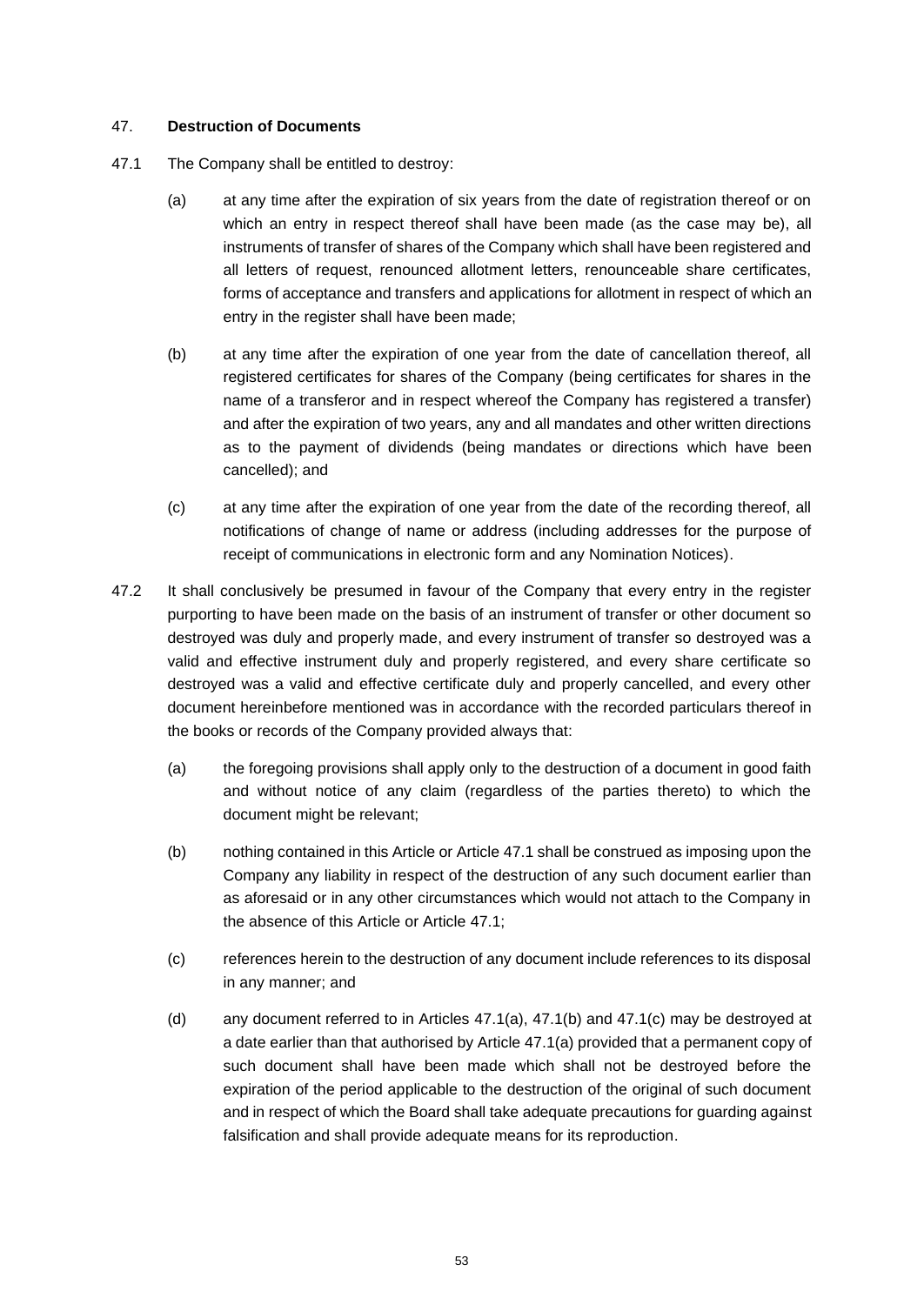## 47. **Destruction of Documents**

47.1 The Company shall be entitled to destroy:

(a) at any time after the expiration of six years from the date of registration thereof or on which an entry in respect thereof shall have been made (as the case may be), all instruments of transfer of shares of the Company which shall have been registered and all letters of request, renounced allotment letters, renounceable share certificates, forms of acceptance and transfers and applications for allotment in respect of which an entry in the register shall have been made;

(b) at any time after the expiration of one year from the date of cancellation thereof, all registered certificates for shares of the Company (being certificates for shares in the name of a transferor and in respect whereof the Company has registered a transfer) and after the expiration of two years, any and all mandates and other written directions as to the payment of dividends (being mandates or directions which have been cancelled); and

(c) at any time after the expiration of one year from the date of the recording thereof, all notifications of change of name or address (including addresses for the purpose of receipt of communications in electronic form and any Nomination Notices).

47.2 It shall conclusively be presumed in favour of the Company that every entry in the register purporting to have been made on the basis of an instrument of transfer or other document so destroyed was duly and properly made, and every instrument of transfer so destroyed was a valid and effective instrument duly and properly registered, and every share certificate so destroyed was a valid and effective certificate duly and properly cancelled, and every other document hereinbefore mentioned was in accordance with the recorded particulars thereof in the books or records of the Company provided always that:

(a) the foregoing provisions shall apply only to the destruction of a document in good faith and without notice of any claim (regardless of the parties thereto) to which the document might be relevant;

(b) nothing contained in this Article or Article 47.1 shall be construed as imposing upon the Company any liability in respect of the destruction of any such document earlier than as aforesaid or in any other circumstances which would not attach to the Company in the absence of this Article or Article 47.1;

(c) references herein to the destruction of any document include references to its disposal in any manner; and

(d) any document referred to in Articles 47.1(a), 47.1(b) and 47.1(c) may be destroyed at a date earlier than that authorised by Article 47.1(a) provided that a permanent copy of such document shall have been made which shall not be destroyed before the expiration of the period applicable to the destruction of the original of such document and in respect of which the Board shall take adequate precautions for guarding against falsification and shall provide adequate means for its reproduction.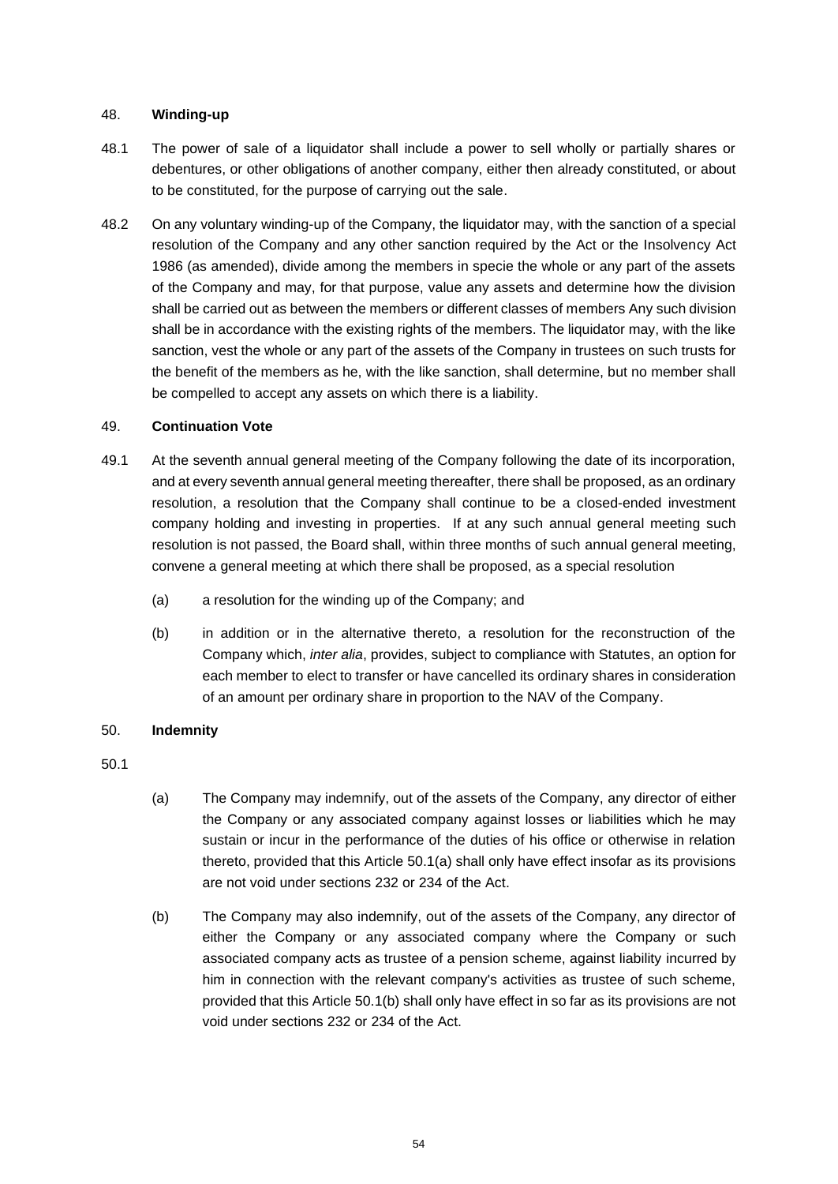## 48. **Winding-up**

48.1 The power of sale of a liquidator shall include a power to sell wholly or partially shares or debentures, or other obligations of another company, either then already constituted, or about to be constituted, for the purpose of carrying out the sale.

48.2 On any voluntary winding-up of the Company, the liquidator may, with the sanction of a special resolution of the Company and any other sanction required by the Act or the Insolvency Act 1986 (as amended), divide among the members in specie the whole or any part of the assets of the Company and may, for that purpose, value any assets and determine how the division shall be carried out as between the members or different classes of members Any such division shall be in accordance with the existing rights of the members. The liquidator may, with the like sanction, vest the whole or any part of the assets of the Company in trustees on such trusts for the benefit of the members as he, with the like sanction, shall determine, but no member shall be compelled to accept any assets on which there is a liability.

## 49. **Continuation Vote**

49.1 At the seventh annual general meeting of the Company following the date of its incorporation, and at every seventh annual general meeting thereafter, there shall be proposed, as an ordinary resolution, a resolution that the Company shall continue to be a closed-ended investment company holding and investing in properties. If at any such annual general meeting such resolution is not passed, the Board shall, within three months of such annual general meeting, convene a general meeting at which there shall be proposed, as a special resolution

(a) a resolution for the winding up of the Company; and

(b) in addition or in the alternative thereto, a resolution for the reconstruction of the Company which, *inter alia*, provides, subject to compliance with Statutes, an option for each member to elect to transfer or have cancelled its ordinary shares in consideration of an amount per ordinary share in proportion to the NAV of the Company.

## 50. **Indemnity**

50.1

(a) The Company may indemnify, out of the assets of the Company, any director of either the Company or any associated company against losses or liabilities which he may sustain or incur in the performance of the duties of his office or otherwise in relation thereto, provided that this Article 50.1(a) shall only have effect insofar as its provisions are not void under sections 232 or 234 of the Act.

(b) The Company may also indemnify, out of the assets of the Company, any director of either the Company or any associated company where the Company or such associated company acts as trustee of a pension scheme, against liability incurred by him in connection with the relevant company's activities as trustee of such scheme, provided that this Article 50.1(b) shall only have effect in so far as its provisions are not void under sections 232 or 234 of the Act.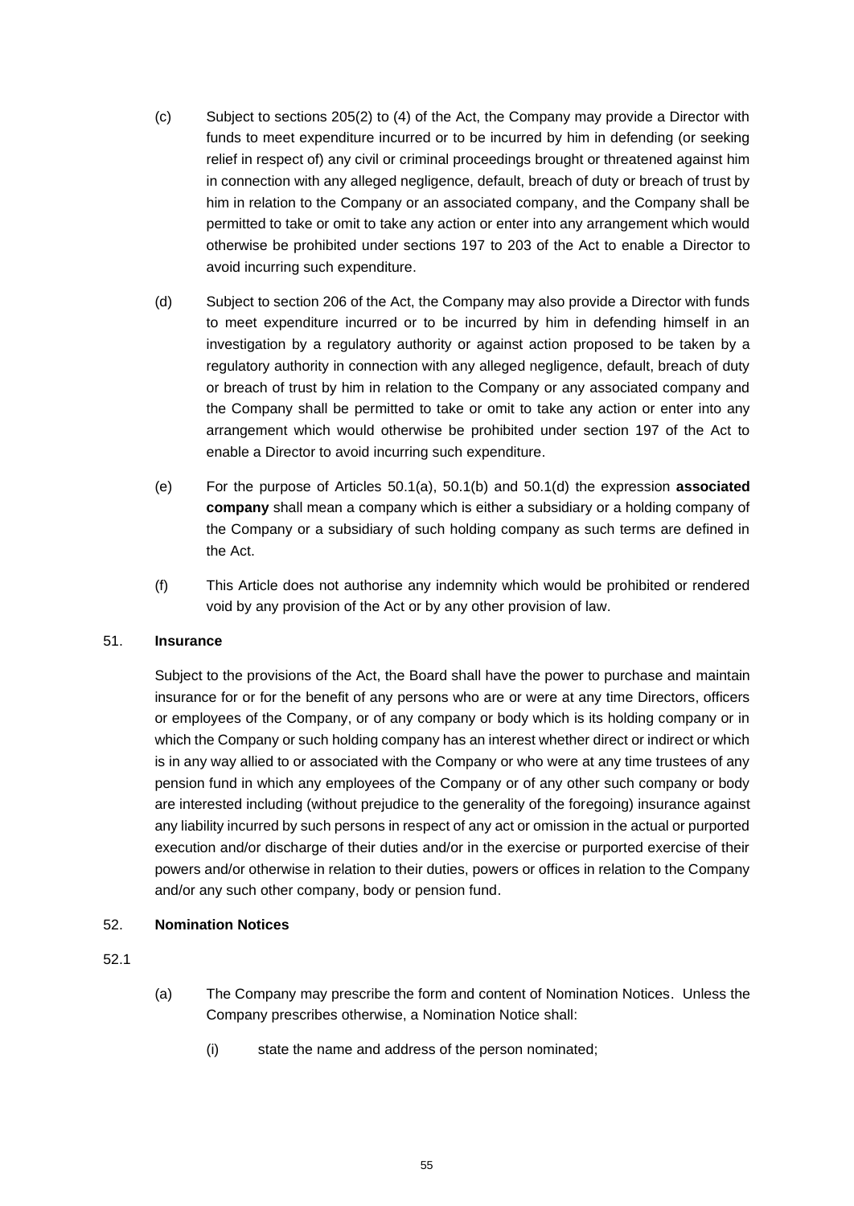(c) Subject to sections 205(2) to (4) of the Act, the Company may provide a Director with funds to meet expenditure incurred or to be incurred by him in defending (or seeking relief in respect of) any civil or criminal proceedings brought or threatened against him in connection with any alleged negligence, default, breach of duty or breach of trust by him in relation to the Company or an associated company, and the Company shall be permitted to take or omit to take any action or enter into any arrangement which would otherwise be prohibited under sections 197 to 203 of the Act to enable a Director to avoid incurring such expenditure.

(d) Subject to section 206 of the Act, the Company may also provide a Director with funds to meet expenditure incurred or to be incurred by him in defending himself in an investigation by a regulatory authority or against action proposed to be taken by a regulatory authority in connection with any alleged negligence, default, breach of duty or breach of trust by him in relation to the Company or any associated company and the Company shall be permitted to take or omit to take any action or enter into any arrangement which would otherwise be prohibited under section 197 of the Act to enable a Director to avoid incurring such expenditure.

(e) For the purpose of Articles 50.1(a), 50.1(b) and 50.1(d) the expression **associated company** shall mean a company which is either a subsidiary or a holding company of the Company or a subsidiary of such holding company as such terms are defined in the Act.

(f) This Article does not authorise any indemnity which would be prohibited or rendered void by any provision of the Act or by any other provision of law.

## 51. Insurance

Subject to the provisions of the Act, the Board shall have the power to purchase and maintain insurance for or for the benefit of any persons who are or were at any time Directors, officers or employees of the Company, or of any company or body which is its holding company or in which the Company or such holding company has an interest whether direct or indirect or which is in any way allied to or associated with the Company or who were at any time trustees of any pension fund in which any employees of the Company or of any other such company or body are interested including (without prejudice to the generality of the foregoing) insurance against any liability incurred by such persons in respect of any act or omission in the actual or purported execution and/or discharge of their duties and/or in the exercise or purported exercise of their powers and/or otherwise in relation to their duties, powers or offices in relation to the Company and/or any such other company, body or pension fund.

## 52. Nomination Notices

52.1

(a) The Company may prescribe the form and content of Nomination Notices. Unless the Company prescribes otherwise, a Nomination Notice shall:

(i) state the name and address of the person nominated;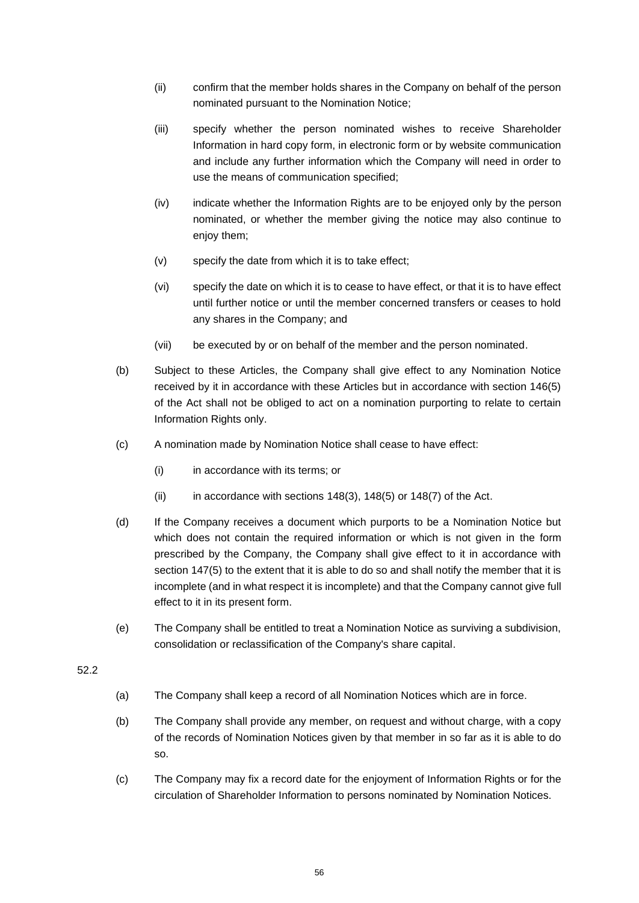(ii) confirm that the member holds shares in the Company on behalf of the person nominated pursuant to the Nomination Notice;

(iii) specify whether the person nominated wishes to receive Shareholder Information in hard copy form, in electronic form or by website communication and include any further information which the Company will need in order to use the means of communication specified;

(iv) indicate whether the Information Rights are to be enjoyed only by the person nominated, or whether the member giving the notice may also continue to enjoy them;

(v) specify the date from which it is to take effect;

(vi) specify the date on which it is to cease to have effect, or that it is to have effect until further notice or until the member concerned transfers or ceases to hold any shares in the Company; and

(vii) be executed by or on behalf of the member and the person nominated.

(b) Subject to these Articles, the Company shall give effect to any Nomination Notice received by it in accordance with these Articles but in accordance with section 146(5) of the Act shall not be obliged to act on a nomination purporting to relate to certain Information Rights only.

(c) A nomination made by Nomination Notice shall cease to have effect:

(i) in accordance with its terms; or

(ii) in accordance with sections 148(3), 148(5) or 148(7) of the Act.

(d) If the Company receives a document which purports to be a Nomination Notice but which does not contain the required information or which is not given in the form prescribed by the Company, the Company shall give effect to it in accordance with section 147(5) to the extent that it is able to do so and shall notify the member that it is incomplete (and in what respect it is incomplete) and that the Company cannot give full effect to it in its present form.

(e) The Company shall be entitled to treat a Nomination Notice as surviving a subdivision, consolidation or reclassification of the Company's share capital.

52.2

(a) The Company shall keep a record of all Nomination Notices which are in force.

(b) The Company shall provide any member, on request and without charge, with a copy of the records of Nomination Notices given by that member in so far as it is able to do so.

(c) The Company may fix a record date for the enjoyment of Information Rights or for the circulation of Shareholder Information to persons nominated by Nomination Notices.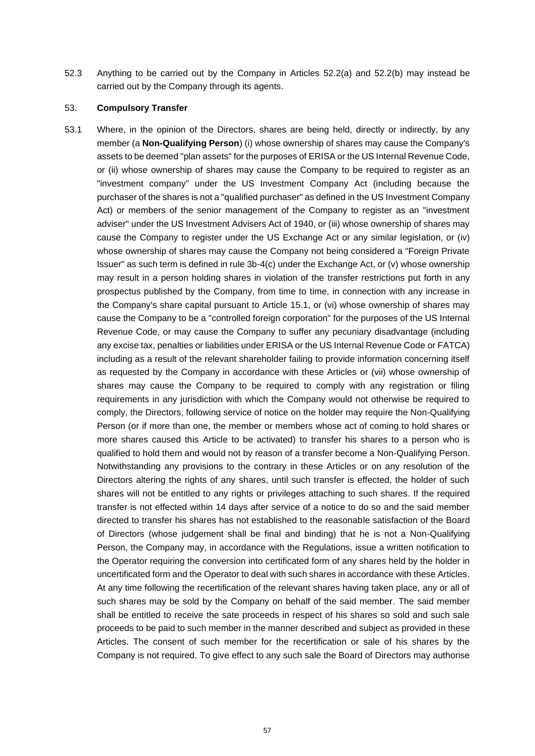52.3 Anything to be carried out by the Company in Articles 52.2(a) and 52.2(b) may instead be carried out by the Company through its agents.

53. **Compulsory Transfer**

53.1 Where, in the opinion of the Directors, shares are being held, directly or indirectly, by any member (a **Non-Qualifying Person**) (i) whose ownership of shares may cause the Company's assets to be deemed "plan assets" for the purposes of ERISA or the US Internal Revenue Code, or (ii) whose ownership of shares may cause the Company to be required to register as an "investment company" under the US Investment Company Act (including because the purchaser of the shares is not a "qualified purchaser" as defined in the US Investment Company Act) or members of the senior management of the Company to register as an "investment adviser" under the US Investment Advisers Act of 1940, or (iii) whose ownership of shares may cause the Company to register under the US Exchange Act or any similar legislation, or (iv) whose ownership of shares may cause the Company not being considered a "Foreign Private Issuer" as such term is defined in rule 3b-4(c) under the Exchange Act, or (v) whose ownership may result in a person holding shares in violation of the transfer restrictions put forth in any prospectus published by the Company, from time to time, in connection with any increase in the Company's share capital pursuant to Article 15.1, or (vi) whose ownership of shares may cause the Company to be a "controlled foreign corporation" for the purposes of the US Internal Revenue Code, or may cause the Company to suffer any pecuniary disadvantage (including any excise tax, penalties or liabilities under ERISA or the US Internal Revenue Code or FATCA) including as a result of the relevant shareholder failing to provide information concerning itself as requested by the Company in accordance with these Articles or (vii) whose ownership of shares may cause the Company to be required to comply with any registration or filing requirements in any jurisdiction with which the Company would not otherwise be required to comply, the Directors, following service of notice on the holder may require the Non-Qualifying Person (or if more than one, the member or members whose act of coming to hold shares or more shares caused this Article to be activated) to transfer his shares to a person who is qualified to hold them and would not by reason of a transfer become a Non-Qualifying Person. Notwithstanding any provisions to the contrary in these Articles or on any resolution of the Directors altering the rights of any shares, until such transfer is effected, the holder of such shares will not be entitled to any rights or privileges attaching to such shares. If the required transfer is not effected within 14 days after service of a notice to do so and the said member directed to transfer his shares has not established to the reasonable satisfaction of the Board of Directors (whose judgement shall be final and binding) that he is not a Non-Qualifying Person, the Company may, in accordance with the Regulations, issue a written notification to the Operator requiring the conversion into certificated form of any shares held by the holder in uncertificated form and the Operator to deal with such shares in accordance with these Articles. At any time following the recertification of the relevant shares having taken place, any or all of such shares may be sold by the Company on behalf of the said member. The said member shall be entitled to receive the sate proceeds in respect of his shares so sold and such sale proceeds to be paid to such member in the manner described and subject as provided in these Articles. The consent of such member for the recertification or sale of his shares by the Company is not required. To give effect to any such sale the Board of Directors may authorise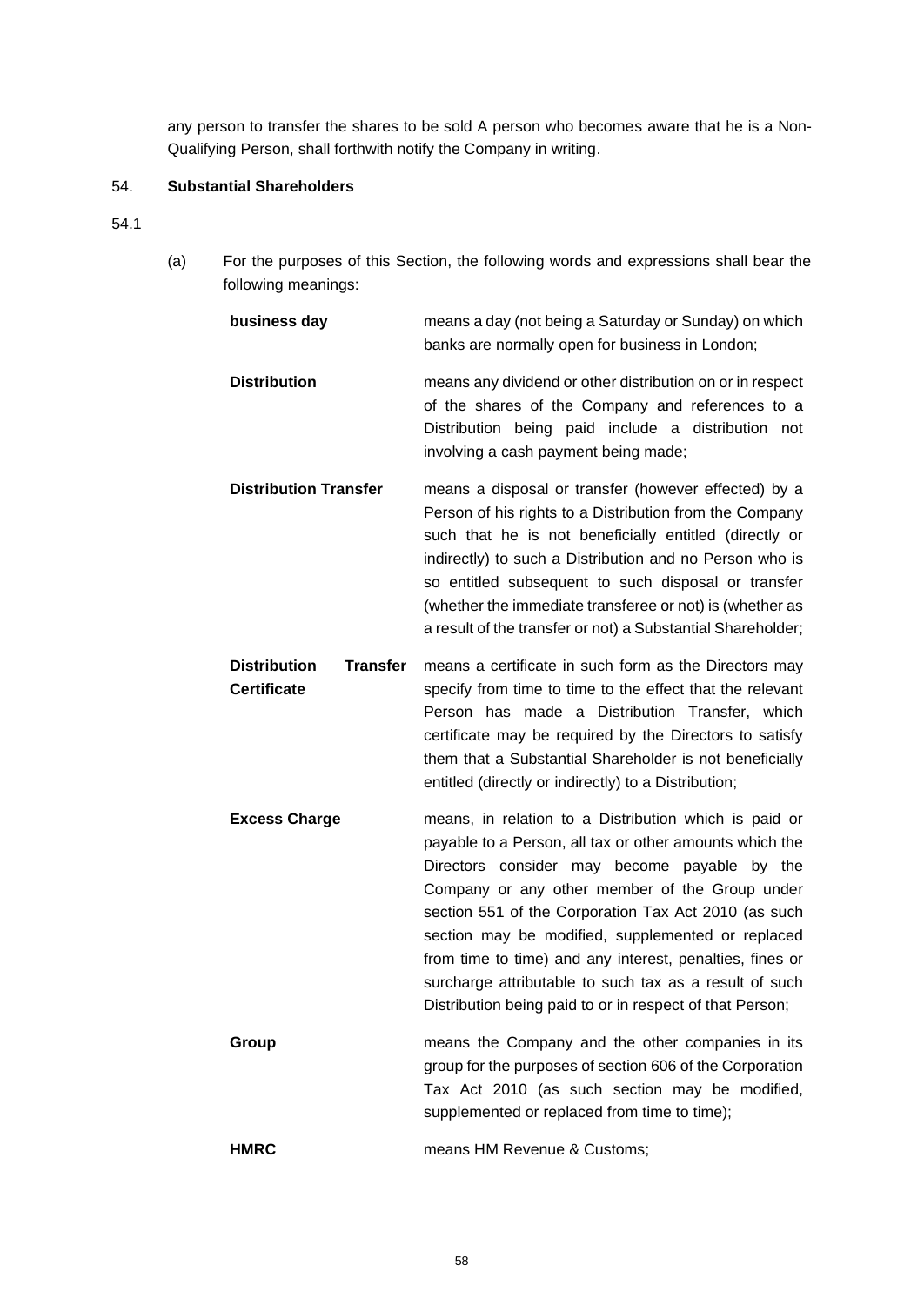any person to transfer the shares to be sold A person who becomes aware that he is a Non-Qualifying Person, shall forthwith notify the Company in writing.

54. **Substantial Shareholders**

54.1

(a) For the purposes of this Section, the following words and expressions shall bear the following meanings:

| | |
|---|---|
| **business day** | means a day (not being a Saturday or Sunday) on which banks are normally open for business in London; |
| **Distribution** | means any dividend or other distribution on or in respect of the shares of the Company and references to a Distribution being paid include a distribution not involving a cash payment being made; |
| **Distribution Transfer** | means a disposal or transfer (however effected) by a Person of his rights to a Distribution from the Company such that he is not beneficially entitled (directly or indirectly) to such a Distribution and no Person who is so entitled subsequent to such disposal or transfer (whether the immediate transferee or not) is (whether as a result of the transfer or not) a Substantial Shareholder; |
| **Distribution Transfer Certificate** | means a certificate in such form as the Directors may specify from time to time to the effect that the relevant Person has made a Distribution Transfer, which certificate may be required by the Directors to satisfy them that a Substantial Shareholder is not beneficially entitled (directly or indirectly) to a Distribution; |
| **Excess Charge** | means, in relation to a Distribution which is paid or payable to a Person, all tax or other amounts which the Directors consider may become payable by the Company or any other member of the Group under section 551 of the Corporation Tax Act 2010 (as such section may be modified, supplemented or replaced from time to time) and any interest, penalties, fines or surcharge attributable to such tax as a result of such Distribution being paid to or in respect of that Person; |
| **Group** | means the Company and the other companies in its group for the purposes of section 606 of the Corporation Tax Act 2010 (as such section may be modified, supplemented or replaced from time to time); |
| **HMRC** | means HM Revenue & Customs; |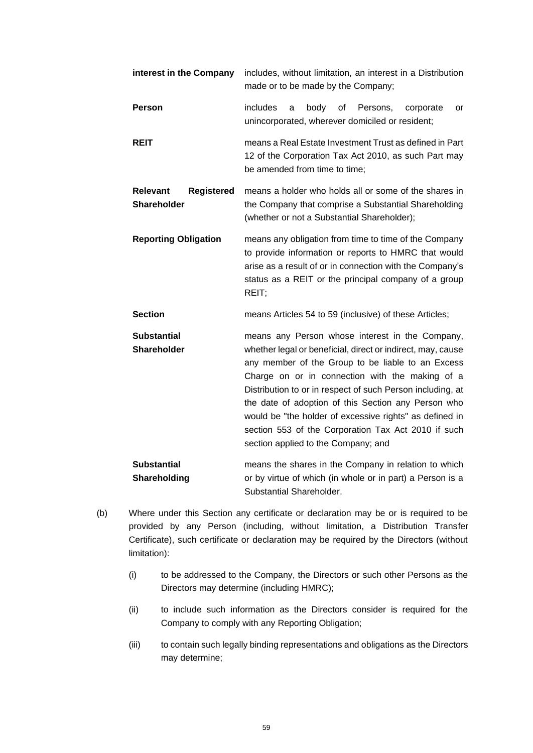| | |
|---|---|
| **interest in the Company** | includes, without limitation, an interest in a Distribution made or to be made by the Company; |
| **Person** | includes a body of Persons, corporate or unincorporated, wherever domiciled or resident; |
| **REIT** | means a Real Estate Investment Trust as defined in Part 12 of the Corporation Tax Act 2010, as such Part may be amended from time to time; |
| **Relevant Registered Shareholder** | means a holder who holds all or some of the shares in the Company that comprise a Substantial Shareholding (whether or not a Substantial Shareholder); |
| **Reporting Obligation** | means any obligation from time to time of the Company to provide information or reports to HMRC that would arise as a result of or in connection with the Company's status as a REIT or the principal company of a group REIT; |
| **Section** | means Articles 54 to 59 (inclusive) of these Articles; |
| **Substantial Shareholder** | means any Person whose interest in the Company, whether legal or beneficial, direct or indirect, may cause any member of the Group to be liable to an Excess Charge on or in connection with the making of a Distribution to or in respect of such Person including, at the date of adoption of this Section any Person who would be "the holder of excessive rights" as defined in section 553 of the Corporation Tax Act 2010 if such section applied to the Company; and |
| **Substantial Shareholding** | means the shares in the Company in relation to which or by virtue of which (in whole or in part) a Person is a Substantial Shareholder. |

(b) Where under this Section any certificate or declaration may be or is required to be provided by any Person (including, without limitation, a Distribution Transfer Certificate), such certificate or declaration may be required by the Directors (without limitation):

(i) to be addressed to the Company, the Directors or such other Persons as the Directors may determine (including HMRC);

(ii) to include such information as the Directors consider is required for the Company to comply with any Reporting Obligation;

(iii) to contain such legally binding representations and obligations as the Directors may determine;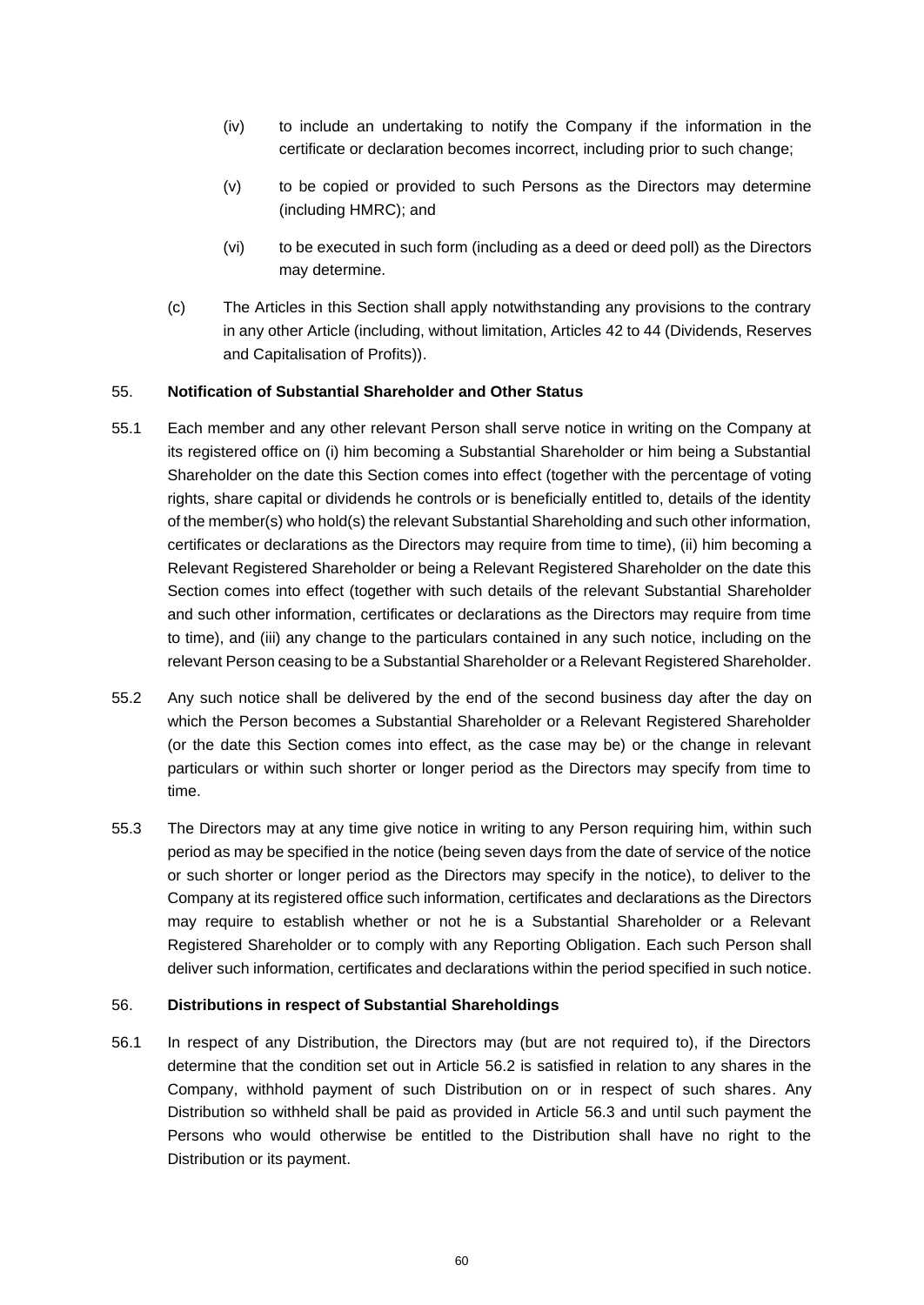(iv) to include an undertaking to notify the Company if the information in the certificate or declaration becomes incorrect, including prior to such change;

(v) to be copied or provided to such Persons as the Directors may determine (including HMRC); and

(vi) to be executed in such form (including as a deed or deed poll) as the Directors may determine.

(c) The Articles in this Section shall apply notwithstanding any provisions to the contrary in any other Article (including, without limitation, Articles 42 to 44 (Dividends, Reserves and Capitalisation of Profits)).

## 55. Notification of Substantial Shareholder and Other Status

55.1 Each member and any other relevant Person shall serve notice in writing on the Company at its registered office on (i) him becoming a Substantial Shareholder or him being a Substantial Shareholder on the date this Section comes into effect (together with the percentage of voting rights, share capital or dividends he controls or is beneficially entitled to, details of the identity of the member(s) who hold(s) the relevant Substantial Shareholding and such other information, certificates or declarations as the Directors may require from time to time), (ii) him becoming a Relevant Registered Shareholder or being a Relevant Registered Shareholder on the date this Section comes into effect (together with such details of the relevant Substantial Shareholder and such other information, certificates or declarations as the Directors may require from time to time), and (iii) any change to the particulars contained in any such notice, including on the relevant Person ceasing to be a Substantial Shareholder or a Relevant Registered Shareholder.

55.2 Any such notice shall be delivered by the end of the second business day after the day on which the Person becomes a Substantial Shareholder or a Relevant Registered Shareholder (or the date this Section comes into effect, as the case may be) or the change in relevant particulars or within such shorter or longer period as the Directors may specify from time to time.

55.3 The Directors may at any time give notice in writing to any Person requiring him, within such period as may be specified in the notice (being seven days from the date of service of the notice or such shorter or longer period as the Directors may specify in the notice), to deliver to the Company at its registered office such information, certificates and declarations as the Directors may require to establish whether or not he is a Substantial Shareholder or a Relevant Registered Shareholder or to comply with any Reporting Obligation. Each such Person shall deliver such information, certificates and declarations within the period specified in such notice.

## 56. Distributions in respect of Substantial Shareholdings

56.1 In respect of any Distribution, the Directors may (but are not required to), if the Directors determine that the condition set out in Article 56.2 is satisfied in relation to any shares in the Company, withhold payment of such Distribution on or in respect of such shares. Any Distribution so withheld shall be paid as provided in Article 56.3 and until such payment the Persons who would otherwise be entitled to the Distribution shall have no right to the Distribution or its payment.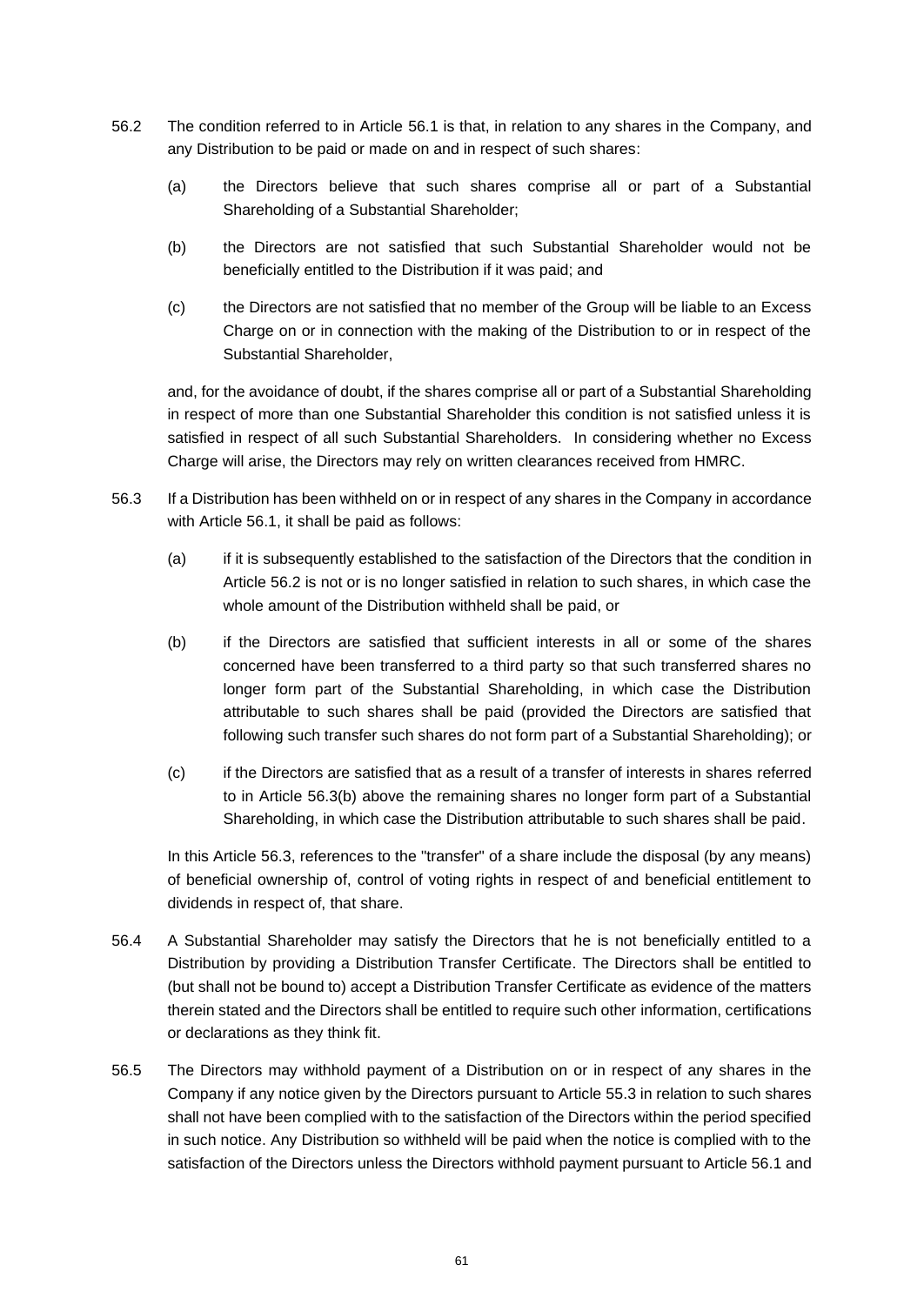56.2 The condition referred to in Article 56.1 is that, in relation to any shares in the Company, and any Distribution to be paid or made on and in respect of such shares:

(a) the Directors believe that such shares comprise all or part of a Substantial Shareholding of a Substantial Shareholder;

(b) the Directors are not satisfied that such Substantial Shareholder would not be beneficially entitled to the Distribution if it was paid; and

(c) the Directors are not satisfied that no member of the Group will be liable to an Excess Charge on or in connection with the making of the Distribution to or in respect of the Substantial Shareholder,

and, for the avoidance of doubt, if the shares comprise all or part of a Substantial Shareholding in respect of more than one Substantial Shareholder this condition is not satisfied unless it is satisfied in respect of all such Substantial Shareholders. In considering whether no Excess Charge will arise, the Directors may rely on written clearances received from HMRC.

56.3 If a Distribution has been withheld on or in respect of any shares in the Company in accordance with Article 56.1, it shall be paid as follows:

(a) if it is subsequently established to the satisfaction of the Directors that the condition in Article 56.2 is not or is no longer satisfied in relation to such shares, in which case the whole amount of the Distribution withheld shall be paid, or

(b) if the Directors are satisfied that sufficient interests in all or some of the shares concerned have been transferred to a third party so that such transferred shares no longer form part of the Substantial Shareholding, in which case the Distribution attributable to such shares shall be paid (provided the Directors are satisfied that following such transfer such shares do not form part of a Substantial Shareholding); or

(c) if the Directors are satisfied that as a result of a transfer of interests in shares referred to in Article 56.3(b) above the remaining shares no longer form part of a Substantial Shareholding, in which case the Distribution attributable to such shares shall be paid.

In this Article 56.3, references to the "transfer" of a share include the disposal (by any means) of beneficial ownership of, control of voting rights in respect of and beneficial entitlement to dividends in respect of, that share.

56.4 A Substantial Shareholder may satisfy the Directors that he is not beneficially entitled to a Distribution by providing a Distribution Transfer Certificate. The Directors shall be entitled to (but shall not be bound to) accept a Distribution Transfer Certificate as evidence of the matters therein stated and the Directors shall be entitled to require such other information, certifications or declarations as they think fit.

56.5 The Directors may withhold payment of a Distribution on or in respect of any shares in the Company if any notice given by the Directors pursuant to Article 55.3 in relation to such shares shall not have been complied with to the satisfaction of the Directors within the period specified in such notice. Any Distribution so withheld will be paid when the notice is complied with to the satisfaction of the Directors unless the Directors withhold payment pursuant to Article 56.1 and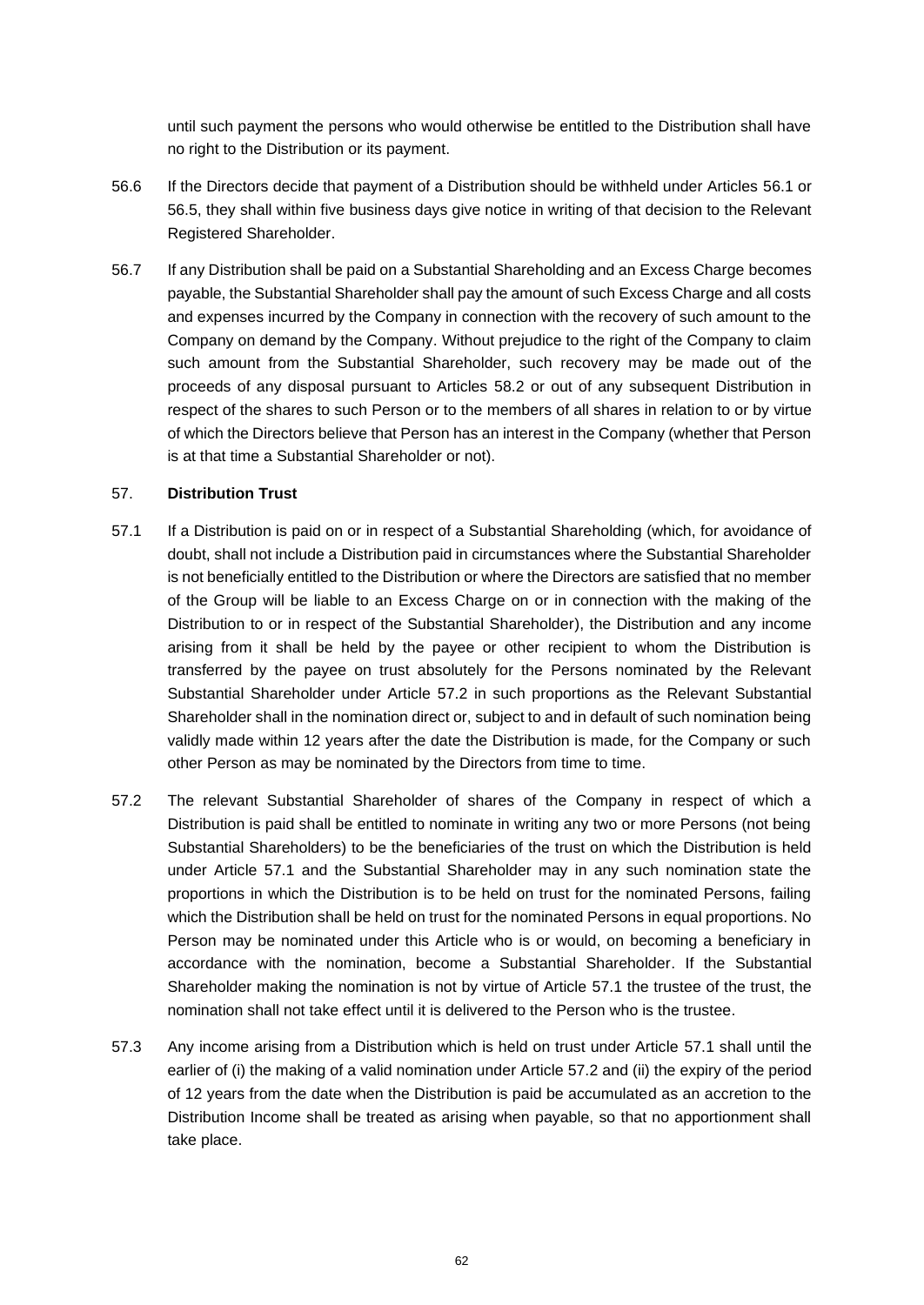until such payment the persons who would otherwise be entitled to the Distribution shall have no right to the Distribution or its payment.

56.6 If the Directors decide that payment of a Distribution should be withheld under Articles 56.1 or 56.5, they shall within five business days give notice in writing of that decision to the Relevant Registered Shareholder.

56.7 If any Distribution shall be paid on a Substantial Shareholding and an Excess Charge becomes payable, the Substantial Shareholder shall pay the amount of such Excess Charge and all costs and expenses incurred by the Company in connection with the recovery of such amount to the Company on demand by the Company. Without prejudice to the right of the Company to claim such amount from the Substantial Shareholder, such recovery may be made out of the proceeds of any disposal pursuant to Articles 58.2 or out of any subsequent Distribution in respect of the shares to such Person or to the members of all shares in relation to or by virtue of which the Directors believe that Person has an interest in the Company (whether that Person is at that time a Substantial Shareholder or not).

57. **Distribution Trust**

57.1 If a Distribution is paid on or in respect of a Substantial Shareholding (which, for avoidance of doubt, shall not include a Distribution paid in circumstances where the Substantial Shareholder is not beneficially entitled to the Distribution or where the Directors are satisfied that no member of the Group will be liable to an Excess Charge on or in connection with the making of the Distribution to or in respect of the Substantial Shareholder), the Distribution and any income arising from it shall be held by the payee or other recipient to whom the Distribution is transferred by the payee on trust absolutely for the Persons nominated by the Relevant Substantial Shareholder under Article 57.2 in such proportions as the Relevant Substantial Shareholder shall in the nomination direct or, subject to and in default of such nomination being validly made within 12 years after the date the Distribution is made, for the Company or such other Person as may be nominated by the Directors from time to time.

57.2 The relevant Substantial Shareholder of shares of the Company in respect of which a Distribution is paid shall be entitled to nominate in writing any two or more Persons (not being Substantial Shareholders) to be the beneficiaries of the trust on which the Distribution is held under Article 57.1 and the Substantial Shareholder may in any such nomination state the proportions in which the Distribution is to be held on trust for the nominated Persons, failing which the Distribution shall be held on trust for the nominated Persons in equal proportions. No Person may be nominated under this Article who is or would, on becoming a beneficiary in accordance with the nomination, become a Substantial Shareholder. If the Substantial Shareholder making the nomination is not by virtue of Article 57.1 the trustee of the trust, the nomination shall not take effect until it is delivered to the Person who is the trustee.

57.3 Any income arising from a Distribution which is held on trust under Article 57.1 shall until the earlier of (i) the making of a valid nomination under Article 57.2 and (ii) the expiry of the period of 12 years from the date when the Distribution is paid be accumulated as an accretion to the Distribution Income shall be treated as arising when payable, so that no apportionment shall take place.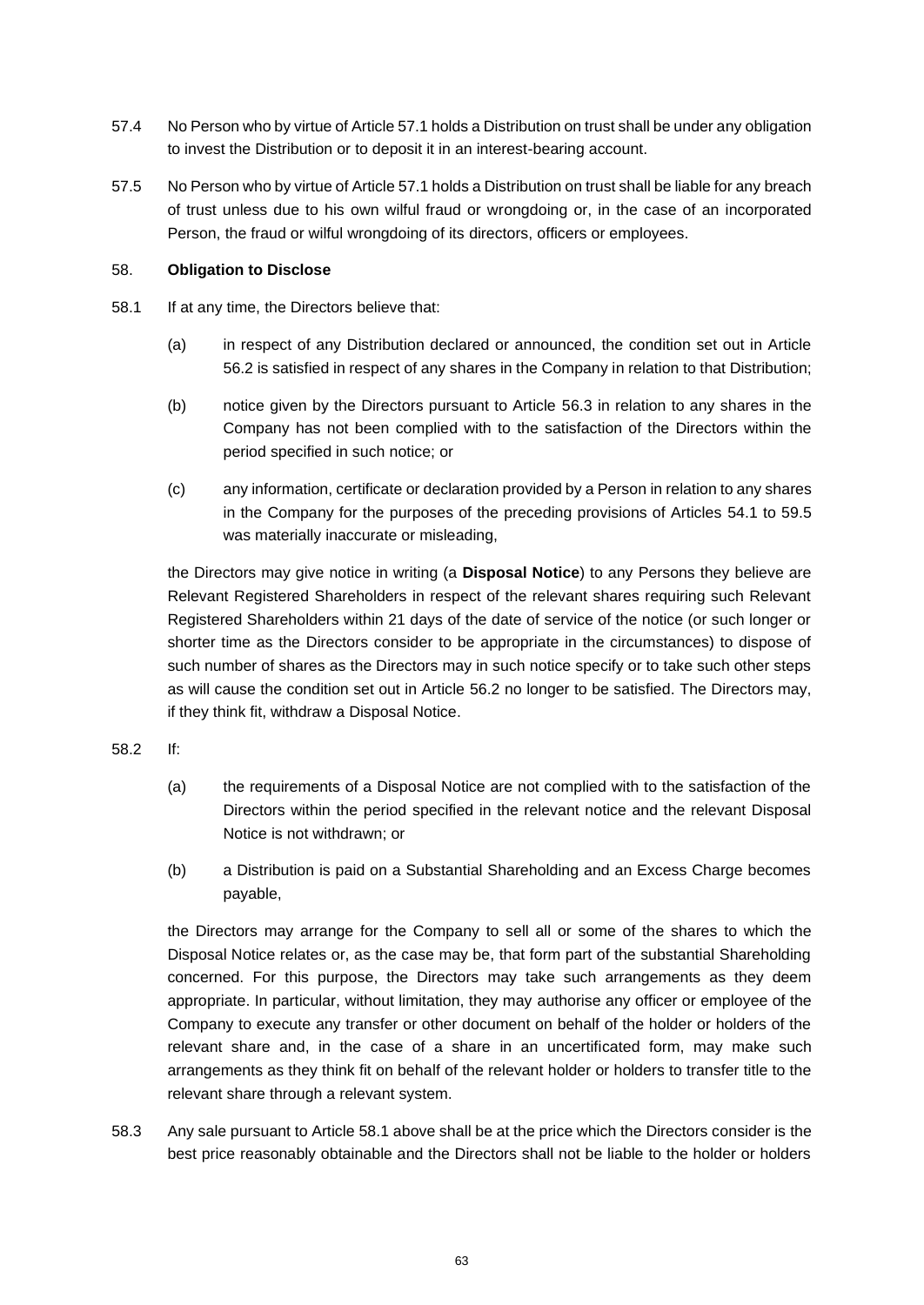57.4 No Person who by virtue of Article 57.1 holds a Distribution on trust shall be under any obligation to invest the Distribution or to deposit it in an interest-bearing account.

57.5 No Person who by virtue of Article 57.1 holds a Distribution on trust shall be liable for any breach of trust unless due to his own wilful fraud or wrongdoing or, in the case of an incorporated Person, the fraud or wilful wrongdoing of its directors, officers or employees.

58. **Obligation to Disclose**

58.1 If at any time, the Directors believe that:

(a) in respect of any Distribution declared or announced, the condition set out in Article 56.2 is satisfied in respect of any shares in the Company in relation to that Distribution;

(b) notice given by the Directors pursuant to Article 56.3 in relation to any shares in the Company has not been complied with to the satisfaction of the Directors within the period specified in such notice; or

(c) any information, certificate or declaration provided by a Person in relation to any shares in the Company for the purposes of the preceding provisions of Articles 54.1 to 59.5 was materially inaccurate or misleading,

the Directors may give notice in writing (a **Disposal Notice**) to any Persons they believe are Relevant Registered Shareholders in respect of the relevant shares requiring such Relevant Registered Shareholders within 21 days of the date of service of the notice (or such longer or shorter time as the Directors consider to be appropriate in the circumstances) to dispose of such number of shares as the Directors may in such notice specify or to take such other steps as will cause the condition set out in Article 56.2 no longer to be satisfied. The Directors may, if they think fit, withdraw a Disposal Notice.

58.2 If:

(a) the requirements of a Disposal Notice are not complied with to the satisfaction of the Directors within the period specified in the relevant notice and the relevant Disposal Notice is not withdrawn; or

(b) a Distribution is paid on a Substantial Shareholding and an Excess Charge becomes payable,

the Directors may arrange for the Company to sell all or some of the shares to which the Disposal Notice relates or, as the case may be, that form part of the substantial Shareholding concerned. For this purpose, the Directors may take such arrangements as they deem appropriate. In particular, without limitation, they may authorise any officer or employee of the Company to execute any transfer or other document on behalf of the holder or holders of the relevant share and, in the case of a share in an uncertificated form, may make such arrangements as they think fit on behalf of the relevant holder or holders to transfer title to the relevant share through a relevant system.

58.3 Any sale pursuant to Article 58.1 above shall be at the price which the Directors consider is the best price reasonably obtainable and the Directors shall not be liable to the holder or holders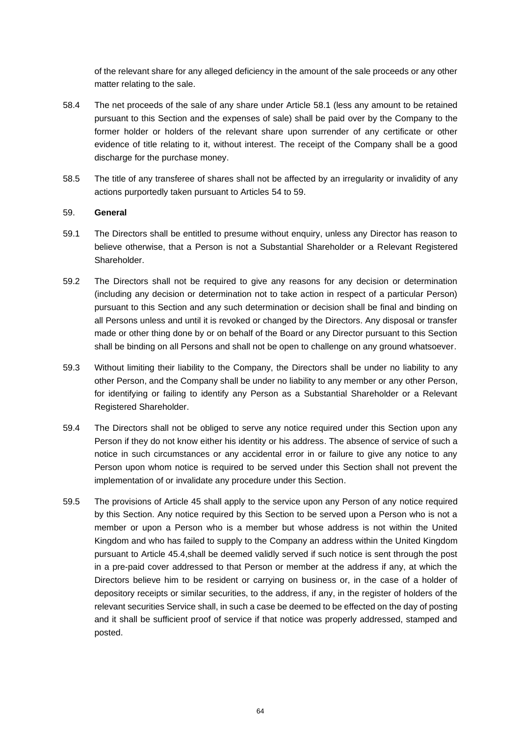of the relevant share for any alleged deficiency in the amount of the sale proceeds or any other matter relating to the sale.

58.4 The net proceeds of the sale of any share under Article 58.1 (less any amount to be retained pursuant to this Section and the expenses of sale) shall be paid over by the Company to the former holder or holders of the relevant share upon surrender of any certificate or other evidence of title relating to it, without interest. The receipt of the Company shall be a good discharge for the purchase money.

58.5 The title of any transferee of shares shall not be affected by an irregularity or invalidity of any actions purportedly taken pursuant to Articles 54 to 59.

59. **General**

59.1 The Directors shall be entitled to presume without enquiry, unless any Director has reason to believe otherwise, that a Person is not a Substantial Shareholder or a Relevant Registered Shareholder.

59.2 The Directors shall not be required to give any reasons for any decision or determination (including any decision or determination not to take action in respect of a particular Person) pursuant to this Section and any such determination or decision shall be final and binding on all Persons unless and until it is revoked or changed by the Directors. Any disposal or transfer made or other thing done by or on behalf of the Board or any Director pursuant to this Section shall be binding on all Persons and shall not be open to challenge on any ground whatsoever.

59.3 Without limiting their liability to the Company, the Directors shall be under no liability to any other Person, and the Company shall be under no liability to any member or any other Person, for identifying or failing to identify any Person as a Substantial Shareholder or a Relevant Registered Shareholder.

59.4 The Directors shall not be obliged to serve any notice required under this Section upon any Person if they do not know either his identity or his address. The absence of service of such a notice in such circumstances or any accidental error in or failure to give any notice to any Person upon whom notice is required to be served under this Section shall not prevent the implementation of or invalidate any procedure under this Section.

59.5 The provisions of Article 45 shall apply to the service upon any Person of any notice required by this Section. Any notice required by this Section to be served upon a Person who is not a member or upon a Person who is a member but whose address is not within the United Kingdom and who has failed to supply to the Company an address within the United Kingdom pursuant to Article 45.4,shall be deemed validly served if such notice is sent through the post in a pre-paid cover addressed to that Person or member at the address if any, at which the Directors believe him to be resident or carrying on business or, in the case of a holder of depository receipts or similar securities, to the address, if any, in the register of holders of the relevant securities Service shall, in such a case be deemed to be effected on the day of posting and it shall be sufficient proof of service if that notice was properly addressed, stamped and posted.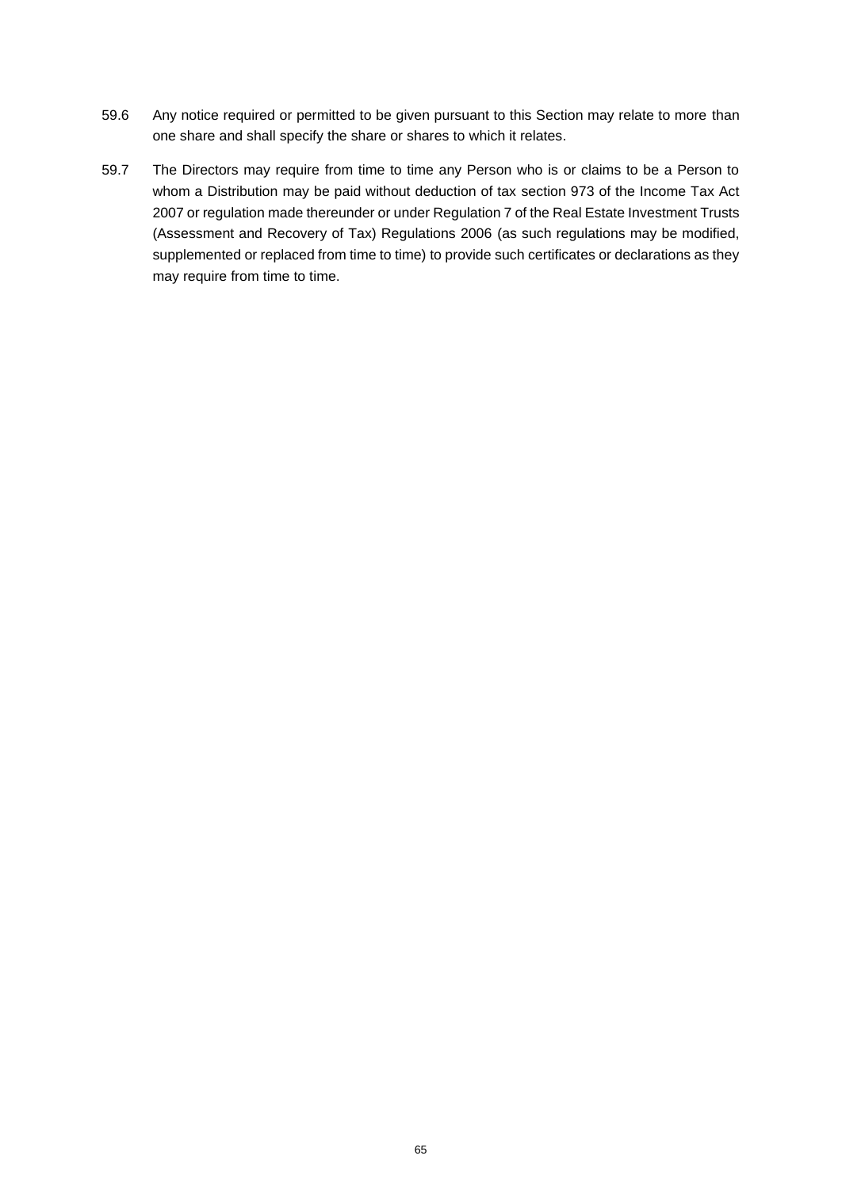59.6 Any notice required or permitted to be given pursuant to this Section may relate to more than one share and shall specify the share or shares to which it relates.

59.7 The Directors may require from time to time any Person who is or claims to be a Person to whom a Distribution may be paid without deduction of tax section 973 of the Income Tax Act 2007 or regulation made thereunder or under Regulation 7 of the Real Estate Investment Trusts (Assessment and Recovery of Tax) Regulations 2006 (as such regulations may be modified, supplemented or replaced from time to time) to provide such certificates or declarations as they may require from time to time.